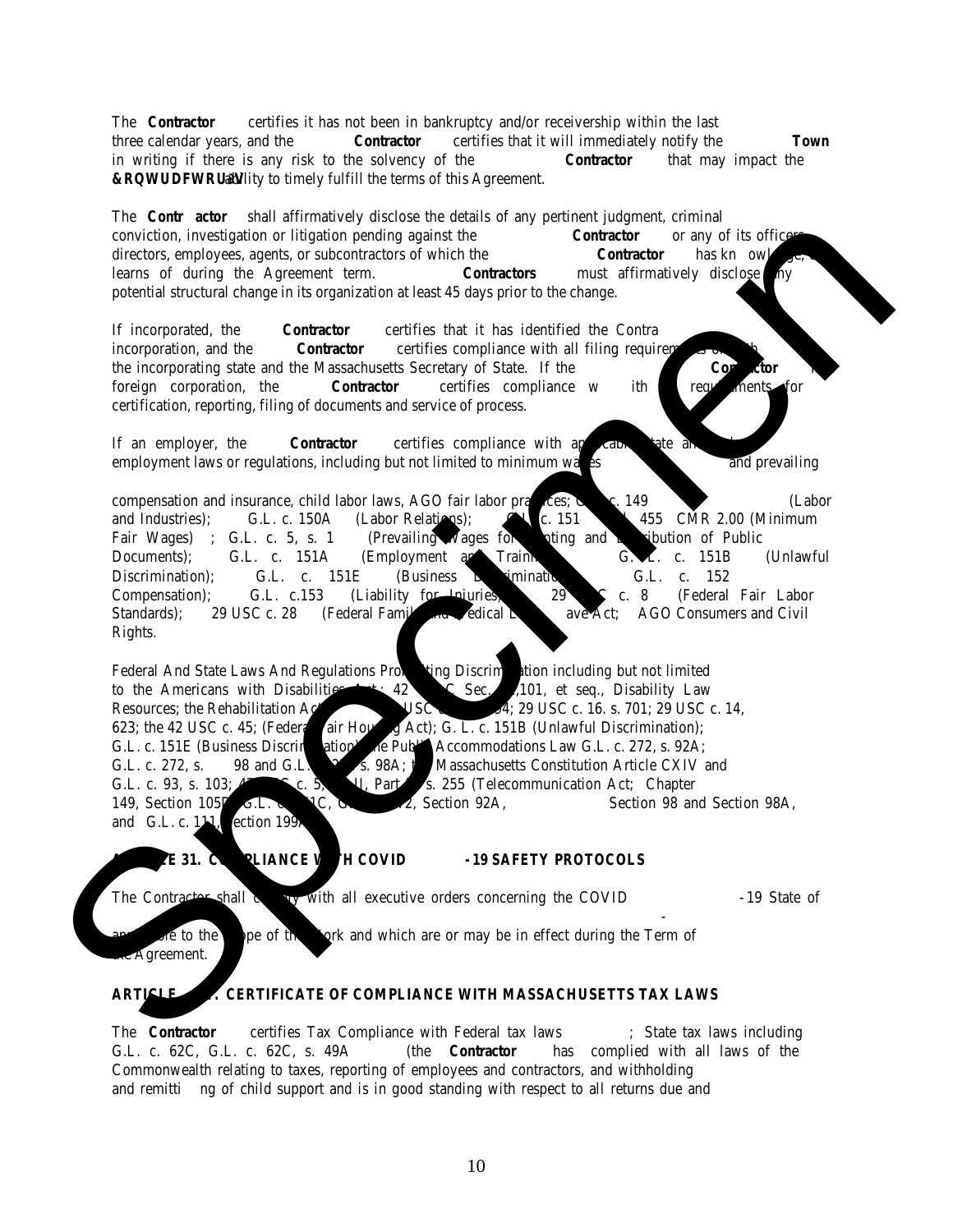The **Contractor** certifies it has not been in bankruptcy and/or receivership within the last three calendar years, and the **Contractor** certifies that it will immediately notify the **Town** in writing if there is any risk to the solvency of the **Contractor** that may impact the **&RQWUDFWRU¶V** ability to timely fulfill the terms of this Agreement.

The **Contr actor** shall affirmatively disclose the details of any pertinent judgment, criminal conviction, investigation or litigation pending against the **Contractor** or any of its officers, directors, employees, agents, or subcontractors of which the **Contractor** has kn owledge, or learns of during the Agreement term. **Contractors** must affirmatively disclose any potential structural change in its organization at least 45 days prior to the change.

If incorporated, the **Contractor** certifies that it has identified the Contra incorporation, and the **Contractor** certifies compliance with all filing requirements of both the incorporating state and the Massachusetts Secretary of State. If the **Contractor** is a foreign corporation, the **Contractor** certifies compliance w ith requirements for certification, reporting, filing of documents and service of process.

If an employer, the **Contractor** certifies compliance with applicable state and employment laws or regulations, including but not limited to minimum wages and prevailing

compensation and insurance, child labor laws, AGO fair labor practices; G.L. c. 149 (Labor and Industries); G.L. c. 150A (Labor Relations); G.L. c. 151 455 CMR 2.00 (Minimum Fair Wages) ; G.L. c. 5, s. 1 (Prevailing Wages for Printing and Distribution of Public Documents); G.L. c. 151A (Employment and Training); G.L. c. 151B (Unlawful Discrimination); G.L. c. 151E (Business Discrimination); G.L. c. 152 Compensation); G.L. c.153 (Liability for Injuries); 29 USC c. 8 (Federal Fair Labor Standards); 29 USC c. 28 (Federal Family and Medical Leave Act; AGO Consumers and Civil Rights.

Federal And State Laws And Regulations Prohibiting Discrimination including but not limited to the Americans with Disabilities Act; 42 USC Sec. 12,101, et seq., Disability Law Resources; the Rehabilitation Act; USC c. 794; 29 USC c. 16. s. 701; 29 USC c. 14, 623; the 42 USC c. 45; (Federal Fair Housing Act); G. L. c. 151B (Unlawful Discrimination); G.L. c. 151E (Business Discrimination); the Public Accommodations Law G.L. c. 272, s. 92A; G.L. c. 272, s. 98 and G.L. c. 272, s. 98A; the Massachusetts Constitution Article CXIV and G.L. c. 93, s. 103; 47 USC c. 5, II, Part II, s. 255 (Telecommunication Act; Chapter 149, Section 105D, G.L. c. 151C, G.L. c. 272, Section 92A, Section 98 and Section 98A, and G.L. c. 111, Section 199A

## ARTICLE 31. COMPLIANCE WITH COVID -19 SAFETY PROTOCOLS

The Contractor shall comply with all executive orders concerning the COVID -19 State of - applicable to the scope of the work and which are or may be in effect during the Term of the Agreement.

## ARTICLE . CERTIFICATE OF COMPLIANCE WITH MASSACHUSETTS TAX LAWS

The **Contractor** certifies Tax Compliance with Federal tax laws ; State tax laws including G.L. c. 62C, G.L. c. 62C, s. 49A (the **Contractor** has complied with all laws of the Commonwealth relating to taxes, reporting of employees and contractors, and withholding and remitti ng of child support and is in good standing with respect to all returns due and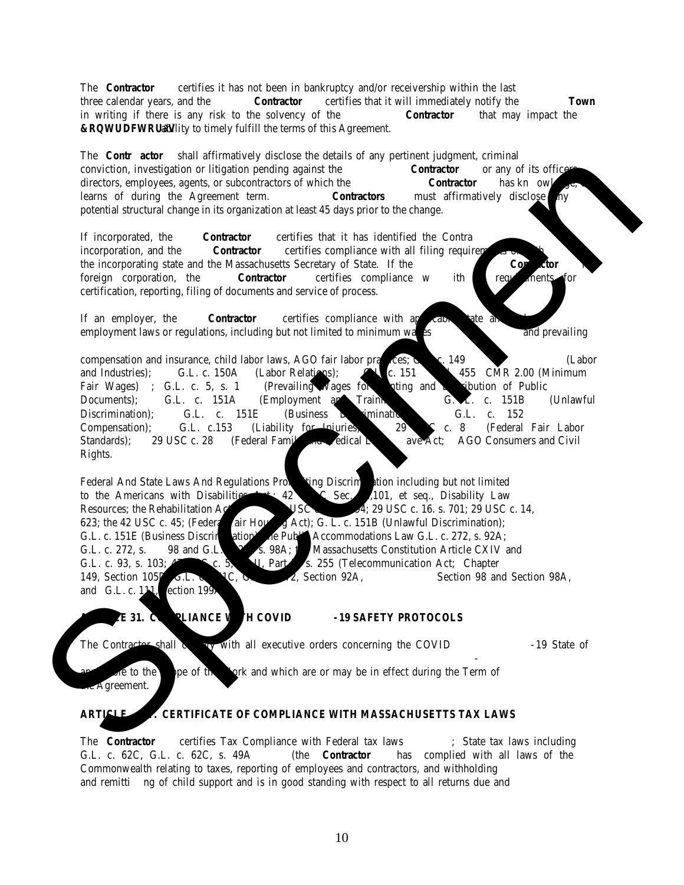The **Contractor** certifies it has not been in bankruptcy and/or receivership within the last three calendar years, and the **Contractor** certifies that it will immediately notify the **Town** in writing if there is any risk to the solvency of the **Contractor** that may impact the **Contractor's** ability to timely fulfill the terms of this Agreement.

The **Contr actor** shall affirmatively disclose the details of any pertinent judgment, criminal conviction, investigation or litigation pending against the **Contractor** or any of its officers, directors, employees, agents, or subcontractors of which the **Contractor** has kn owledge, or learns of during the Agreement term. **Contractors** must affirmatively disclose any potential structural change in its organization at least 45 days prior to the change.

If incorporated, the **Contractor** certifies that it has identified the Contra incorporation, and the **Contractor** certifies compliance with all filing requirements of both the incorporating state and the Massachusetts Secretary of State. If the **Contractor** foreign corporation, the **Contractor** certifies compliance w ith requirements for certification, reporting, filing of documents and service of process.

If an employer, the **Contractor** certifies compliance with applicable state and employment laws or regulations, including but not limited to minimum wages and prevailing

compensation and insurance, child labor laws, AGO fair labor practices; G.L. c. 149 (Labor and Industries); G.L. c. 150A (Labor Relations); G.L. c. 151 455 CMR 2.00 (Minimum Fair Wages) ; G.L. c. 5, s. 1 (Prevailing Wages for Printing and Distribution of Public Documents); G.L. c. 151A (Employment and Training); G.L. c. 151B (Unlawful Discrimination); G.L. c. 151E (Business Discrimination); G.L. c. 152 Compensation); G.L. c.153 (Liability for Injuries); 29 USC c. 8 (Federal Fair Labor Standards); 29 USC c. 28 (Federal Family and Medical Leave Act; AGO Consumers and Civil Rights.

Federal And State Laws And Regulations Prohibiting Discrimination including but not limited to the Americans with Disabilities Act; 42 USC Sec. 12,101, et seq., Disability Law Resources; the Rehabilitation Act USC c. 794; 29 USC c. 16. s. 701; 29 USC c. 14, 623; the 42 USC c. 45; (Federal Fair Housing Act); G. L. c. 151B (Unlawful Discrimination); G.L. c. 151E (Business Discrimination); the Public Accommodations Law G.L. c. 272, s. 92A; G.L. c. 272, s. 98 and G.L. c. 272, s. 98A; the Massachusetts Constitution Article CXIV and G.L. c. 93, s. 103; 47 USC c. 5, III, Part II, s. 255 (Telecommunication Act; Chapter 149, Section 105D, G.L. c. 151C, G.L. c. 272, Section 92A, Section 98 and Section 98A, and G.L. c. 111, Section 199A

## ARTICLE 31. COMPLIANCE WITH COVID -19 SAFETY PROTOCOLS

The Contractor shall comply with all executive orders concerning the COVID -19 State of applicable to the scope of the work and which are or may be in effect during the Term of the Agreement.

## ARTICLE . CERTIFICATE OF COMPLIANCE WITH MASSACHUSETTS TAX LAWS

The **Contractor** certifies Tax Compliance with Federal tax laws ; State tax laws including G.L. c. 62C, G.L. c. 62C, s. 49A (the **Contractor** has complied with all laws of the Commonwealth relating to taxes, reporting of employees and contractors, and withholding and remitti ng of child support and is in good standing with respect to all returns due and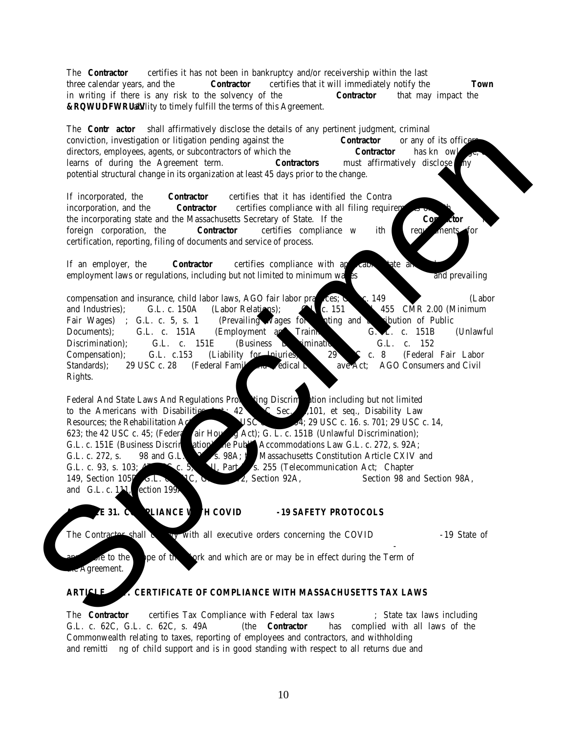The **Contractor** certifies it has not been in bankruptcy and/or receivership within the last three calendar years, and the **Contractor** certifies that it will immediately notify the **Town** in writing if there is any risk to the solvency of the **Contractor** that may impact the **&RQWUDFWRU'V** ability to timely fulfill the terms of this Agreement.

The **Contr actor** shall affirmatively disclose the details of any pertinent judgment, criminal conviction, investigation or litigation pending against the **Contractor** or any of its officers, directors, employees, agents, or subcontractors of which the **Contractor** has kn owledge, or learns of during the Agreement term. **Contractors** must affirmatively disclose any potential structural change in its organization at least 45 days prior to the change.

If incorporated, the **Contractor** certifies that it has identified the Contra incorporation, and the **Contractor** certifies compliance with all filing requirements of both the incorporating state and the Massachusetts Secretary of State. If the **Contractor** foreign corporation, the **Contractor** certifies compliance w ith requirements for certification, reporting, filing of documents and service of process.

If an employer, the **Contractor** certifies compliance with applicable state and employment laws or regulations, including but not limited to minimum wages and prevailing

compensation and insurance, child labor laws, AGO fair labor practices; G.L. c. 149 (Labor and Industries); G.L. c. 150A (Labor Relations); G.L. c. 151 455 CMR 2.00 (Minimum Fair Wages) ; G.L. c. 5, s. 1 (Prevailing Wages for Printing and Distribution of Public Documents); G.L. c. 151A (Employment and Training); G.L. c. 151B (Unlawful Discrimination); G.L. c. 151E (Business Discrimination); G.L. c. 152 Compensation); G.L. c.153 (Liability for Injuries); 29 USC c. 8 (Federal Fair Labor Standards); 29 USC c. 28 (Federal Family and Medical Leave Act; AGO Consumers and Civil Rights.

Federal And State Laws And Regulations Prohibiting Discrimination including but not limited to the Americans with Disabilities Act; 42 USC Sec. 12,101, et seq., Disability Law Resources; the Rehabilitation Act USC 794; 29 USC c. 16. s. 701; 29 USC c. 14, 623; the 42 USC c. 45; (Federal Fair Housing Act); G. L. c. 151B (Unlawful Discrimination); G.L. c. 151E (Business Discrimination); the Public Accommodations Law G.L. c. 272, s. 92A; G.L. c. 272, s. 98 and G.L. c. 272, s. 98A; the Massachusetts Constitution Article CXIV and G.L. c. 93, s. 103; 47 USC c. 5, II, Part s. 255 (Telecommunication Act; Chapter 149, Section 105D, G.L. c. 151C, G.L. c. 272, Section 92A, Section 98 and Section 98A, and G.L. c. 111, Section 199A

## ARTICLE 31. COMPLIANCE WITH COVID -19 SAFETY PROTOCOLS

The Contractor shall comply with all executive orders concerning the COVID -19 State of - applicable to the scope of the work and which are or may be in effect during the Term of the Agreement.

## ARTICLE . CERTIFICATE OF COMPLIANCE WITH MASSACHUSETTS TAX LAWS

The **Contractor** certifies Tax Compliance with Federal tax laws ; State tax laws including G.L. c. 62C, G.L. c. 62C, s. 49A (the **Contractor** has complied with all laws of the Commonwealth relating to taxes, reporting of employees and contractors, and withholding and remitti ng of child support and is in good standing with respect to all returns due and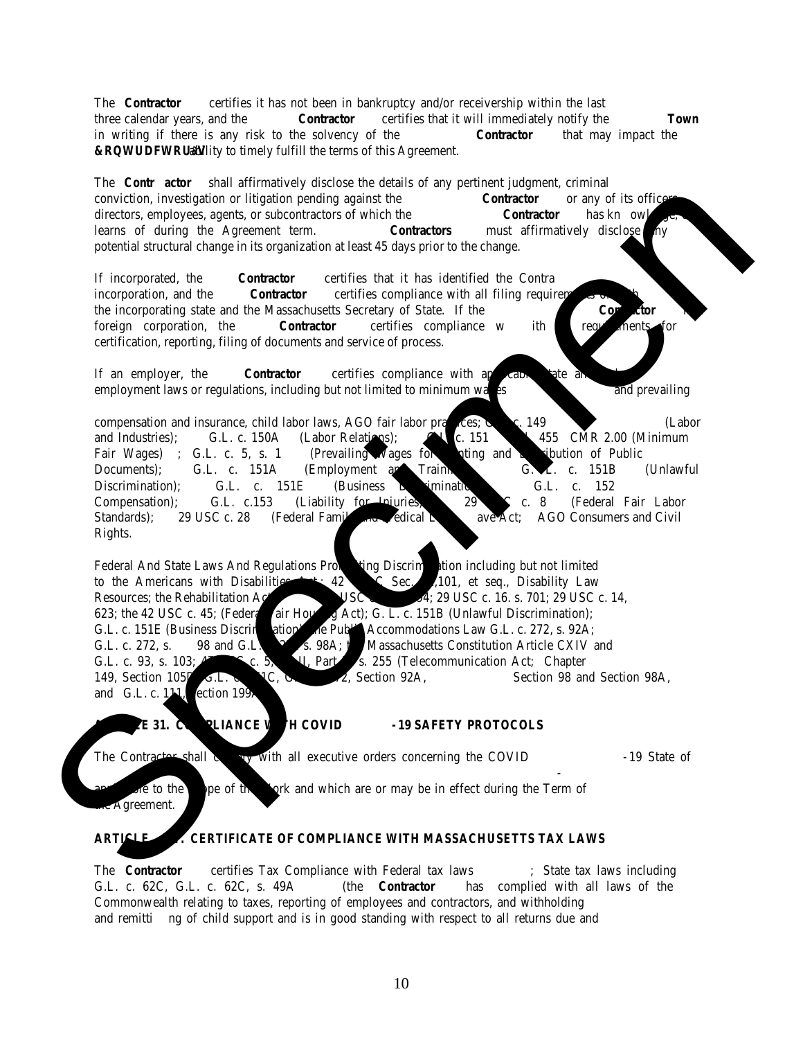The **Contractor** certifies it has not been in bankruptcy and/or receivership within the last three calendar years, and the **Contractor** certifies that it will immediately notify the **Town** in writing if there is any risk to the solvency of the **Contractor** that may impact the **&RQWUDFWRU¶V** ability to timely fulfill the terms of this Agreement.

The **Contr actor** shall affirmatively disclose the details of any pertinent judgment, criminal conviction, investigation or litigation pending against the **Contractor** or any of its officers, directors, employees, agents, or subcontractors of which the **Contractor** has kn owledge, or learns of during the Agreement term. **Contractors** must affirmatively disclose any potential structural change in its organization at least 45 days prior to the change.

If incorporated, the **Contractor** certifies that it has identified the Contra incorporation, and the **Contractor** certifies compliance with all filing requirements of both the incorporating state and the Massachusetts Secretary of State. If the **Contractor** foreign corporation, the **Contractor** certifies compliance w ith requirements for certification, reporting, filing of documents and service of process.

If an employer, the **Contractor** certifies compliance with applicable state an employment laws or regulations, including but not limited to minimum wages and prevailing

compensation and insurance, child labor laws, AGO fair labor practices; G. c. 149 (Labor and Industries); G.L. c. 150A (Labor Relations); G.L. c. 151 455 CMR 2.00 (Minimum Fair Wages) ; G.L. c. 5, s. 1 (Prevailing Wages for nting and Distribution of Public Documents); G.L. c. 151A (Employment and Traini G.L. c. 151B (Unlawful Discrimination); G.L. c. 151E (Business Discrimination G.L. c. 152 Compensation); G.L. c.153 (Liability for Injuries) 29 C c. 8 (Federal Fair Labor Standards); 29 USC c. 28 (Federal Family and Medical Leave Act; AGO Consumers and Civil Rights.

Federal And State Laws And Regulations Prohibiting Discrimination including but not limited to the Americans with Disabilities Act; 42 C Sec. 1,101, et seq., Disability Law Resources; the Rehabilitation Act USC 94; 29 USC c. 16. s. 701; 29 USC c. 14, 623; the 42 USC c. 45; (Federal Fair Housing Act); G. L. c. 151B (Unlawful Discrimination); G.L. c. 151E (Business Discrimination); the Public Accommodations Law G.L. c. 272, s. 92A; G.L. c. 272, s. 98 and G.L. s. 98A; the Massachusetts Constitution Article CXIV and G.L. c. 93, s. 103; 47 c. 5, II, Part s. 255 (Telecommunication Act; Chapter 149, Section 105D G.L. c. 1C, C 2, Section 92A, Section 98 and Section 98A, and G.L. c. 111, Section 199A

## ARTICLE 31. COMPLIANCE WITH COVID -19 SAFETY PROTOCOLS

The Contractor shall comply with all executive orders concerning the COVID -19 State of

applicable to the scope of the work and which are or may be in effect during the Term of the Agreement.

## ARTICLE . CERTIFICATE OF COMPLIANCE WITH MASSACHUSETTS TAX LAWS

The **Contractor** certifies Tax Compliance with Federal tax laws ; State tax laws including G.L. c. 62C, G.L. c. 62C, s. 49A (the **Contractor** has complied with all laws of the Commonwealth relating to taxes, reporting of employees and contractors, and withholding and remitti ng of child support and is in good standing with respect to all returns due and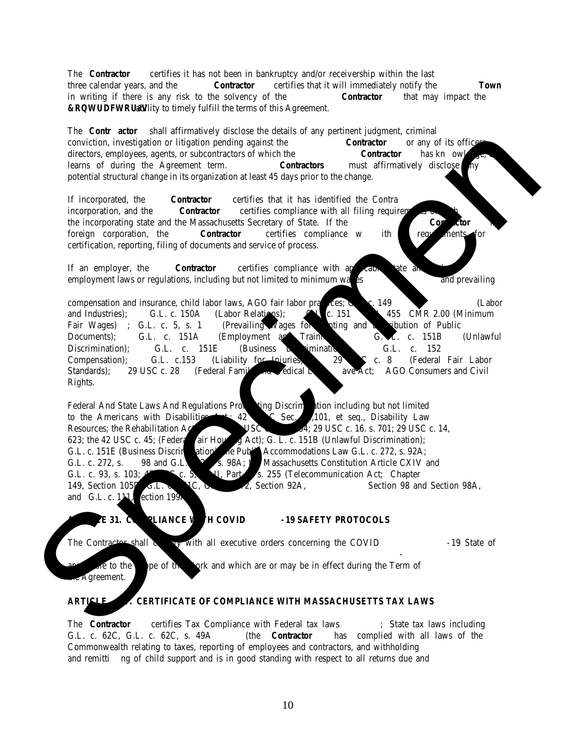The **Contractor** certifies it has not been in bankruptcy and/or receivership within the last three calendar years, and the **Contractor** certifies that it will immediately notify the **Town** in writing if there is any risk to the solvency of the **Contractor** that may impact the **&RQWUDFWRU's** ability to timely fulfill the terms of this Agreement.

The **Contr actor** shall affirmatively disclose the details of any pertinent judgment, criminal conviction, investigation or litigation pending against the **Contractor** or any of its officers, directors, employees, agents, or subcontractors of which the **Contractor** has kn owledge, or learns of during the Agreement term. **Contractors** must affirmatively disclose any potential structural change in its organization at least 45 days prior to the change.

If incorporated, the **Contractor** certifies that it has identified the Contra incorporation, and the **Contractor** certifies compliance with all filing requirements of both the incorporating state and the Massachusetts Secretary of State. If the **Contractor** is a foreign corporation, the **Contractor** certifies compliance w ith requirements for certification, reporting, filing of documents and service of process.

If an employer, the **Contractor** certifies compliance with applicable state and employment laws or regulations, including but not limited to minimum wages and prevailing

compensation and insurance, child labor laws, AGO fair labor practices; G.L. c. 149 (Labor and Industries); G.L. c. 150A (Labor Relations); G.L. c. 151 455 CMR 2.00 (Minimum Fair Wages) ; G.L. c. 5, s. 1 (Prevailing Wages for Printing and Distribution of Public Documents); G.L. c. 151A (Employment and Training); G.L. c. 151B (Unlawful Discrimination); G.L. c. 151E (Business Discrimination); G.L. c. 152 Compensation); G.L. c.153 (Liability for Injuries); 29 USC c. 8 (Federal Fair Labor Standards); 29 USC c. 28 (Federal Family and Medical Leave Act; AGO Consumers and Civil Rights.

Federal And State Laws And Regulations Prohibiting Discrimination including but not limited to the Americans with Disabilities Act; 42 USC Sec. 12,101, et seq., Disability Law Resources; the Rehabilitation Act 29 USC c. 794; 29 USC c. 16. s. 701; 29 USC c. 14, 623; the 42 USC c. 45; (Federal Fair Housing Act); G. L. c. 151B (Unlawful Discrimination); G.L. c. 151E (Business Discrimination); the Public Accommodations Law G.L. c. 272, s. 92A; G.L. c. 272, s. 98 and G.L. c. 272, s. 98A; the Massachusetts Constitution Article CXIV and G.L. c. 93, s. 103; 47 USC c. 5, sc. II, Part II, s. 255 (Telecommunication Act; Chapter 149, Section 105D, G.L. c. 151C, G.L. c. 272, Section 92A, Section 98 and Section 98A, and G.L. c. 111, Section 199A

## ARTICLE 31. COMPLIANCE WITH COVID -19 SAFETY PROTOCOLS

The Contractor shall comply with all executive orders concerning the COVID -19 State of - applicable to the scope of the work and which are or may be in effect during the Term of the Agreement.

## ARTICLE . CERTIFICATE OF COMPLIANCE WITH MASSACHUSETTS TAX LAWS

The **Contractor** certifies Tax Compliance with Federal tax laws ; State tax laws including G.L. c. 62C, G.L. c. 62C, s. 49A (the **Contractor** has complied with all laws of the Commonwealth relating to taxes, reporting of employees and contractors, and withholding and remitti ng of child support and is in good standing with respect to all returns due and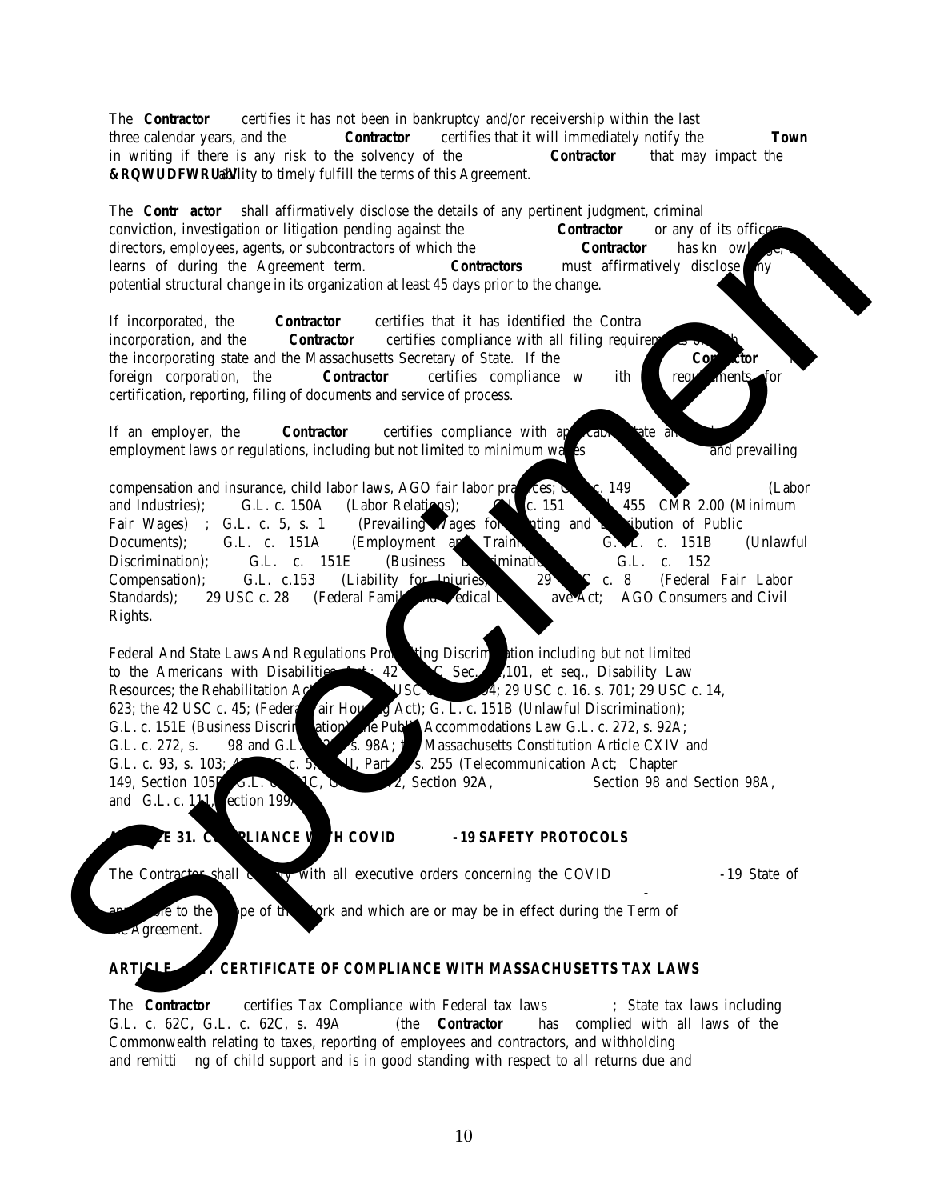The **Contractor** certifies it has not been in bankruptcy and/or receivership within the last three calendar years, and the **Contractor** certifies that it will immediately notify the **Town** in writing if there is any risk to the solvency of the **Contractor** that may impact the **&RQWUDFWRU's** ability to timely fulfill the terms of this Agreement.

The **Contr actor** shall affirmatively disclose the details of any pertinent judgment, criminal conviction, investigation or litigation pending against the **Contractor** or any of its officers, directors, employees, agents, or subcontractors of which the **Contractor** has kn owledge, or learns of during the Agreement term. **Contractors** must affirmatively disclose any potential structural change in its organization at least 45 days prior to the change.

If incorporated, the **Contractor** certifies that it has identified the Contra incorporation, and the **Contractor** certifies compliance with all filing requirements of both the incorporating state and the Massachusetts Secretary of State. If the **Contractor** foreign corporation, the **Contractor** certifies compliance w ith requirements for certification, reporting, filing of documents and service of process.

If an employer, the **Contractor** certifies compliance with applicable state and employment laws or regulations, including but not limited to minimum wages and prevailing

compensation and insurance, child labor laws, AGO fair labor practices; G.L. c. 149 (Labor and Industries); G.L. c. 150A (Labor Relations); G.L. c. 151 455 CMR 2.00 (Minimum Fair Wages) ; G.L. c. 5, s. 1 (Prevailing Wages for Printing and Distribution of Public Documents); G.L. c. 151A (Employment and Training); G.L. c. 151B (Unlawful Discrimination); G.L. c. 151E (Business Discrimination); G.L. c. 152 Compensation); G.L. c.153 (Liability for Injuries); 29 USC c. 8 (Federal Fair Labor Standards); 29 USC c. 28 (Federal Family and Medical Leave Act; AGO Consumers and Civil Rights.

Federal And State Laws And Regulations Prohibiting Discrimination including but not limited to the Americans with Disabilities Act; 42 USC Sec. 12,101, et seq., Disability Law Resources; the Rehabilitation Act USC 794; 29 USC c. 16. s. 701; 29 USC c. 14, 623; the 42 USC c. 45; (Federal Fair Housing Act); G. L. c. 151B (Unlawful Discrimination); G.L. c. 151E (Business Discrimination); the Public Accommodations Law G.L. c. 272, s. 92A; G.L. c. 272, s. 98 and G.L. c. 272, s. 98A; the Massachusetts Constitution Article CXIV and G.L. c. 93, s. 103; 47 USC c. 5, II, Part s. 255 (Telecommunication Act; Chapter 149, Section 105D, G.L. c. 151C, G.L. c. 272, Section 92A, Section 98 and Section 98A, and G.L. c. 111, Section 199A

## ARTICLE 31. COMPLIANCE WITH COVID -19 SAFETY PROTOCOLS

The Contractor shall comply with all executive orders concerning the COVID -19 State of applicable to the scope of the work and which are or may be in effect during the Term of the Agreement.

## ARTICLE . CERTIFICATE OF COMPLIANCE WITH MASSACHUSETTS TAX LAWS

The **Contractor** certifies Tax Compliance with Federal tax laws ; State tax laws including G.L. c. 62C, G.L. c. 62C, s. 49A (the **Contractor** has complied with all laws of the Commonwealth relating to taxes, reporting of employees and contractors, and withholding and remitti ng of child support and is in good standing with respect to all returns due and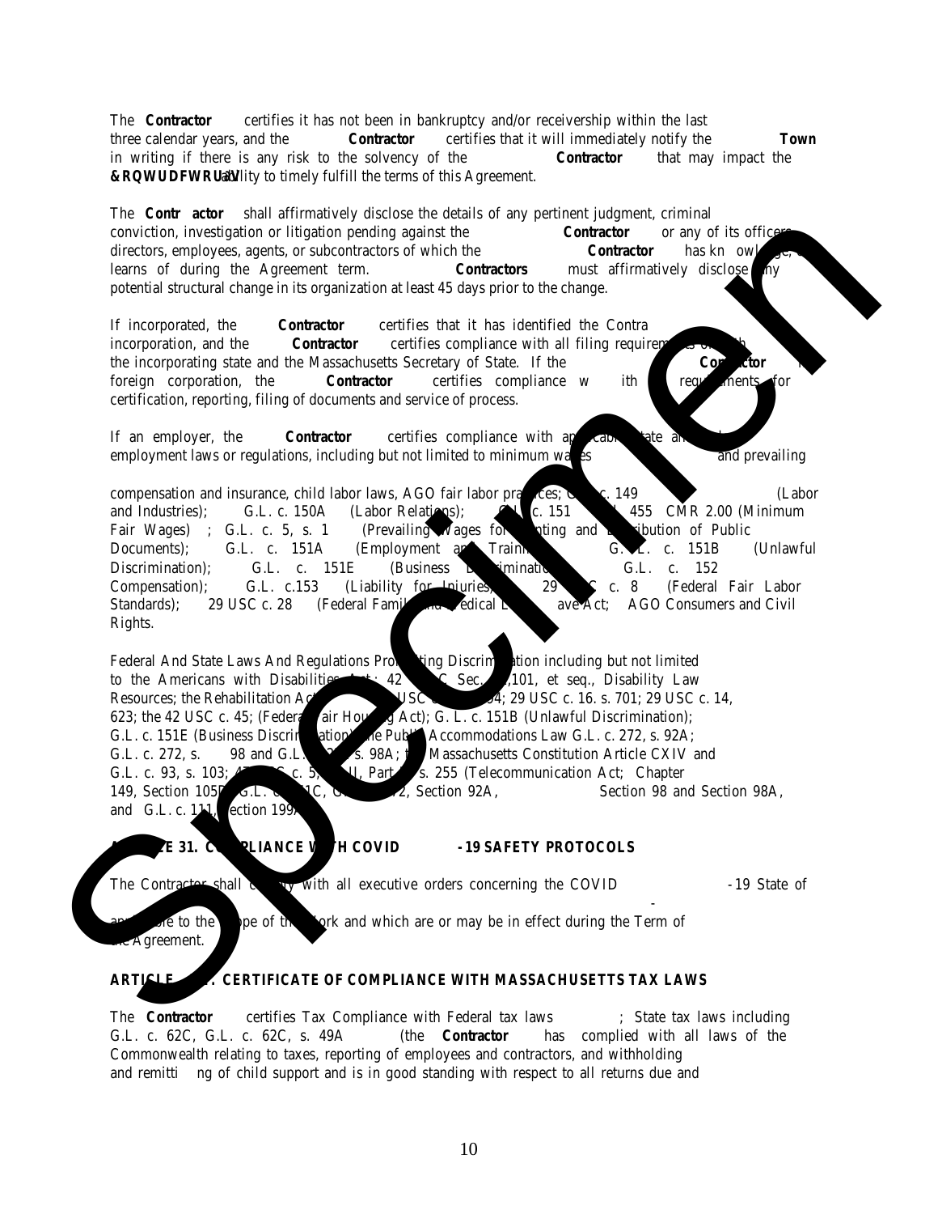The **Contractor** certifies it has not been in bankruptcy and/or receivership within the last three calendar years, and the **Contractor** certifies that it will immediately notify the **Town** in writing if there is any risk to the solvency of the **Contractor** that may impact the **&RQWUDFWRU¶V** ability to timely fulfill the terms of this Agreement.

The **Contr actor** shall affirmatively disclose the details of any pertinent judgment, criminal conviction, investigation or litigation pending against the **Contractor** or any of its officers, directors, employees, agents, or subcontractors of which the **Contractor** has kn owledge, or learns of during the Agreement term. **Contractors** must affirmatively disclose any potential structural change in its organization at least 45 days prior to the change.

If incorporated, the **Contractor** certifies that it has identified the Contra incorporation, and the **Contractor** certifies compliance with all filing requirements of both the incorporating state and the Massachusetts Secretary of State. If the **Contractor** foreign corporation, the **Contractor** certifies compliance w ith requirements for certification, reporting, filing of documents and service of process.

If an employer, the **Contractor** certifies compliance with applicable state and employment laws or regulations, including but not limited to minimum wages and prevailing

compensation and insurance, child labor laws, AGO fair labor practices; G.L. c. 149 (Labor and Industries); G.L. c. 150A (Labor Relations); G.L. c. 151 455 CMR 2.00 (Minimum Fair Wages) ; G.L. c. 5, s. 1 (Prevailing Wages for Printing and Distribution of Public Documents); G.L. c. 151A (Employment and Training); G.L. c. 151B (Unlawful Discrimination); G.L. c. 151E (Business Discrimination); G.L. c. 152 Compensation); G.L. c.153 (Liability for Injuries); 29 USC c. 8 (Federal Fair Labor Standards); 29 USC c. 28 (Federal Family and Medical Leave Act; AGO Consumers and Civil Rights.

Federal And State Laws And Regulations Prohibiting Discrimination including but not limited to the Americans with Disabilities Act; 42 USC Sec. 12,101, et seq., Disability Law Resources; the Rehabilitation Act USC 794; 29 USC c. 16. s. 701; 29 USC c. 14, 623; the 42 USC c. 45; (Federal Fair Housing Act); G. L. c. 151B (Unlawful Discrimination); G.L. c. 151E (Business Discrimination); the Public Accommodations Law G.L. c. 272, s. 92A; G.L. c. 272, s. 98 and G.L. c. 272, s. 98A; the Massachusetts Constitution Article CXIV and G.L. c. 93, s. 103; 47 USC c. 5, III, Part II, s. 255 (Telecommunication Act; Chapter 149, Section 105D, G.L. c. 151C, G.L. c. 272, Section 92A, Section 98 and Section 98A, and G.L. c. 111, Section 199A

## ARTICLE 31. COMPLIANCE WITH COVID -19 SAFETY PROTOCOLS

The Contractor shall comply with all executive orders concerning the COVID -19 State of

applicable to the scope of the work and which are or may be in effect during the Term of the Agreement.

## ARTICLE . CERTIFICATE OF COMPLIANCE WITH MASSACHUSETTS TAX LAWS

The **Contractor** certifies Tax Compliance with Federal tax laws ; State tax laws including G.L. c. 62C, G.L. c. 62C, s. 49A (the **Contractor** has complied with all laws of the Commonwealth relating to taxes, reporting of employees and contractors, and withholding and remitti ng of child support and is in good standing with respect to all returns due and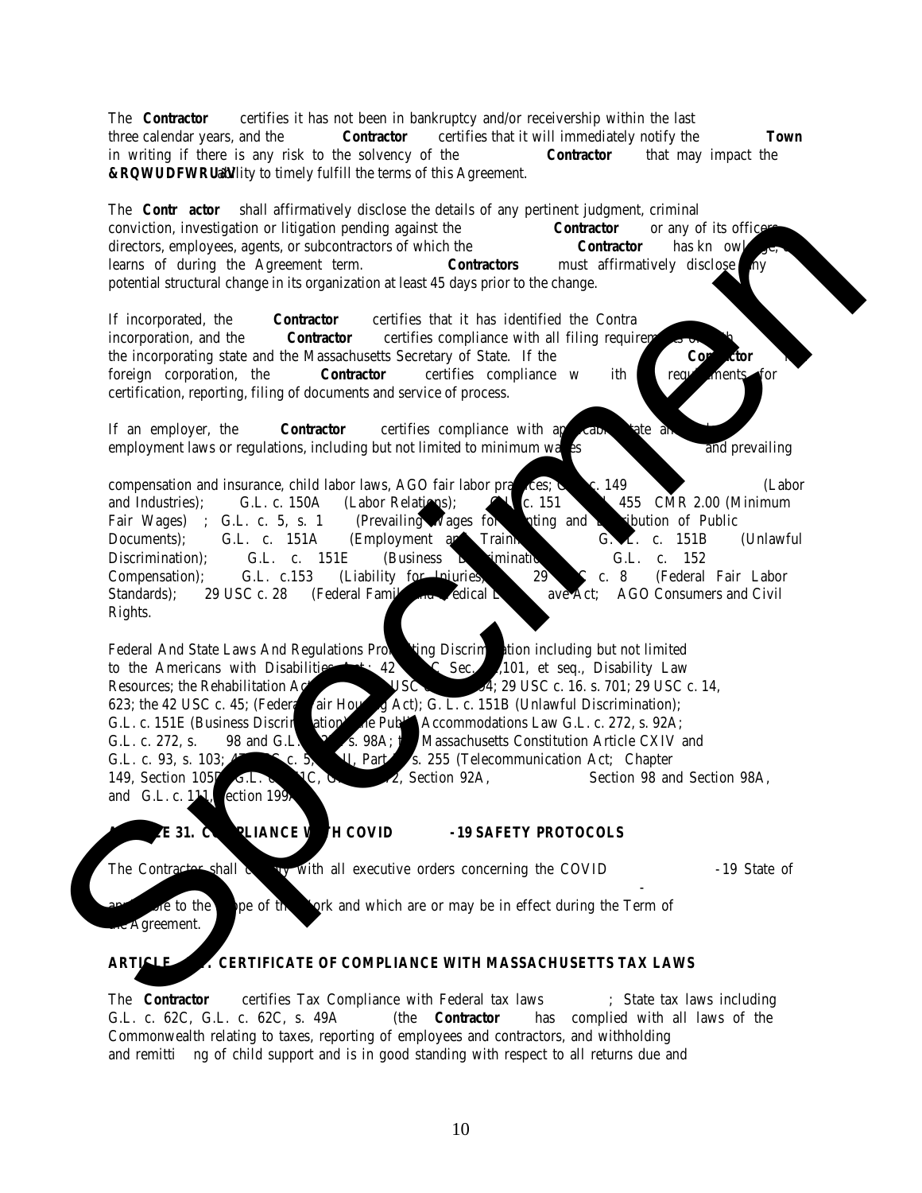The **Contractor** certifies it has not been in bankruptcy and/or receivership within the last three calendar years, and the **Contractor** certifies that it will immediately notify the **Town** in writing if there is any risk to the solvency of the **Contractor** that may impact the **&RQWUDFWRU¶V** ability to timely fulfill the terms of this Agreement.

The **Contr actor** shall affirmatively disclose the details of any pertinent judgment, criminal conviction, investigation or litigation pending against the **Contractor** or any of its officers, directors, employees, agents, or subcontractors of which the **Contractor** has kn owledge, or learns of during the Agreement term. **Contractors** must affirmatively disclose any potential structural change in its organization at least 45 days prior to the change.

If incorporated, the **Contractor** certifies that it has identified the Contra incorporation, and the **Contractor** certifies compliance with all filing requirements of both the incorporating state and the Massachusetts Secretary of State. If the **Contractor** is a foreign corporation, the **Contractor** certifies compliance w ith requirements for certification, reporting, filing of documents and service of process.

If an employer, the **Contractor** certifies compliance with applicable state and employment laws or regulations, including but not limited to minimum wages and prevailing

compensation and insurance, child labor laws, AGO fair labor practices; G.L. c. 149 (Labor and Industries); G.L. c. 150A (Labor Relations); G.L. c. 151 455 CMR 2.00 (Minimum Fair Wages) ; G.L. c. 5, s. 1 (Prevailing Wages for Printing and Distribution of Public Documents); G.L. c. 151A (Employment and Training); G.L. c. 151B (Unlawful Discrimination); G.L. c. 151E (Business Discrimination); G.L. c. 152 Compensation); G.L. c.153 (Liability for Injuries); 29 USC c. 8 (Federal Fair Labor Standards); 29 USC c. 28 (Federal Family and Medical Leave Act; AGO Consumers and Civil Rights.

Federal And State Laws And Regulations Prohibiting Discrimination including but not limited to the Americans with Disabilities Act; 42 USC Sec. 12,101, et seq., Disability Law Resources; the Rehabilitation Act USC c. 794; 29 USC c. 16. s. 701; 29 USC c. 14, 623; the 42 USC c. 45; (Federal Fair Housing Act); G. L. c. 151B (Unlawful Discrimination); G.L. c. 151E (Business Discrimination); the Public Accommodations Law G.L. c. 272, s. 92A; G.L. c. 272, s. 98 and G.L. c. 272, s. 98A; the Massachusetts Constitution Article CXIV and G.L. c. 93, s. 103; 47 USC c. 5, II, Part s. 255 (Telecommunication Act; Chapter 149, Section 105D, G.L. c. 151C, G.L. c. 272, Section 92A, Section 98 and Section 98A, and G.L. c. 111, Section 199A

## ARTICLE 31. COMPLIANCE WITH COVID -19 SAFETY PROTOCOLS

The Contractor shall comply with all executive orders concerning the COVID -19 State of

applicable to the scope of the work and which are or may be in effect during the Term of the Agreement.

## ARTICLE . CERTIFICATE OF COMPLIANCE WITH MASSACHUSETTS TAX LAWS

The **Contractor** certifies Tax Compliance with Federal tax laws ; State tax laws including G.L. c. 62C, G.L. c. 62C, s. 49A (the **Contractor** has complied with all laws of the Commonwealth relating to taxes, reporting of employees and contractors, and withholding and remitti ng of child support and is in good standing with respect to all returns due and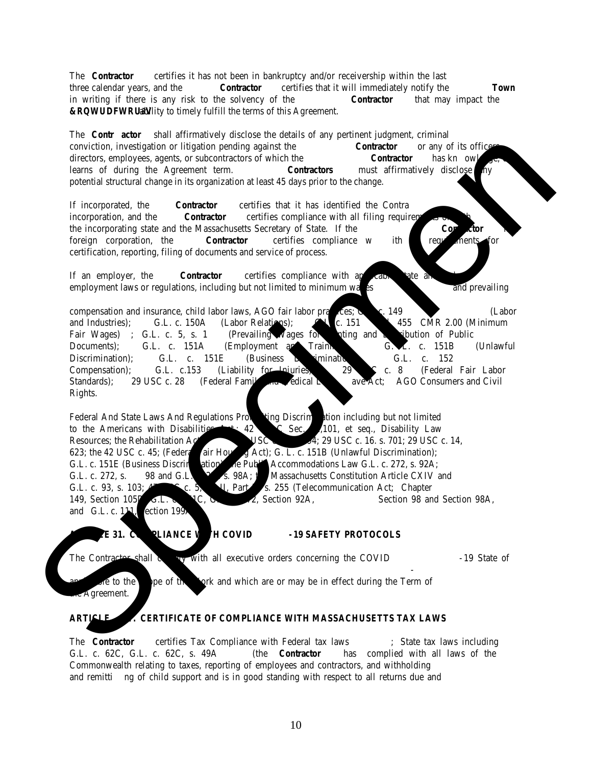The **Contractor** certifies it has not been in bankruptcy and/or receivership within the last three calendar years, and the **Contractor** certifies that it will immediately notify the **Town** in writing if there is any risk to the solvency of the **Contractor** that may impact the **&RQWUDFWRU¶V** ability to timely fulfill the terms of this Agreement.

The **Contr actor** shall affirmatively disclose the details of any pertinent judgment, criminal conviction, investigation or litigation pending against the **Contractor** or any of its officers, directors, employees, agents, or subcontractors of which the **Contractor** has kn owledge, or learns of during the Agreement term. **Contractors** must affirmatively disclose any potential structural change in its organization at least 45 days prior to the change.

If incorporated, the **Contractor** certifies that it has identified the Contra incorporation, and the **Contractor** certifies compliance with all filing requirements of both the incorporating state and the Massachusetts Secretary of State. If the **Contractor** is a foreign corporation, the **Contractor** certifies compliance w ith requirements for certification, reporting, filing of documents and service of process.

If an employer, the **Contractor** certifies compliance with applicable state and employment laws or regulations, including but not limited to minimum wages and prevailing

compensation and insurance, child labor laws, AGO fair labor practices; G.L. c. 149 (Labor and Industries); G.L. c. 150A (Labor Relations); G.L. c. 151 455 CMR 2.00 (Minimum Fair Wages) ; G.L. c. 5, s. 1 (Prevailing Wages for Printing and Distribution of Public Documents); G.L. c. 151A (Employment and Training); G.L. c. 151B (Unlawful Discrimination); G.L. c. 151E (Business Discrimination); G.L. c. 152 Compensation); G.L. c.153 (Liability for Injuries); 29 USC c. 8 (Federal Fair Labor Standards); 29 USC c. 28 (Federal Family and Medical Leave Act; AGO Consumers and Civil Rights.

Federal And State Laws And Regulations Prohibiting Discrimination including but not limited to the Americans with Disabilities Act; 42 USC Sec. 12,101, et seq., Disability Law Resources; the Rehabilitation Act 29 USC c. 794; 29 USC c. 16. s. 701; 29 USC c. 14, 623; the 42 USC c. 45; (Federal Fair Housing Act); G. L. c. 151B (Unlawful Discrimination); G.L. c. 151E (Business Discrimination); the Public Accommodations Law G.L. c. 272, s. 92A; G.L. c. 272, s. 98 and G.L. c. 272, s. 98A; the Massachusetts Constitution Article CXIV and G.L. c. 93, s. 103; 47 USC c. 5, sc. II, Part II, s. 255 (Telecommunication Act; Chapter 149, Section 105D, G.L. c. 151C, G.L. c. 272, Section 92A, Section 98 and Section 98A, and G.L. c. 111, Section 199A

## ARTICLE 31. COMPLIANCE WITH COVID -19 SAFETY PROTOCOLS

The Contractor shall comply with all executive orders concerning the COVID -19 State of

- applicable to the scope of the work and which are or may be in effect during the Term of the Agreement.

## ARTICLE . CERTIFICATE OF COMPLIANCE WITH MASSACHUSETTS TAX LAWS

The **Contractor** certifies Tax Compliance with Federal tax laws ; State tax laws including G.L. c. 62C, G.L. c. 62C, s. 49A (the **Contractor** has complied with all laws of the Commonwealth relating to taxes, reporting of employees and contractors, and withholding and remitti ng of child support and is in good standing with respect to all returns due and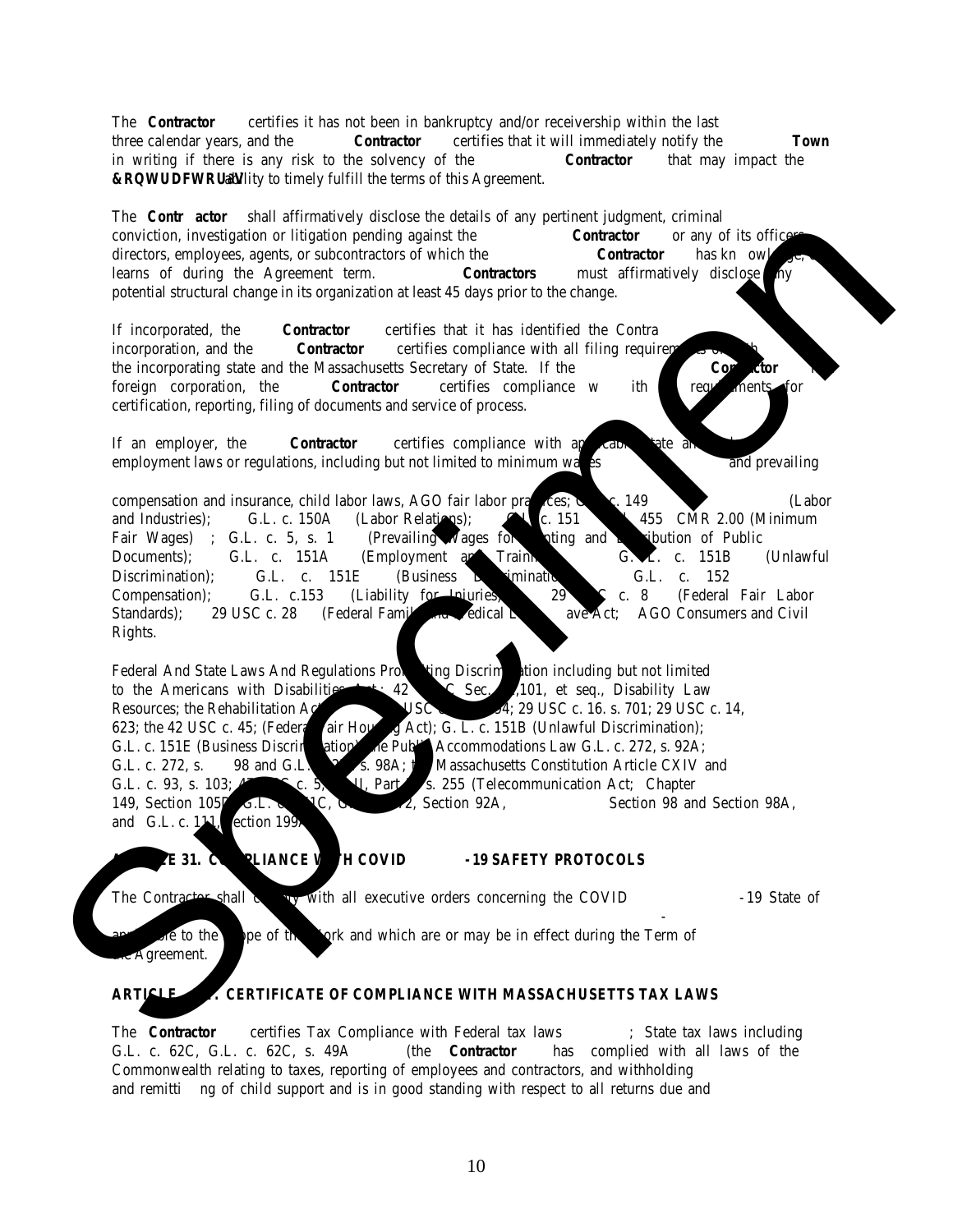The **Contractor** certifies it has not been in bankruptcy and/or receivership within the last three calendar years, and the **Contractor** certifies that it will immediately notify the **Town** in writing if there is any risk to the solvency of the **Contractor** that may impact the **&RQWUDFWRU¶V** ability to timely fulfill the terms of this Agreement.

The **Contr actor** shall affirmatively disclose the details of any pertinent judgment, criminal conviction, investigation or litigation pending against the **Contractor** or any of its officers, directors, employees, agents, or subcontractors of which the **Contractor** has kn owledge, or learns of during the Agreement term. **Contractors** must affirmatively disclose any potential structural change in its organization at least 45 days prior to the change.

If incorporated, the **Contractor** certifies that it has identified the Contra incorporation, and the **Contractor** certifies compliance with all filing requirements of both the incorporating state and the Massachusetts Secretary of State. If the **Contractor** is a foreign corporation, the **Contractor** certifies compliance w ith requirements for certification, reporting, filing of documents and service of process.

If an employer, the **Contractor** certifies compliance with applicable state and employment laws or regulations, including but not limited to minimum wages and prevailing

compensation and insurance, child labor laws, AGO fair labor practices; G.L. c. 149 (Labor and Industries); G.L. c. 150A (Labor Relations); G.L. c. 151 455 CMR 2.00 (Minimum Fair Wages) ; G.L. c. 5, s. 1 (Prevailing Wages for Printing and Distribution of Public Documents); G.L. c. 151A (Employment and Training); G.L. c. 151B (Unlawful Discrimination); G.L. c. 151E (Business Discrimination); G.L. c. 152 Compensation); G.L. c.153 (Liability for Injuries); 29 USC c. 8 (Federal Fair Labor Standards); 29 USC c. 28 (Federal Family and Medical Leave Act; AGO Consumers and Civil Rights.

Federal And State Laws And Regulations Prohibiting Discrimination including but not limited to the Americans with Disabilities Act; 42 USC Sec. 12,101, et seq., Disability Law Resources; the Rehabilitation Act 29 USC c. 794; 29 USC c. 16. s. 701; 29 USC c. 14, 623; the 42 USC c. 45; (Federal Fair Housing Act); G. L. c. 151B (Unlawful Discrimination); G.L. c. 151E (Business Discrimination); the Public Accommodations Law G.L. c. 272, s. 92A; G.L. c. 272, s. 98 and G.L. c. 272, s. 98A; the Massachusetts Constitution Article CXIV and G.L. c. 93, s. 103; 47 USC c. 5, sc. II, Part II, s. 255 (Telecommunication Act; Chapter 149, Section 105D, G.L. c. 151C, G.L. c. 272, Section 92A, Section 98 and Section 98A, and G.L. c. 111, Section 199A

## ARTICLE 31. COMPLIANCE WITH COVID -19 SAFETY PROTOCOLS

The Contractor shall comply with all executive orders concerning the COVID -19 State of

- applicable to the scope of the Work and which are or may be in effect during the Term of the Agreement.

## ARTICLE 32. CERTIFICATE OF COMPLIANCE WITH MASSACHUSETTS TAX LAWS

The **Contractor** certifies Tax Compliance with Federal tax laws ; State tax laws including G.L. c. 62C, G.L. c. 62C, s. 49A (the **Contractor** has complied with all laws of the Commonwealth relating to taxes, reporting of employees and contractors, and withholding and remitti ng of child support and is in good standing with respect to all returns due and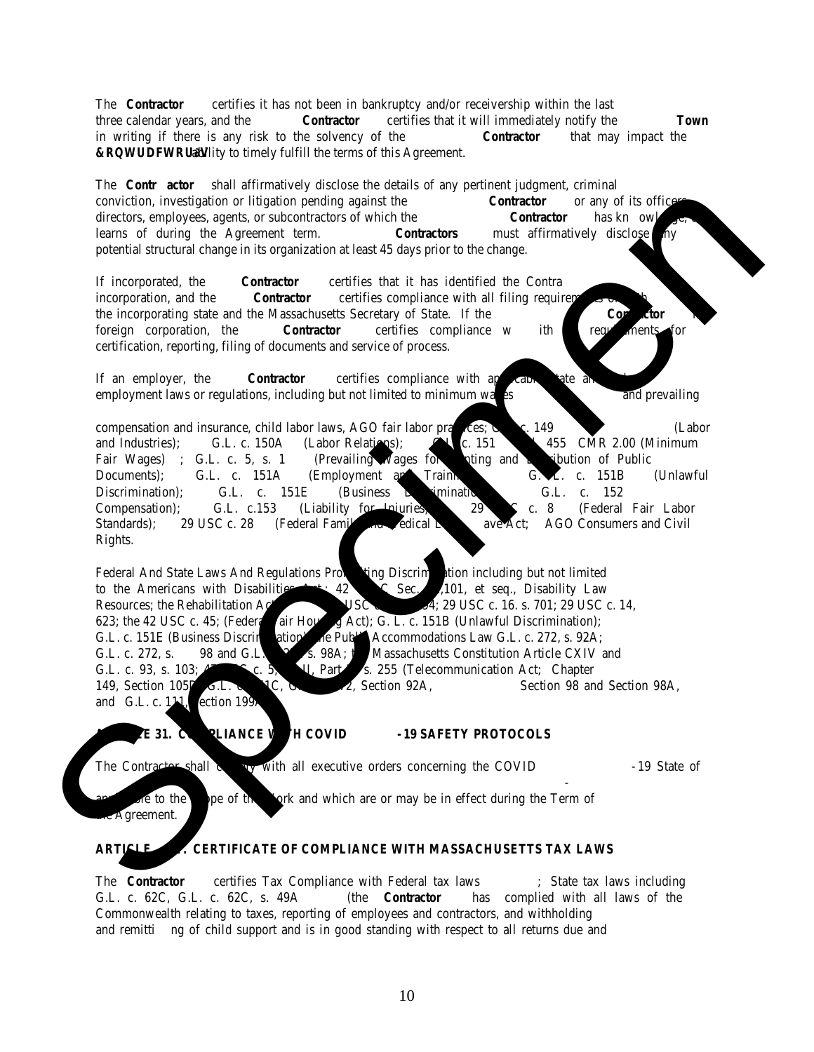The **Contractor** certifies it has not been in bankruptcy and/or receivership within the last three calendar years, and the **Contractor** certifies that it will immediately notify the **Town** in writing if there is any risk to the solvency of the **Contractor** that may impact the **&RQWUDFWRU'V** ability to timely fulfill the terms of this Agreement.

The **Contr actor** shall affirmatively disclose the details of any pertinent judgment, criminal conviction, investigation or litigation pending against the **Contractor** or any of its officers, directors, employees, agents, or subcontractors of which the **Contractor** has kn owledge, or learns of during the Agreement term. **Contractors** must affirmatively disclose any potential structural change in its organization at least 45 days prior to the change.

If incorporated, the **Contractor** certifies that it has identified the Contra incorporation, and the **Contractor** certifies compliance with all filing requirements of both the incorporating state and the Massachusetts Secretary of State. If the **Contractor** is a foreign corporation, the **Contractor** certifies compliance w ith requirements for certification, reporting, filing of documents and service of process.

If an employer, the **Contractor** certifies compliance with applicable state and employment laws or regulations, including but not limited to minimum wages and prevailing

compensation and insurance, child labor laws, AGO fair labor practices; G.L. c. 149 (Labor and Industries); G.L. c. 150A (Labor Relations); G.L. c. 151 455 CMR 2.00 (Minimum Fair Wages) ; G.L. c. 5, s. 1 (Prevailing Wages for Printing and Distribution of Public Documents); G.L. c. 151A (Employment and Training); G.L. c. 151B (Unlawful Discrimination); G.L. c. 151E (Business Discrimination); G.L. c. 152 Compensation); G.L. c.153 (Liability for Injuries); 29 USC c. 8 (Federal Fair Labor Standards); 29 USC c. 28 (Federal Family and Medical Leave Act; AGO Consumers and Civil Rights.

Federal And State Laws And Regulations Prohibiting Discrimination including but not limited to the Americans with Disabilities Act; 42 USC Sec. 12,101, et seq., Disability Law Resources; the Rehabilitation Act USC c. 794; 29 USC c. 16. s. 701; 29 USC c. 14, 623; the 42 USC c. 45; (Federal Fair Housing Act); G. L. c. 151B (Unlawful Discrimination); G.L. c. 151E (Business Discrimination); the Public Accommodations Law G.L. c. 272, s. 92A; G.L. c. 272, s. 98 and G.L. c. 272, s. 98A; the Massachusetts Constitution Article CXIV and G.L. c. 93, s. 103; 47 USC c. 5, II, Part II, s. 255 (Telecommunication Act; Chapter 149, Section 105D, G.L. c. 151C, G.L. c. 272, Section 92A, Section 98 and Section 98A, and G.L. c. 111, Section 199A

## ARTICLE 31. COMPLIANCE WITH COVID -19 SAFETY PROTOCOLS

The Contractor shall comply with all executive orders concerning the COVID -19 State of

applicable to the scope of the work and which are or may be in effect during the Term of the Agreement.

## ARTICLE . CERTIFICATE OF COMPLIANCE WITH MASSACHUSETTS TAX LAWS

The **Contractor** certifies Tax Compliance with Federal tax laws ; State tax laws including G.L. c. 62C, G.L. c. 62C, s. 49A (the **Contractor** has complied with all laws of the Commonwealth relating to taxes, reporting of employees and contractors, and withholding and remitti ng of child support and is in good standing with respect to all returns due and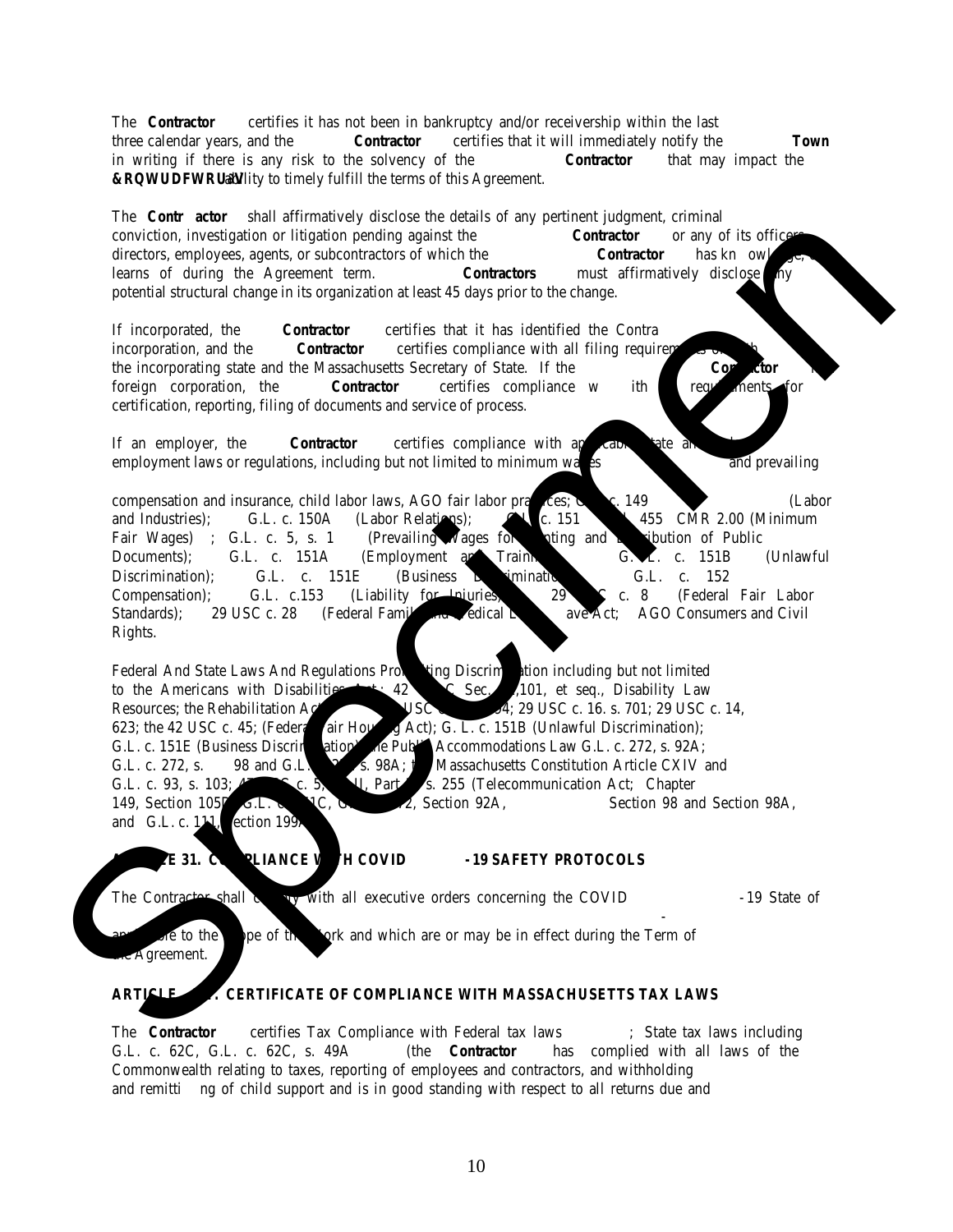The **Contractor** certifies it has not been in bankruptcy and/or receivership within the last three calendar years, and the **Contractor** certifies that it will immediately notify the **Town** in writing if there is any risk to the solvency of the **Contractor** that may impact the **&RQWUDFWRU'V** ability to timely fulfill the terms of this Agreement.

The **Contr actor** shall affirmatively disclose the details of any pertinent judgment, criminal conviction, investigation or litigation pending against the **Contractor** or any of its officers, directors, employees, agents, or subcontractors of which the **Contractor** has kn owl ge, or learns of during the Agreement term. **Contractors** must affirmatively disclose any potential structural change in its organization at least 45 days prior to the change.

If incorporated, the **Contractor** certifies that it has identified the Contra incorporation, and the **Contractor** certifies compliance with all filing requirem the incorporating state and the Massachusetts Secretary of State. If the **Contractor** foreign corporation, the **Contractor** certifies compliance w ith requirements for certification, reporting, filing of documents and service of process.

If an employer, the **Contractor** certifies compliance with applicable state a employment laws or regulations, including but not limited to minimum wages and prevailing

compensation and insurance, child labor laws, AGO fair labor practices; c. 149 (Labor and Industries); G.L. c. 150A (Labor Relations); G.L. c. 151 455 CMR 2.00 (Minimum Fair Wages) ; G.L. c. 5, s. 1 (Prevailing Wages for nting and ibution of Public Documents); G.L. c. 151A (Employment and Trainin G. L. c. 151B (Unlawful Discrimination); G.L. c. 151E (Business imination G.L. c. 152 Compensation); G.L. c.153 (Liability for Injuries), 29 C c. 8 (Federal Fair Labor Standards); 29 USC c. 28 (Federal Famil edical ave Act; AGO Consumers and Civil Rights.

Federal And State Laws And Regulations Pro ting Discrim ation including but not limited to the Americans with Disabilities ; 42 C Sec. ,101, et seq., Disability Law Resources; the Rehabilitation Ac USC 94; 29 USC c. 16. s. 701; 29 USC c. 14, 623; the 42 USC c. 45; (Federa air Hou g Act); G. L. c. 151B (Unlawful Discrimination); G.L. c. 151E (Business Discri ation) he Publ Accommodations Law G.L. c. 272, s. 92A; G.L. c. 272, s. 98 and G.L. s. 98A; Massachusetts Constitution Article CXIV and G.L. c. 93, s. 103; c. 5, I, Part s. 255 (Telecommunication Act; Chapter 149, Section 105 G.L. C, 2, Section 92A, Section 98 and Section 98A, and G.L. c. 11 ection 199

## E 31. C PLIANCE W H COVID -19 SAFETY PROTOCOLS

The Contractor shall c y with all executive orders concerning the COVID -19 State of

-

a re to the pe of th ork and which are or may be in effect during the Term of e Agreement.

## ARTICL . CERTIFICATE OF COMPLIANCE WITH MASSACHUSETTS TAX LAWS

The **Contractor** certifies Tax Compliance with Federal tax laws ; State tax laws including G.L. c. 62C, G.L. c. 62C, s. 49A (the **Contractor** has complied with all laws of the Commonwealth relating to taxes, reporting of employees and contractors, and withholding and remitti ng of child support and is in good standing with respect to all returns due and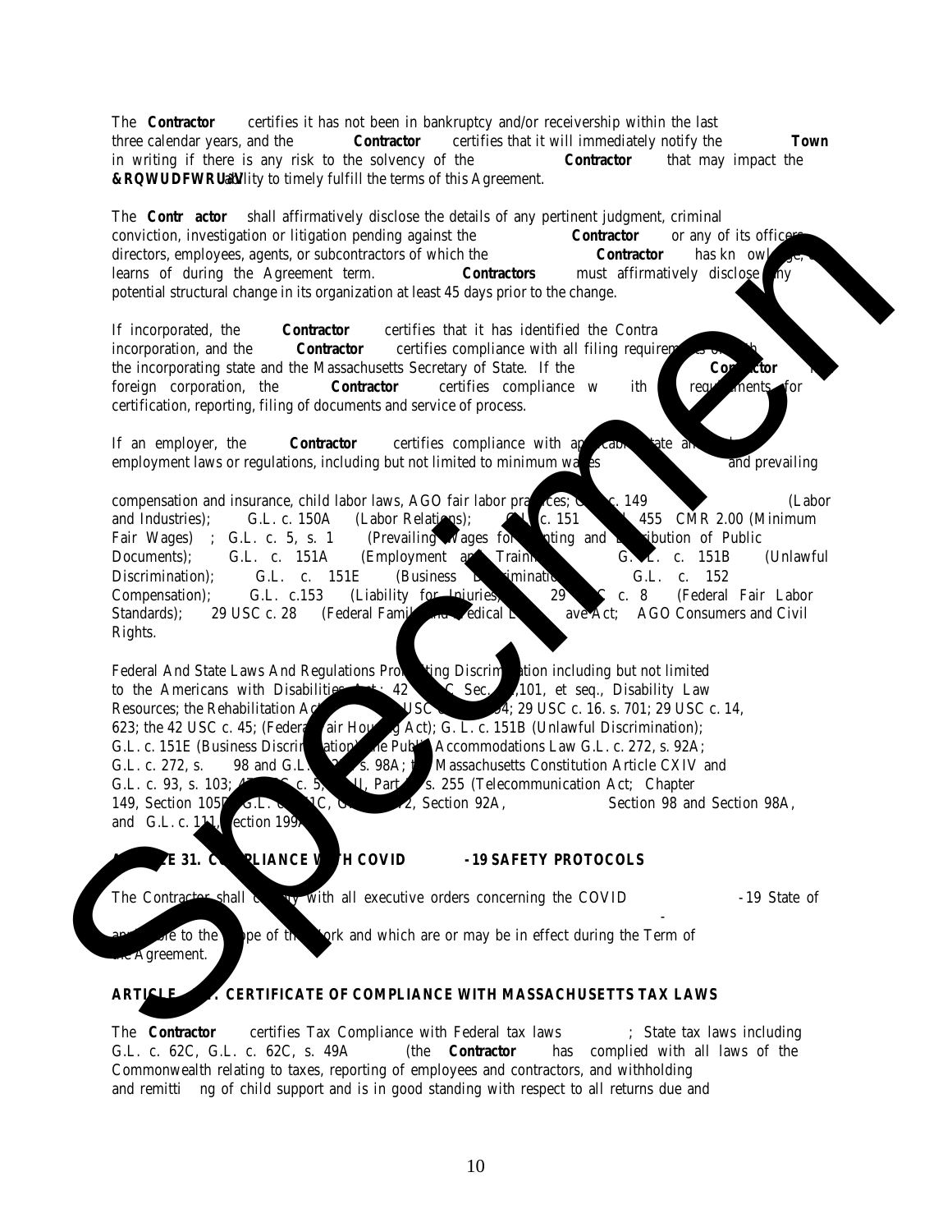The **Contractor** certifies it has not been in bankruptcy and/or receivership within the last three calendar years, and the **Contractor** certifies that it will immediately notify the **Town** in writing if there is any risk to the solvency of the **Contractor** that may impact the **&RQWUDFWRU¶V** ability to timely fulfill the terms of this Agreement.

The **Contr actor** shall affirmatively disclose the details of any pertinent judgment, criminal conviction, investigation or litigation pending against the **Contractor** or any of its officers, directors, employees, agents, or subcontractors of which the **Contractor** has kn owl ge, or learns of during the Agreement term. **Contractors** must affirmatively disclose any potential structural change in its organization at least 45 days prior to the change.

If incorporated, the **Contractor** certifies that it has identified the Contra incorporation, and the **Contractor** certifies compliance with all filing requirem the incorporating state and the Massachusetts Secretary of State. If the **Contractor** foreign corporation, the **Contractor** certifies compliance w ith requirements for certification, reporting, filing of documents and service of process.

If an employer, the **Contractor** certifies compliance with applicable state an employment laws or regulations, including but not limited to minimum wages and prevailing

compensation and insurance, child labor laws, AGO fair labor practices; c. 149 (Labor and Industries); G.L. c. 150A (Labor Relations); G.L. c. 151 455 CMR 2.00 (Minimum Fair Wages) ; G.L. c. 5, s. 1 (Prevailing Wages for nting and ribution of Public Documents); G.L. c. 151A (Employment and Trainin G.L. c. 151B (Unlawful Discrimination); G.L. c. 151E (Business Discriminatio G.L. c. 152 Compensation); G.L. c.153 (Liability for Injuries), 29 C c. 8 (Federal Fair Labor Standards); 29 USC c. 28 (Federal Famil edical L ave Act; AGO Consumers and Civil Rights.

Federal And State Laws And Regulations Pro ting Discrim ation including but not limited to the Americans with Disabilities Act; 42 C Sec. ,101, et seq., Disability Law Resources; the Rehabilitation Act USC 4; 29 USC c. 16. s. 701; 29 USC c. 14, 623; the 42 USC c. 45; (Federa air Hou g Act); G. L. c. 151B (Unlawful Discrimination); G.L. c. 151E (Business Discrim ation) the Publi Accommodations Law G.L. c. 272, s. 92A; G.L. c. 272, s. 98 and G.L. s. 98A; t Massachusetts Constitution Article CXIV and G.L. c. 93, s. 103; c. 5, II, Part s. 255 (Telecommunication Act; Chapter 149, Section 105 G.L. 1C, 2, Section 92A, Section 98 and Section 98A, and G.L. c. 111, ection 199

## E 31. C PLIANCE W H COVID -19 SAFETY PROTOCOLS

The Contractor shall c y with all executive orders concerning the COVID -19 State of

- 

ble to the pe of th ork and which are or may be in effect during the Term of the Agreement.

## ARTICLE . CERTIFICATE OF COMPLIANCE WITH MASSACHUSETTS TAX LAWS

The **Contractor** certifies Tax Compliance with Federal tax laws ; State tax laws including G.L. c. 62C, G.L. c. 62C, s. 49A (the **Contractor** has complied with all laws of the Commonwealth relating to taxes, reporting of employees and contractors, and withholding and remitti ng of child support and is in good standing with respect to all returns due and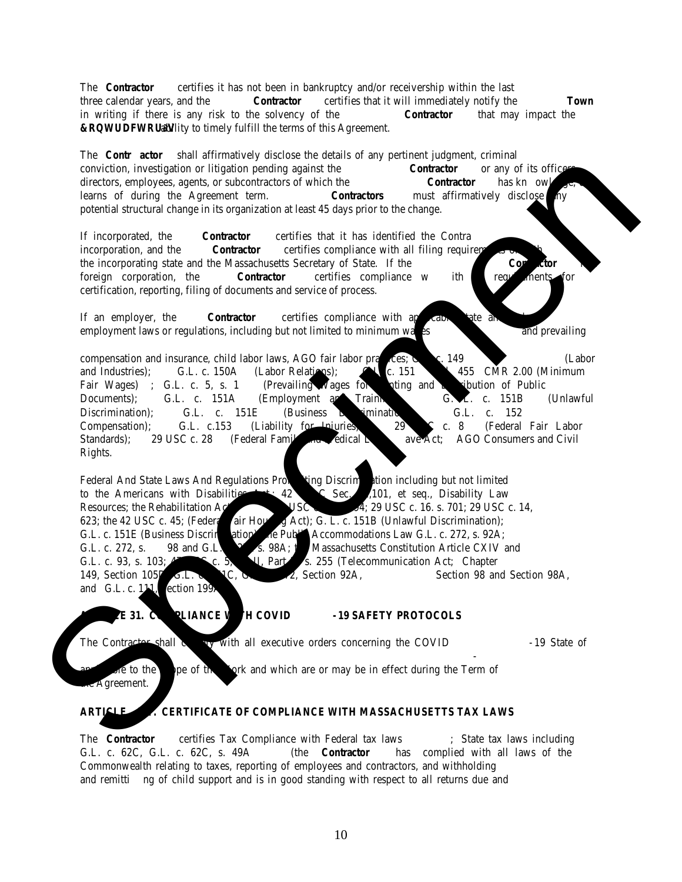The **Contractor** certifies it has not been in bankruptcy and/or receivership within the last three calendar years, and the **Contractor** certifies that it will immediately notify the **Town** in writing if there is any risk to the solvency of the **Contractor** that may impact the **&RQWUDFWRU¶V** ability to timely fulfill the terms of this Agreement.

The **Contr actor** shall affirmatively disclose the details of any pertinent judgment, criminal conviction, investigation or litigation pending against the **Contractor** or any of its officers, directors, employees, agents, or subcontractors of which the **Contractor** has kn owledge, or learns of during the Agreement term. **Contractors** must affirmatively disclose any potential structural change in its organization at least 45 days prior to the change.

If incorporated, the **Contractor** certifies that it has identified the Contra incorporation, and the **Contractor** certifies compliance with all filing requirements of both the incorporating state and the Massachusetts Secretary of State. If the **Contractor** is a foreign corporation, the **Contractor** certifies compliance w ith requirements for certification, reporting, filing of documents and service of process.

If an employer, the **Contractor** certifies compliance with applicable state and employment laws or regulations, including but not limited to minimum wages and prevailing

compensation and insurance, child labor laws, AGO fair labor practices; G.L. c. 149 (Labor and Industries); G.L. c. 150A (Labor Relations); G.L. c. 151 455 CMR 2.00 (Minimum Fair Wages) ; G.L. c. 5, s. 1 (Prevailing Wages for Printing and Distribution of Public Documents); G.L. c. 151A (Employment and Training); G.L. c. 151B (Unlawful Discrimination); G.L. c. 151E (Business Discrimination); G.L. c. 152 Compensation); G.L. c.153 (Liability for Injuries); 29 USC c. 8 (Federal Fair Labor Standards); 29 USC c. 28 (Federal Family and Medical Leave Act; AGO Consumers and Civil Rights.

Federal And State Laws And Regulations Prohibiting Discrimination including but not limited to the Americans with Disabilities Act; 42 USC Sec. 12,101, et seq., Disability Law Resources; the Rehabilitation Act USC c. 794; 29 USC c. 16. s. 701; 29 USC c. 14, 623; the 42 USC c. 45; (Federal Fair Housing Act); G. L. c. 151B (Unlawful Discrimination); G.L. c. 151E (Business Discrimination); the Public Accommodations Law G.L. c. 272, s. 92A; G.L. c. 272, s. 98 and G.L. c. 272, s. 98A; the Massachusetts Constitution Article CXIV and G.L. c. 93, s. 103; 47 USC c. 5, II, Part s. 255 (Telecommunication Act; Chapter 149, Section 105D, G.L. c. 151C, G.L. c. 272, Section 92A, Section 98 and Section 98A, and G.L. c. 111, Section 199A

## ARTICLE 31. COMPLIANCE WITH COVID -19 SAFETY PROTOCOLS

The Contractor shall comply with all executive orders concerning the COVID -19 State of

applicable to the scope of the work and which are or may be in effect during the Term of the Agreement.

## ARTICLE . CERTIFICATE OF COMPLIANCE WITH MASSACHUSETTS TAX LAWS

The **Contractor** certifies Tax Compliance with Federal tax laws ; State tax laws including G.L. c. 62C, G.L. c. 62C, s. 49A (the **Contractor** has complied with all laws of the Commonwealth relating to taxes, reporting of employees and contractors, and withholding and remitti ng of child support and is in good standing with respect to all returns due and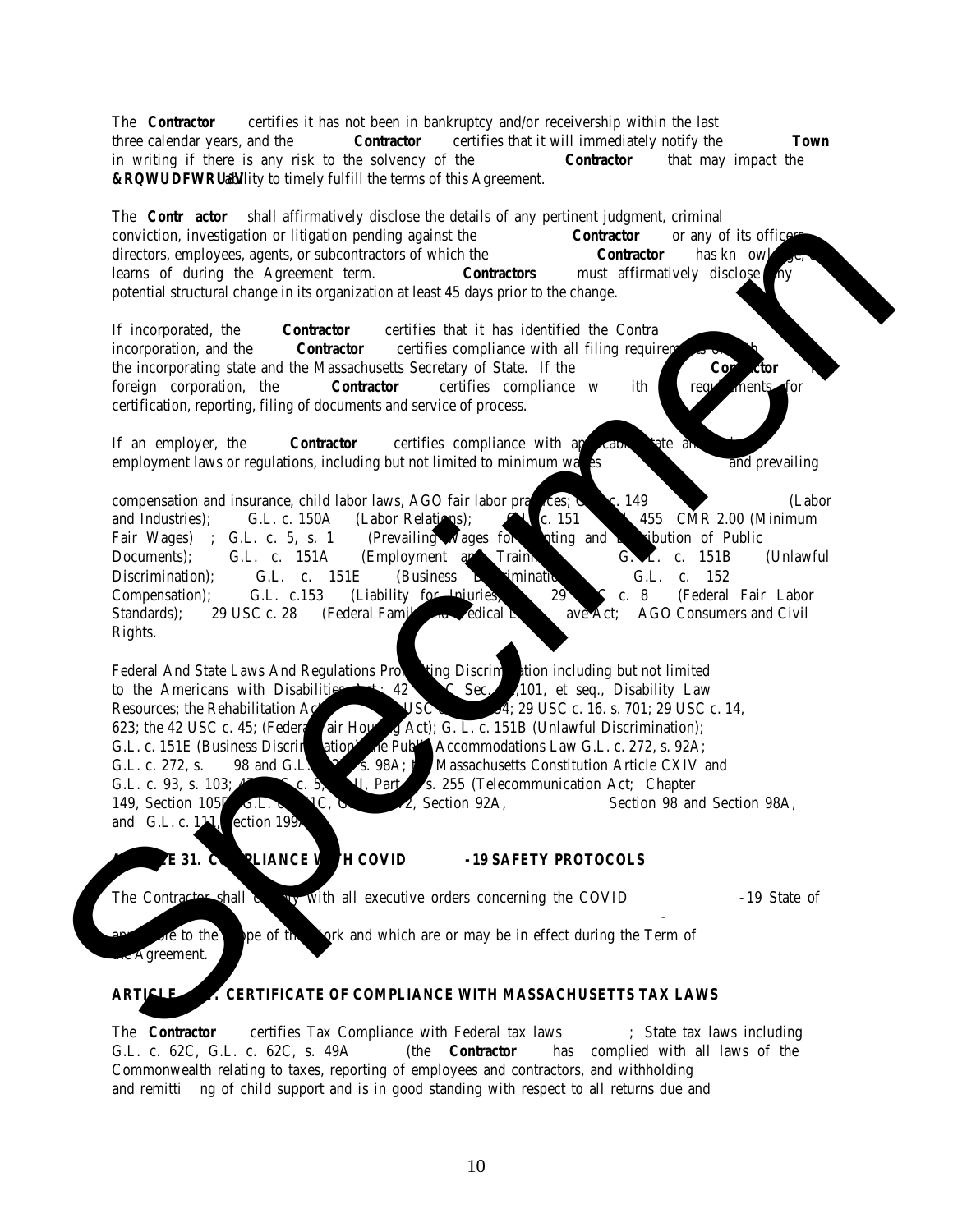The **Contractor** certifies it has not been in bankruptcy and/or receivership within the last three calendar years, and the **Contractor** certifies that it will immediately notify the **Town** in writing if there is any risk to the solvency of the **Contractor** that may impact the **&RQWUDFWRU¶V** ability to timely fulfill the terms of this Agreement.

The **Contr actor** shall affirmatively disclose the details of any pertinent judgment, criminal conviction, investigation or litigation pending against the **Contractor** or any of its officers, directors, employees, agents, or subcontractors of which the **Contractor** has kn owledge, or learns of during the Agreement term. **Contractors** must affirmatively disclose any potential structural change in its organization at least 45 days prior to the change.

If incorporated, the **Contractor** certifies that it has identified the Contra incorporation, and the **Contractor** certifies compliance with all filing requirements of both the incorporating state and the Massachusetts Secretary of State. If the **Contractor** foreign corporation, the **Contractor** certifies compliance w ith requirements for certification, reporting, filing of documents and service of process.

If an employer, the **Contractor** certifies compliance with applicable state and employment laws or regulations, including but not limited to minimum wages and prevailing

compensation and insurance, child labor laws, AGO fair labor practices; G.L. c. 149 (Labor and Industries); G.L. c. 150A (Labor Relations); G.L. c. 151 455 CMR 2.00 (Minimum Fair Wages) ; G.L. c. 5, s. 1 (Prevailing Wages for Printing and Distribution of Public Documents); G.L. c. 151A (Employment and Training); G.L. c. 151B (Unlawful Discrimination); G.L. c. 151E (Business Discrimination); G.L. c. 152 Compensation); G.L. c.153 (Liability for Injuries); 29 USC c. 8 (Federal Fair Labor Standards); 29 USC c. 28 (Federal Family and Medical Leave Act; AGO Consumers and Civil Rights.

Federal And State Laws And Regulations Prohibiting Discrimination including but not limited to the Americans with Disabilities Act; 42 USC Sec. 12,101, et seq., Disability Law Resources; the Rehabilitation Act USC c. 794; 29 USC c. 16. s. 701; 29 USC c. 14, 623; the 42 USC c. 45; (Federal Fair Housing Act); G. L. c. 151B (Unlawful Discrimination); G.L. c. 151E (Business Discrimination); the Public Accommodations Law G.L. c. 272, s. 92A; G.L. c. 272, s. 98 and G.L. c. 272, s. 98A; the Massachusetts Constitution Article CXIV and G.L. c. 93, s. 103; 47 USC c. 5, II, Part II, s. 255 (Telecommunication Act; Chapter 149, Section 105D, G.L. c. 151C, G.L. c. 272, Section 92A, Section 98 and Section 98A, and G.L. c. 111, Section 199A

## ARTICLE 31. COMPLIANCE WITH COVID -19 SAFETY PROTOCOLS

The Contractor shall comply with all executive orders concerning the COVID -19 State of applicable to the scope of the work and which are or may be in effect during the Term of the Agreement.

## ARTICLE . CERTIFICATE OF COMPLIANCE WITH MASSACHUSETTS TAX LAWS

The **Contractor** certifies Tax Compliance with Federal tax laws ; State tax laws including G.L. c. 62C, G.L. c. 62C, s. 49A (the **Contractor** has complied with all laws of the Commonwealth relating to taxes, reporting of employees and contractors, and withholding and remitti ng of child support and is in good standing with respect to all returns due and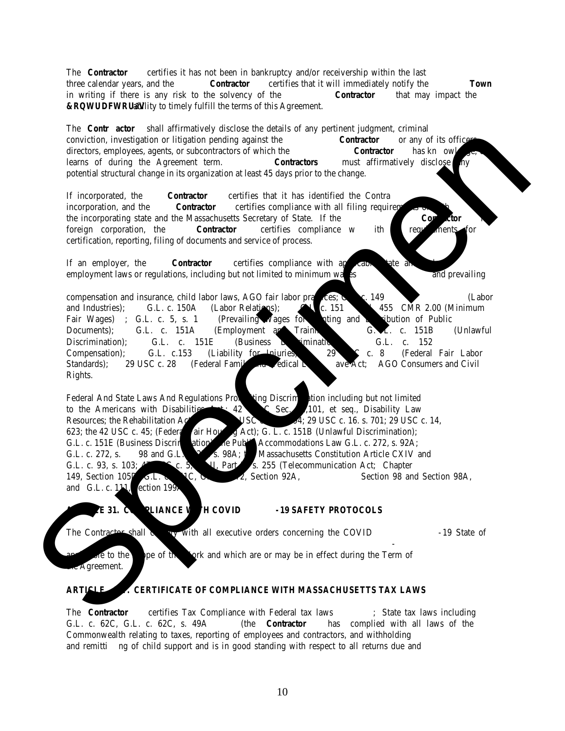The **Contractor** certifies it has not been in bankruptcy and/or receivership within the last three calendar years, and the **Contractor** certifies that it will immediately notify the **Town** in writing if there is any risk to the solvency of the **Contractor** that may impact the **&RQWUDFWRU¶V** ability to timely fulfill the terms of this Agreement.

The **Contr actor** shall affirmatively disclose the details of any pertinent judgment, criminal conviction, investigation or litigation pending against the **Contractor** or any of its officers, directors, employees, agents, or subcontractors of which the **Contractor** has kn owledge, or learns of during the Agreement term. **Contractors** must affirmatively disclose any potential structural change in its organization at least 45 days prior to the change.

If incorporated, the **Contractor** certifies that it has identified the Contra incorporation, and the **Contractor** certifies compliance with all filing requirements of both the incorporating state and the Massachusetts Secretary of State. If the **Contractor** is a foreign corporation, the **Contractor** certifies compliance w ith requirements for certification, reporting, filing of documents and service of process.

If an employer, the **Contractor** certifies compliance with applicable state and employment laws or regulations, including but not limited to minimum wages and prevailing

compensation and insurance, child labor laws, AGO fair labor practices; G.L. c. 149 (Labor and Industries); G.L. c. 150A (Labor Relations); G.L. c. 151 455 CMR 2.00 (Minimum Fair Wages) ; G.L. c. 5, s. 1 (Prevailing Wages for Printing and Distribution of Public Documents); G.L. c. 151A (Employment and Training); G.L. c. 151B (Unlawful Discrimination); G.L. c. 151E (Business Discrimination); G.L. c. 152 Compensation); G.L. c.153 (Liability for Injuries); 29 USC c. 8 (Federal Fair Labor Standards); 29 USC c. 28 (Federal Family and Medical Leave Act; AGO Consumers and Civil Rights.

Federal And State Laws And Regulations Prohibiting Discrimination including but not limited to the Americans with Disabilities Act; 42 USC Sec. 12,101, et seq., Disability Law Resources; the Rehabilitation Act USC 794; 29 USC c. 16. s. 701; 29 USC c. 14, 623; the 42 USC c. 45; (Federal Fair Housing Act); G. L. c. 151B (Unlawful Discrimination); G.L. c. 151E (Business Discrimination); the Public Accommodations Law G.L. c. 272, s. 92A; G.L. c. 272, s. 98 and G.L. c. 272, s. 98A; the Massachusetts Constitution Article CXIV and G.L. c. 93, s. 103; 47 USC c. 5, II, Part s. 255 (Telecommunication Act; Chapter 149, Section 105D, G.L. c. 151C, G.L. c. 272, Section 92A, Section 98 and Section 98A, and G.L. c. 111, Section 199A

## ARTICLE 31. COMPLIANCE WITH COVID -19 SAFETY PROTOCOLS

The Contractor shall comply with all executive orders concerning the COVID -19 State of

applicable to the scope of the work and which are or may be in effect during the Term of the Agreement.

## ARTICLE . CERTIFICATE OF COMPLIANCE WITH MASSACHUSETTS TAX LAWS

The **Contractor** certifies Tax Compliance with Federal tax laws ; State tax laws including G.L. c. 62C, G.L. c. 62C, s. 49A (the **Contractor** has complied with all laws of the Commonwealth relating to taxes, reporting of employees and contractors, and withholding and remitti ng of child support and is in good standing with respect to all returns due and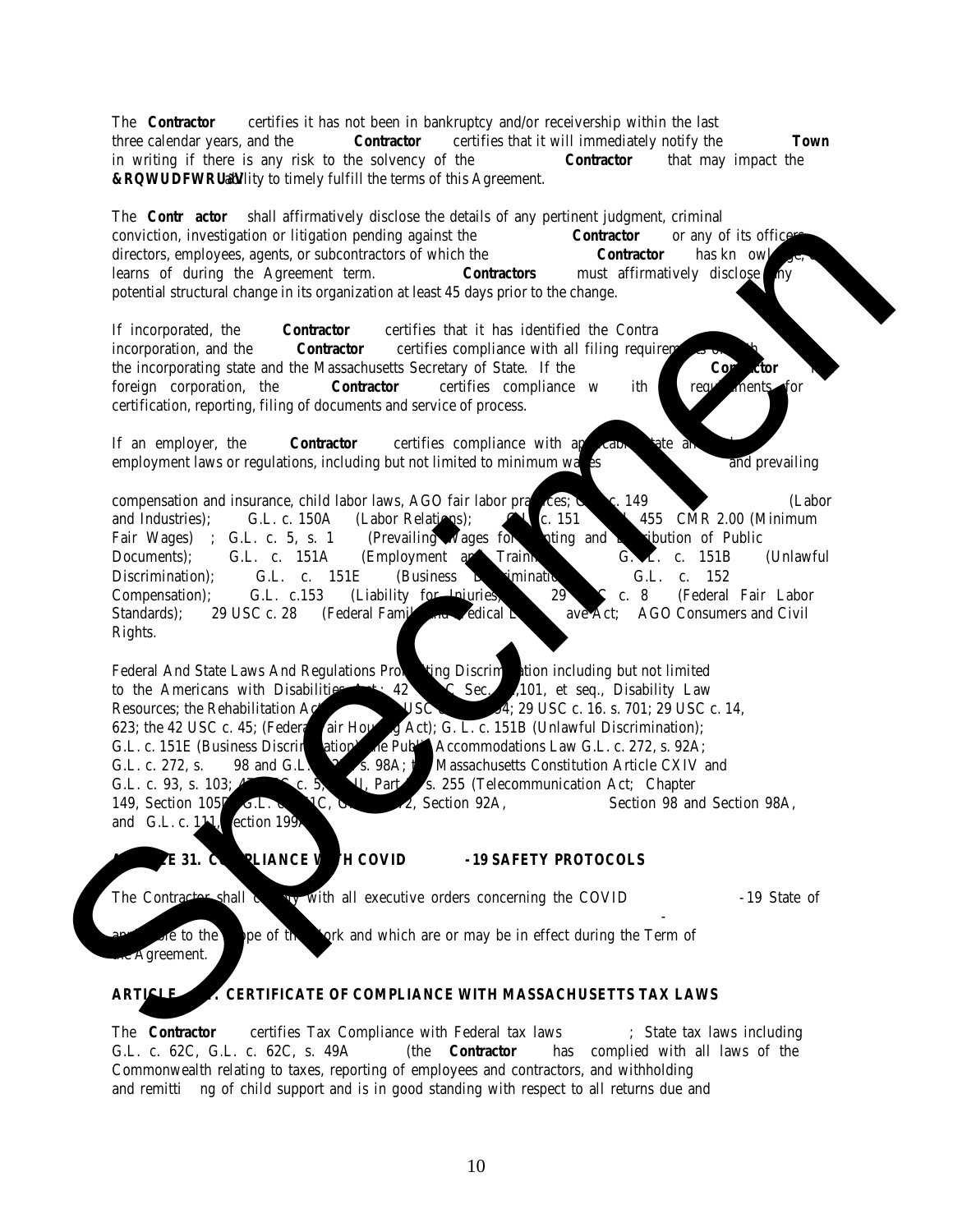The **Contractor** certifies it has not been in bankruptcy and/or receivership within the last three calendar years, and the **Contractor** certifies that it will immediately notify the **Town** in writing if there is any risk to the solvency of the **Contractor** that may impact the **&RQWUDFWRU¶V** ability to timely fulfill the terms of this Agreement.

The **Contr actor** shall affirmatively disclose the details of any pertinent judgment, criminal conviction, investigation or litigation pending against the **Contractor** or any of its officers, directors, employees, agents, or subcontractors of which the **Contractor** has kn owledge, or learns of during the Agreement term. **Contractors** must affirmatively disclose any potential structural change in its organization at least 45 days prior to the change.

If incorporated, the **Contractor** certifies that it has identified the Contra incorporation, and the **Contractor** certifies compliance with all filing requirements of both the incorporating state and the Massachusetts Secretary of State. If the **Contractor** foreign corporation, the **Contractor** certifies compliance w ith requirements for certification, reporting, filing of documents and service of process.

If an employer, the **Contractor** certifies compliance with applicable state and employment laws or regulations, including but not limited to minimum wages and prevailing

compensation and insurance, child labor laws, AGO fair labor practices; G.L. c. 149 (Labor and Industries); G.L. c. 150A (Labor Relations); G.L. c. 151 455 CMR 2.00 (Minimum Fair Wages) ; G.L. c. 5, s. 1 (Prevailing Wages for nting and ribution of Public Documents); G.L. c. 151A (Employment and Traini G.L. c. 151B (Unlawful Discrimination); G.L. c. 151E (Business Discriminatio G.L. c. 152 Compensation); G.L. c.153 (Liability for Injuries); 29 C c. 8 (Federal Fair Labor Standards); 29 USC c. 28 (Federal Family and Medical L ave Act; AGO Consumers and Civil Rights.

Federal And State Laws And Regulations Prohibiting Discrimination including but not limited to the Americans with Disabilities Act; 42 C Sec. ,101, et seq., Disability Law Resources; the Rehabilitation Act USC 94; 29 USC c. 16. s. 701; 29 USC c. 14, 623; the 42 USC c. 45; (Federal Fair Housing Act); G. L. c. 151B (Unlawful Discrimination); G.L. c. 151E (Business Discrimination); the Public Accommodations Law G.L. c. 272, s. 92A; G.L. c. 272, s. 98 and G.L. s. 98A; the Massachusetts Constitution Article CXIV and G.L. c. 93, s. 103; c. 5, II, Part s. 255 (Telecommunication Act; Chapter 149, Section 105D, G.L. c. 1C, G. 2, Section 92A, Section 98 and Section 98A, and G.L. c. 111, Section 199

## ARTICLE 31. COMPLIANCE WITH COVID -19 SAFETY PROTOCOLS

The Contractor shall comply with all executive orders concerning the COVID -19 State of

applicable to the scope of the work and which are or may be in effect during the Term of the Agreement.

## ARTICLE . CERTIFICATE OF COMPLIANCE WITH MASSACHUSETTS TAX LAWS

The **Contractor** certifies Tax Compliance with Federal tax laws ; State tax laws including G.L. c. 62C, G.L. c. 62C, s. 49A (the **Contractor** has complied with all laws of the Commonwealth relating to taxes, reporting of employees and contractors, and withholding and remitti ng of child support and is in good standing with respect to all returns due and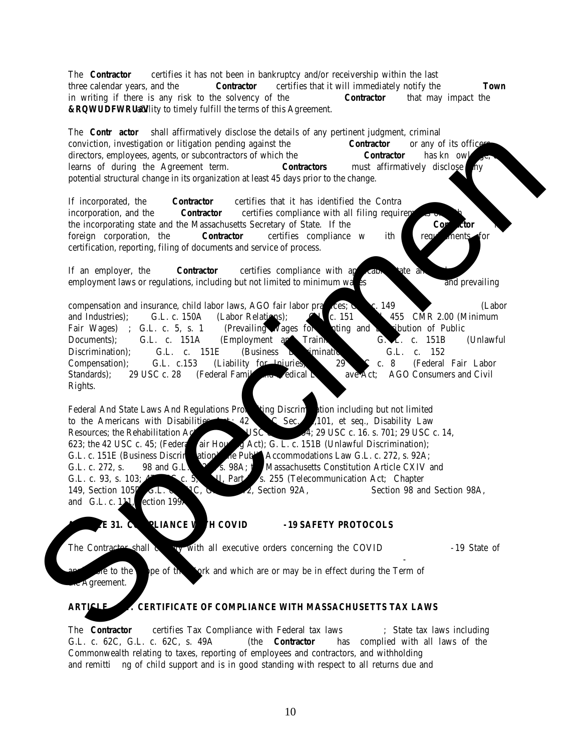The **Contractor** certifies it has not been in bankruptcy and/or receivership within the last three calendar years, and the **Contractor** certifies that it will immediately notify the **Town** in writing if there is any risk to the solvency of the **Contractor** that may impact the **&RQWUDFWRU's** ability to timely fulfill the terms of this Agreement.

The **Contr actor** shall affirmatively disclose the details of any pertinent judgment, criminal conviction, investigation or litigation pending against the **Contractor** or any of its officers, directors, employees, agents, or subcontractors of which the **Contractor** has kn owl ge, or learns of during the Agreement term. **Contractors** must affirmatively disclose any potential structural change in its organization at least 45 days prior to the change.

If incorporated, the **Contractor** certifies that it has identified the Contra incorporation, and the **Contractor** certifies compliance with all filing requirements of both the incorporating state and the Massachusetts Secretary of State. If the **Contractor** is a foreign corporation, the **Contractor** certifies compliance w ith requirements for certification, reporting, filing of documents and service of process.

If an employer, the **Contractor** certifies compliance with applicable state and employment laws or regulations, including but not limited to minimum wages and prevailing

compensation and insurance, child labor laws, AGO fair labor practices; G.L. c. 149 (Labor and Industries); G.L. c. 150A (Labor Relations); G.L. c. 151 455 CMR 2.00 (Minimum Fair Wages) ; G.L. c. 5, s. 1 (Prevailing Wages for nting and Distribution of Public Documents); G.L. c. 151A (Employment and Training G.L. c. 151B (Unlawful Discrimination); G.L. c. 151E (Business Discrimination G.L. c. 152 Compensation); G.L. c.153 (Liability for Injuries) 29 C c. 8 (Federal Fair Labor Standards); 29 USC c. 28 (Federal Family and Medical Leave Act; AGO Consumers and Civil Rights.

Federal And State Laws And Regulations Prohibiting Discrimination including but not limited to the Americans with Disabilities Act; 42 C Sec. ,101, et seq., Disability Law Resources; the Rehabilitation Act USC 04; 29 USC c. 16. s. 701; 29 USC c. 14, 623; the 42 USC c. 45; (Federal Fair Housing Act); G. L. c. 151B (Unlawful Discrimination); G.L. c. 151E (Business Discrimination) the Public Accommodations Law G.L. c. 272, s. 92A; G.L. c. 272, s. 98 and G.L. s. 98A; the Massachusetts Constitution Article CXIV and G.L. c. 93, s. 103; c. 5, II, Part s. 255 (Telecommunication Act; Chapter 149, Section 105D G.L. c. 1C, 2, Section 92A, Section 98 and Section 98A, and G.L. c. 111, Section 199A

## E 31. COMPLIANCE WITH COVID -19 SAFETY PROTOCOLS

The Contractor shall comply with all executive orders concerning the COVID -19 State of

applicable to the scope of the work and which are or may be in effect during the Term of the Agreement.

## ARTICLE . CERTIFICATE OF COMPLIANCE WITH MASSACHUSETTS TAX LAWS

The **Contractor** certifies Tax Compliance with Federal tax laws ; State tax laws including G.L. c. 62C, G.L. c. 62C, s. 49A (the **Contractor** has complied with all laws of the Commonwealth relating to taxes, reporting of employees and contractors, and withholding and remitti ng of child support and is in good standing with respect to all returns due and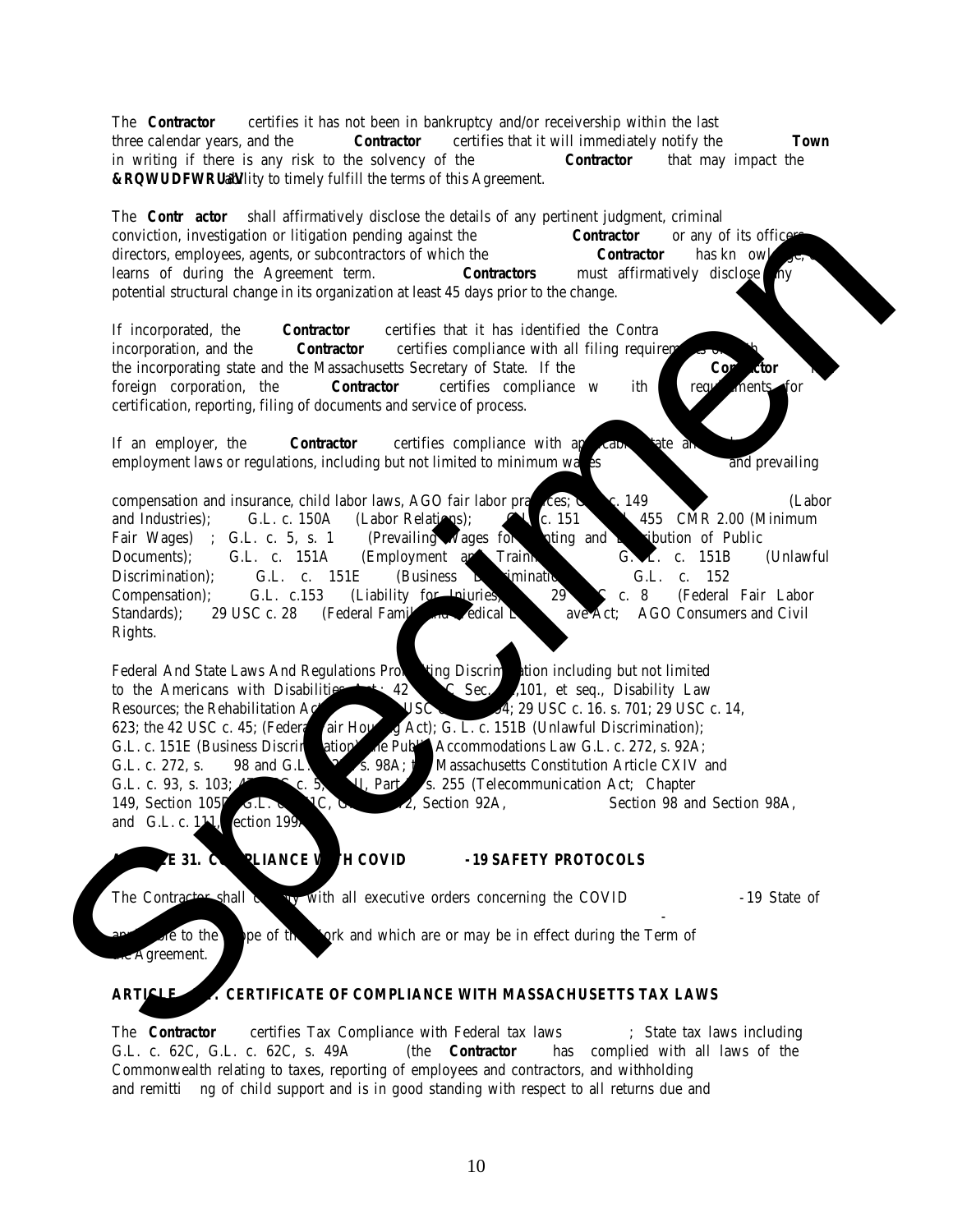The **Contractor** certifies it has not been in bankruptcy and/or receivership within the last three calendar years, and the **Contractor** certifies that it will immediately notify the **Town** in writing if there is any risk to the solvency of the **Contractor** that may impact the **&RQWUDFWRU¶V** ability to timely fulfill the terms of this Agreement.

The **Contr actor** shall affirmatively disclose the details of any pertinent judgment, criminal conviction, investigation or litigation pending against the **Contractor** or any of its officers, directors, employees, agents, or subcontractors of which the **Contractor** has kn owledge, or learns of during the Agreement term. **Contractors** must affirmatively disclose any potential structural change in its organization at least 45 days prior to the change.

If incorporated, the **Contractor** certifies that it has identified the Contra incorporation, and the **Contractor** certifies compliance with all filing requirements of both the incorporating state and the Massachusetts Secretary of State. If the **Contractor** foreign corporation, the **Contractor** certifies compliance w ith requirements for certification, reporting, filing of documents and service of process.

If an employer, the **Contractor** certifies compliance with applicable state an employment laws or regulations, including but not limited to minimum wages and prevailing

compensation and insurance, child labor laws, AGO fair labor practices; G.L. c. 149 (Labor and Industries); G.L. c. 150A (Labor Relations); G.L. c. 151 455 CMR 2.00 (Minimum Fair Wages) ; G.L. c. 5, s. 1 (Prevailing Wages for Printing and Distribution of Public Documents); G.L. c. 151A (Employment and Training); G.L. c. 151B (Unlawful Discrimination); G.L. c. 151E (Business Discrimination); G.L. c. 152 Compensation); G.L. c.153 (Liability for Injuries); 29 USC c. 8 (Federal Fair Labor Standards); 29 USC c. 28 (Federal Family and Medical Leave Act; AGO Consumers and Civil Rights.

Federal And State Laws And Regulations Prohibiting Discrimination including but not limited to the Americans with Disabilities Act; 42 USC Sec. 12,101, et seq., Disability Law Resources; the Rehabilitation Act USC 794; 29 USC c. 16. s. 701; 29 USC c. 14, 623; the 42 USC c. 45; (Federal Fair Housing Act); G. L. c. 151B (Unlawful Discrimination); G.L. c. 151E (Business Discrimination); the Public Accommodations Law G.L. c. 272, s. 92A; G.L. c. 272, s. 98 and G.L. c. 272, s. 98A; the Massachusetts Constitution Article CXIV and G.L. c. 93, s. 103; 47 USC c. 5, II, Part s. 255 (Telecommunication Act; Chapter 149, Section 105D, G.L. c. 151C, G.L. c. 272, Section 92A, Section 98 and Section 98A, and G.L. c. 111, Section 199A.

## ARTICLE 31. COMPLIANCE WITH COVID -19 SAFETY PROTOCOLS

The Contractor shall comply with all executive orders concerning the COVID -19 State of

applicable to the scope of the work and which are or may be in effect during the Term of the Agreement.

## ARTICLE . CERTIFICATE OF COMPLIANCE WITH MASSACHUSETTS TAX LAWS

The **Contractor** certifies Tax Compliance with Federal tax laws ; State tax laws including G.L. c. 62C, G.L. c. 62C, s. 49A (the **Contractor** has complied with all laws of the Commonwealth relating to taxes, reporting of employees and contractors, and withholding and remitti ng of child support and is in good standing with respect to all returns due and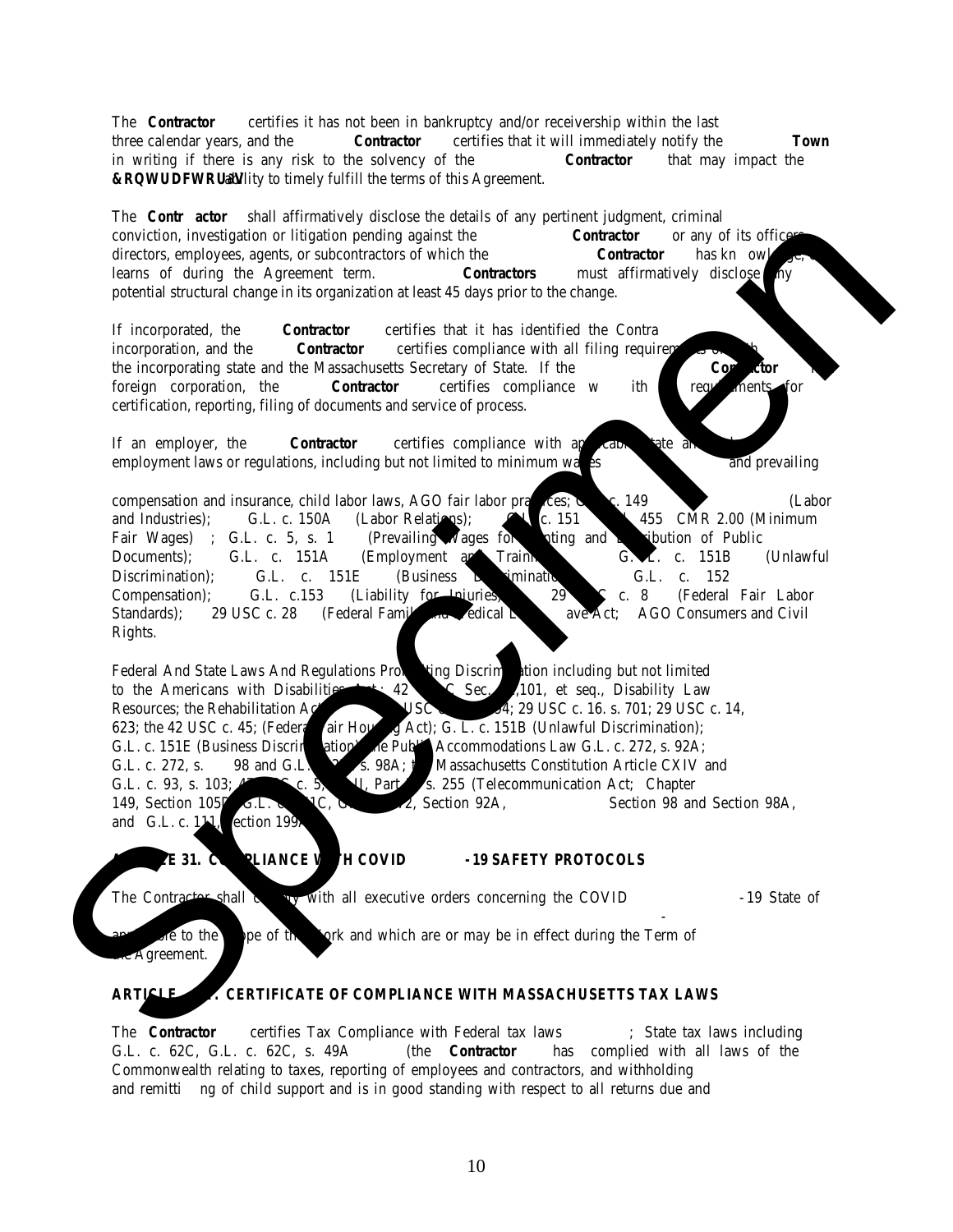The **Contractor** certifies it has not been in bankruptcy and/or receivership within the last three calendar years, and the **Contractor** certifies that it will immediately notify the **Town** in writing if there is any risk to the solvency of the **Contractor** that may impact the **Contractor's** ability to timely fulfill the terms of this Agreement.

The **Contr actor** shall affirmatively disclose the details of any pertinent judgment, criminal conviction, investigation or litigation pending against the **Contractor** or any of its officers, directors, employees, agents, or subcontractors of which the **Contractor** has kn owledge, or learns of during the Agreement term. **Contractors** must affirmatively disclose any potential structural change in its organization at least 45 days prior to the change.

If incorporated, the **Contractor** certifies that it has identified the Contra incorporation, and the **Contractor** certifies compliance with all filing requirements of both the incorporating state and the Massachusetts Secretary of State. If the **Contractor** is a foreign corporation, the **Contractor** certifies compliance w ith requirements for certification, reporting, filing of documents and service of process.

If an employer, the **Contractor** certifies compliance with applicable state and employment laws or regulations, including but not limited to minimum wages and prevailing

compensation and insurance, child labor laws, AGO fair labor practices; G.L. c. 149 (Labor and Industries); G.L. c. 150A (Labor Relations); G.L. c. 151 and 455 CMR 2.00 (Minimum Fair Wages) ; G.L. c. 5, s. 1 (Prevailing Wages for Printing and Distribution of Public Documents); G.L. c. 151A (Employment and Training); G.L. c. 151B (Unlawful Discrimination); G.L. c. 151E (Business Discrimination); G.L. c. 152 Compensation); G.L. c.153 (Liability for Injuries); 29 USC c. 8 (Federal Fair Labor Standards); 29 USC c. 28 (Federal Family and Medical Leave Act; AGO Consumers and Civil Rights.

Federal And State Laws And Regulations Prohibiting Discrimination including but not limited to the Americans with Disabilities Act; 42 USC Sec. 12,101, et seq., Disability Law Resources; the Rehabilitation Act USC c. 794; 29 USC c. 16. s. 701; 29 USC c. 14, 623; the 42 USC c. 45; (Federal Fair Housing Act); G. L. c. 151B (Unlawful Discrimination); G.L. c. 151E (Business Discrimination); the Public Accommodations Law G.L. c. 272, s. 92A; G.L. c. 272, s. 98 and G.L. c. 272, s. 98A; the Massachusetts Constitution Article CXIV and G.L. c. 93, s. 103; 47 USC c. 5, II, Part s. 255 (Telecommunication Act; Chapter 149, Section 105D, G.L. c. 151C, G.L. c. 272, Section 92A, Section 98 and Section 98A, and G.L. c. 111, Section 199A

## ARTICLE 31. COMPLIANCE WITH COVID -19 SAFETY PROTOCOLS

The Contractor shall comply with all executive orders concerning the COVID -19 State of applicable to the scope of the work and which are or may be in effect during the Term of the Agreement.

## ARTICLE . CERTIFICATE OF COMPLIANCE WITH MASSACHUSETTS TAX LAWS

The **Contractor** certifies Tax Compliance with Federal tax laws ; State tax laws including G.L. c. 62C, G.L. c. 62C, s. 49A (the **Contractor** has complied with all laws of the Commonwealth relating to taxes, reporting of employees and contractors, and withholding and remitti ng of child support and is in good standing with respect to all returns due and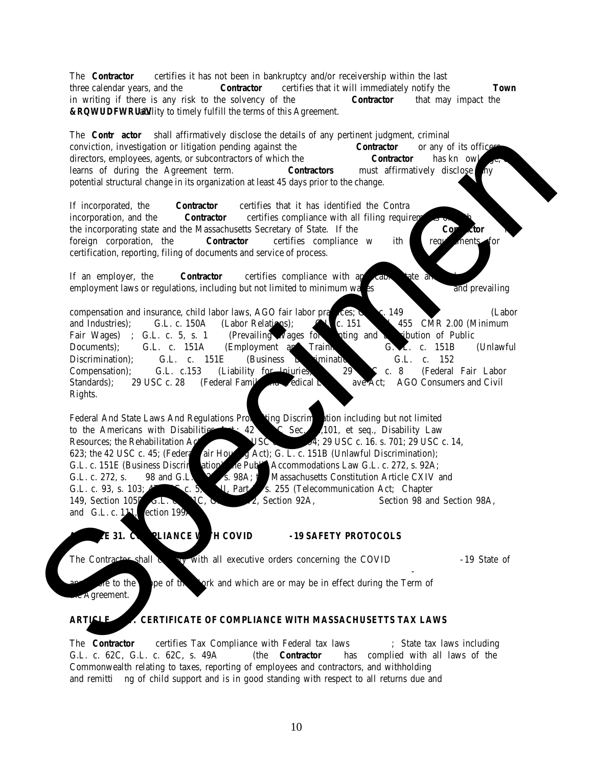The **Contractor** certifies it has not been in bankruptcy and/or receivership within the last three calendar years, and the **Contractor** certifies that it will immediately notify the **Town** in writing if there is any risk to the solvency of the **Contractor** that may impact the **&RQWUDFWRU¶V** ability to timely fulfill the terms of this Agreement.

The **Contr actor** shall affirmatively disclose the details of any pertinent judgment, criminal conviction, investigation or litigation pending against the **Contractor** or any of its officers, directors, employees, agents, or subcontractors of which the **Contractor** has kn owl ge, learns of during the Agreement term. **Contractors** must affirmatively disclose ny potential structural change in its organization at least 45 days prior to the change.

If incorporated, the **Contractor** certifies that it has identified the Contra incorporation, and the **Contractor** certifies compliance with all filing requirem the incorporating state and the Massachusetts Secretary of State. If the **Co ctor** foreign corporation, the **Contractor** certifies compliance w ith requ ments for certification, reporting, filing of documents and service of process.

If an employer, the **Contractor** certifies compliance with ap cab tate a employment laws or regulations, including but not limited to minimum wa es and prevailing

compensation and insurance, child labor laws, AGO fair labor pra ces; c. 149 (Labor and Industries); G.L. c. 150A (Labor Relations); c. 151 455 CMR 2.00 (Minimum Fair Wages) ; G.L. c. 5, s. 1 (Prevailing Wages fo nting and ribution of Public Documents); G.L. c. 151A (Employment an Traini G. L. c. 151B (Unlawful Discrimination); G.L. c. 151E (Business iminatio G.L. c. 152 Compensation); G.L. c.153 (Liability for Injuries) 29 C c. 8 (Federal Fair Labor Standards); 29 USC c. 28 (Federal Famil edical ave Act; AGO Consumers and Civil Rights.

Federal And State Laws And Regulations Pro ting Discrim ation including but not limited to the Americans with Disabilitie ; 42 C Sec. ,101, et seq., Disability Law Resources; the Rehabilitation Ac USC 4; 29 USC c. 16. s. 701; 29 USC c. 14, 623; the 42 USC c. 45; (Federa air Hou g Act); G. L. c. 151B (Unlawful Discrimination); G.L. c. 151E (Business Discri ation) he Publ Accommodations Law G.L. c. 272, s. 92A; G.L. c. 272, s. 98 and G.L. s. 98A; t Massachusetts Constitution Article CXIV and G.L. c. 93, s. 103; c. 5, II, Part s. 255 (Telecommunication Act; Chapter 149, Section 105 G.L. C, 2, Section 92A, Section 98 and Section 98A, and G.L. c. 11 ection 199

## E 31. C PLIANCE W H COVID -19 SAFETY PROTOCOLS

The Contractor shall with all executive orders concerning the COVID -19 State of

ore to the pe of th ork and which are or may be in effect during the Term of e Agreement.

## ARTIC . CERTIFICATE OF COMPLIANCE WITH MASSACHUSETTS TAX LAWS

The **Contractor** certifies Tax Compliance with Federal tax laws ; State tax laws including G.L. c. 62C, G.L. c. 62C, s. 49A (the **Contractor** has complied with all laws of the Commonwealth relating to taxes, reporting of employees and contractors, and withholding and remitti ng of child support and is in good standing with respect to all returns due and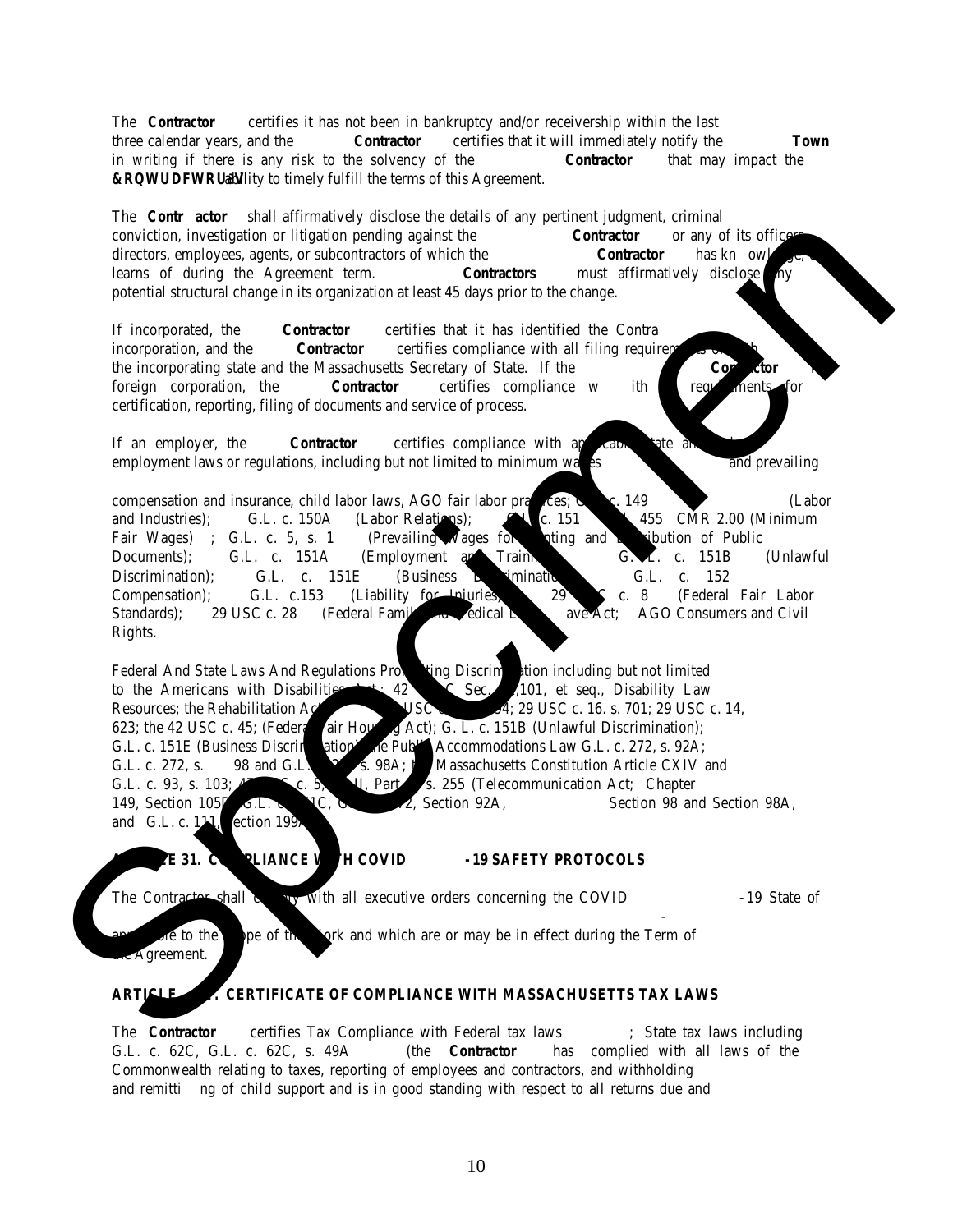The **Contractor** certifies it has not been in bankruptcy and/or receivership within the last three calendar years, and the **Contractor** certifies that it will immediately notify the **Town** in writing if there is any risk to the solvency of the **Contractor** that may impact the **&RQWUDFWRU's** ability to timely fulfill the terms of this Agreement.

The **Contr actor** shall affirmatively disclose the details of any pertinent judgment, criminal conviction, investigation or litigation pending against the **Contractor** or any of its officers, directors, employees, agents, or subcontractors of which the **Contractor** has kn owledge, or learns of during the Agreement term. **Contractors** must affirmatively disclose any potential structural change in its organization at least 45 days prior to the change.

If incorporated, the **Contractor** certifies that it has identified the Contra incorporation, and the **Contractor** certifies compliance with all filing requirements of both the incorporating state and the Massachusetts Secretary of State. If the **Contractor** foreign corporation, the **Contractor** certifies compliance w ith requirements for certification, reporting, filing of documents and service of process.

If an employer, the **Contractor** certifies compliance with applicable state and employment laws or regulations, including but not limited to minimum wages and prevailing

compensation and insurance, child labor laws, AGO fair labor practices; G.L. c. 149 (Labor and Industries); G.L. c. 150A (Labor Relations); G.L. c. 151 455 CMR 2.00 (Minimum Fair Wages) ; G.L. c. 5, s. 1 (Prevailing Wages for Printing and Distribution of Public Documents); G.L. c. 151A (Employment and Training); G.L. c. 151B (Unlawful Discrimination); G.L. c. 151E (Business Discrimination); G.L. c. 152 Compensation); G.L. c.153 (Liability for Injuries); 29 USC c. 8 (Federal Fair Labor Standards); 29 USC c. 28 (Federal Family and Medical Leave Act; AGO Consumers and Civil Rights.

Federal And State Laws And Regulations Prohibiting Discrimination including but not limited to the Americans with Disabilities Act; 42 USC Sec. 12,101, et seq., Disability Law Resources; the Rehabilitation Act USC c. 794; 29 USC c. 16. s. 701; 29 USC c. 14, 623; the 42 USC c. 45; (Federal Fair Housing Act); G. L. c. 151B (Unlawful Discrimination); G.L. c. 151E (Business Discrimination); the Public Accommodations Law G.L. c. 272, s. 92A; G.L. c. 272, s. 98 and G.L. c. 272, s. 98A; the Massachusetts Constitution Article CXIV and G.L. c. 93, s. 103; 47 USC c. 5, II, Part II, s. 255 (Telecommunication Act; Chapter 149, Section 105D, G.L. c. 151C, G.L. c. 272, Section 92A, Section 98 and Section 98A, and G.L. c. 111, Section 199A

## ARTICLE 31. COMPLIANCE WITH COVID -19 SAFETY PROTOCOLS

The Contractor shall comply with all executive orders concerning the COVID -19 State of - applicable to the scope of the work and which are or may be in effect during the Term of the Agreement.

## ARTICLE . CERTIFICATE OF COMPLIANCE WITH MASSACHUSETTS TAX LAWS

The **Contractor** certifies Tax Compliance with Federal tax laws ; State tax laws including G.L. c. 62C, G.L. c. 62C, s. 49A (the **Contractor** has complied with all laws of the Commonwealth relating to taxes, reporting of employees and contractors, and withholding and remitti ng of child support and is in good standing with respect to all returns due and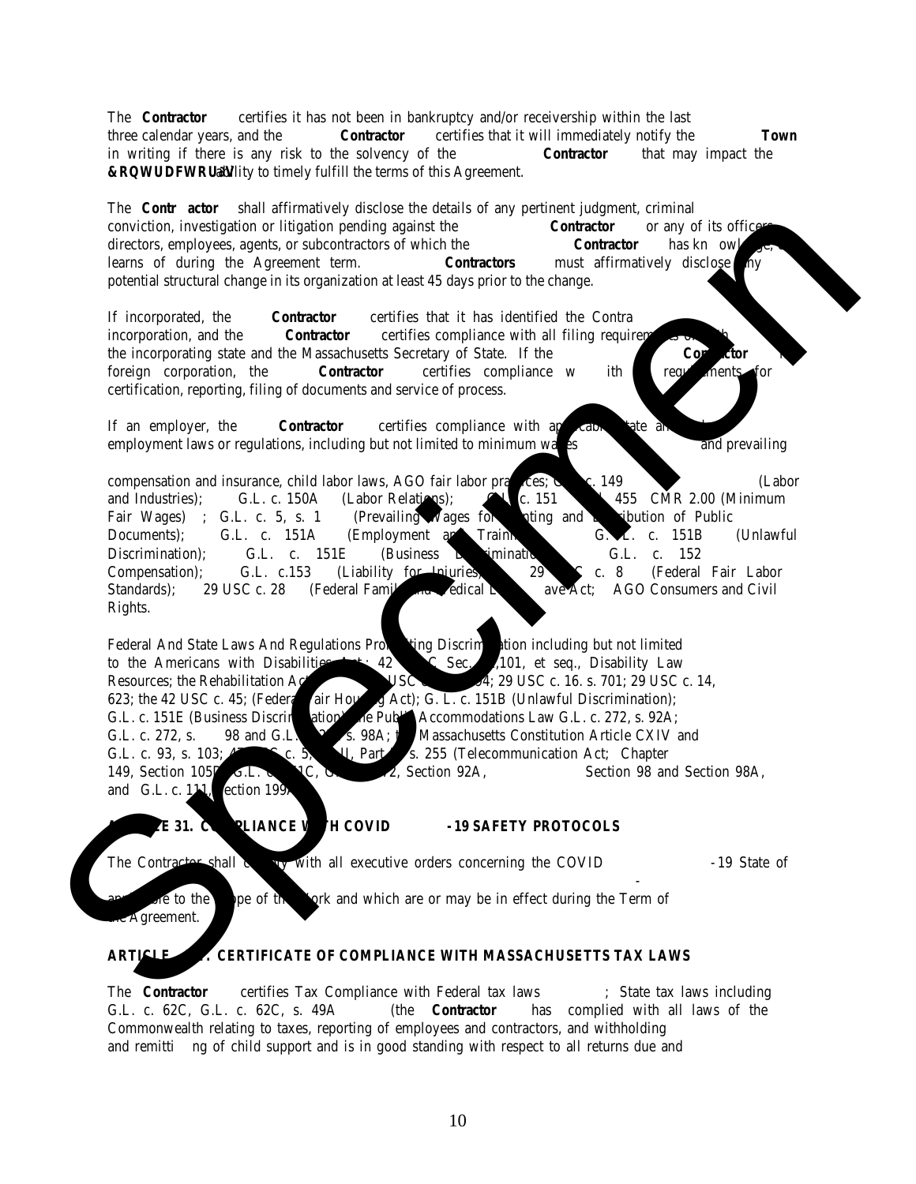The **Contractor** certifies it has not been in bankruptcy and/or receivership within the last three calendar years, and the **Contractor** certifies that it will immediately notify the **Town** in writing if there is any risk to the solvency of the **Contractor** that may impact the **&RQWUDFWRU¶V** ability to timely fulfill the terms of this Agreement.

The **Contr actor** shall affirmatively disclose the details of any pertinent judgment, criminal conviction, investigation or litigation pending against the **Contractor** or any of its officers, directors, employees, agents, or subcontractors of which the **Contractor** has kn owledge, or learns of during the Agreement term. **Contractors** must affirmatively disclose any potential structural change in its organization at least 45 days prior to the change.

If incorporated, the **Contractor** certifies that it has identified the Contra incorporation, and the **Contractor** certifies compliance with all filing requirements of both the incorporating state and the Massachusetts Secretary of State. If the **Contractor** is a foreign corporation, the **Contractor** certifies compliance w ith requirements for certification, reporting, filing of documents and service of process.

If an employer, the **Contractor** certifies compliance with applicable state and employment laws or regulations, including but not limited to minimum wages and prevailing

compensation and insurance, child labor laws, AGO fair labor practices; G.L. c. 149 (Labor and Industries); G.L. c. 150A (Labor Relations); G.L. c. 151 455 CMR 2.00 (Minimum Fair Wages) ; G.L. c. 5, s. 1 (Prevailing Wages for Printing and Distribution of Public Documents); G.L. c. 151A (Employment and Training); G.L. c. 151B (Unlawful Discrimination); G.L. c. 151E (Business Discrimination); G.L. c. 152 Compensation); G.L. c.153 (Liability for Injuries); 29 USC c. 8 (Federal Fair Labor Standards); 29 USC c. 28 (Federal Family and Medical Leave Act; AGO Consumers and Civil Rights.

Federal And State Laws And Regulations Prohibiting Discrimination including but not limited to the Americans with Disabilities Act; 42 USC Sec. 12,101, et seq., Disability Law Resources; the Rehabilitation Act USC 794; 29 USC c. 16. s. 701; 29 USC c. 14, 623; the 42 USC c. 45; (Federal Fair Housing Act); G. L. c. 151B (Unlawful Discrimination); G.L. c. 151E (Business Discrimination); the Public Accommodations Law G.L. c. 272, s. 92A; G.L. c. 272, s. 98 and G.L. c. 272, s. 98A; the Massachusetts Constitution Article CXIV and G.L. c. 93, s. 103; 47 USC c. 5, II, Part s. 255 (Telecommunication Act; Chapter 149, Section 105D, G.L. c. 151C, G.L. c. 272, Section 92A, Section 98 and Section 98A, and G.L. c. 111, Section 199A.

## ARTICLE 31. COMPLIANCE WITH COVID -19 SAFETY PROTOCOLS

The Contractor shall comply with all executive orders concerning the COVID -19 State of - applicable to the scope of the work and which are or may be in effect during the Term of the Agreement.

## ARTICLE . CERTIFICATE OF COMPLIANCE WITH MASSACHUSETTS TAX LAWS

The **Contractor** certifies Tax Compliance with Federal tax laws ; State tax laws including G.L. c. 62C, G.L. c. 62C, s. 49A (the **Contractor** has complied with all laws of the Commonwealth relating to taxes, reporting of employees and contractors, and withholding and remitti ng of child support and is in good standing with respect to all returns due and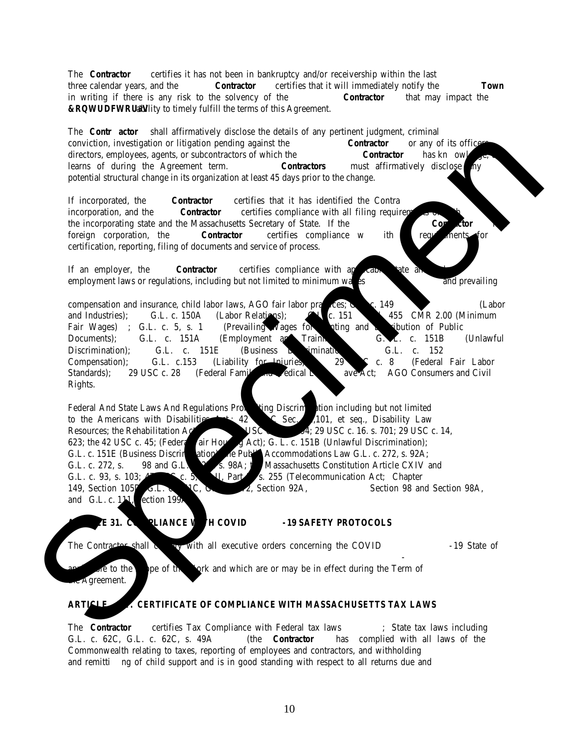The **Contractor** certifies it has not been in bankruptcy and/or receivership within the last three calendar years, and the **Contractor** certifies that it will immediately notify the **Town** in writing if there is any risk to the solvency of the **Contractor** that may impact the **&RQWUDFWRU¶V** ability to timely fulfill the terms of this Agreement.

The **Contr actor** shall affirmatively disclose the details of any pertinent judgment, criminal conviction, investigation or litigation pending against the **Contractor** or any of its officers, directors, employees, agents, or subcontractors of which the **Contractor** has kn owledge, or learns of during the Agreement term. **Contractors** must affirmatively disclose any potential structural change in its organization at least 45 days prior to the change.

If incorporated, the **Contractor** certifies that it has identified the Contra incorporation, and the **Contractor** certifies compliance with all filing requirements of both the incorporating state and the Massachusetts Secretary of State. If the **Contractor** foreign corporation, the **Contractor** certifies compliance w ith requirements for certification, reporting, filing of documents and service of process.

If an employer, the **Contractor** certifies compliance with applicable state and employment laws or regulations, including but not limited to minimum wages and prevailing

compensation and insurance, child labor laws, AGO fair labor practices; G.L. c. 149 (Labor and Industries); G.L. c. 150A (Labor Relations); G.L. c. 151 455 CMR 2.00 (Minimum Fair Wages) ; G.L. c. 5, s. 1 (Prevailing Wages for Printing and Distribution of Public Documents); G.L. c. 151A (Employment and Training); G.L. c. 151B (Unlawful Discrimination); G.L. c. 151E (Business Discrimination); G.L. c. 152 Compensation); G.L. c.153 (Liability for Injuries); 29 USC c. 8 (Federal Fair Labor Standards); 29 USC c. 28 (Federal Family and Medical Leave Act; AGO Consumers and Civil Rights.

Federal And State Laws And Regulations Prohibiting Discrimination including but not limited to the Americans with Disabilities Act; 42 USC Sec. 12,101, et seq., Disability Law Resources; the Rehabilitation Act USC 794; 29 USC c. 16. s. 701; 29 USC c. 14, 623; the 42 USC c. 45; (Federal Fair Housing Act); G. L. c. 151B (Unlawful Discrimination); G.L. c. 151E (Business Discrimination); the Public Accommodations Law G.L. c. 272, s. 92A; G.L. c. 272, s. 98 and G.L. c. 272, s. 98A; the Massachusetts Constitution Article CXIV and G.L. c. 93, s. 103; 47 USC c. 5, II, Part s. 255 (Telecommunication Act; Chapter 149, Section 105D, G.L. c. 151C, G.L. c. 272, Section 92A, Section 98 and Section 98A, and G.L. c. 111, Section 199A.

## ARTICLE 31. COMPLIANCE WITH COVID -19 SAFETY PROTOCOLS

The Contractor shall comply with all executive orders concerning the COVID -19 State of applicable to the scope of the work and which are or may be in effect during the Term of the Agreement.

## ARTICLE . CERTIFICATE OF COMPLIANCE WITH MASSACHUSETTS TAX LAWS

The **Contractor** certifies Tax Compliance with Federal tax laws ; State tax laws including G.L. c. 62C, G.L. c. 62C, s. 49A (the **Contractor** has complied with all laws of the Commonwealth relating to taxes, reporting of employees and contractors, and withholding and remitti ng of child support and is in good standing with respect to all returns due and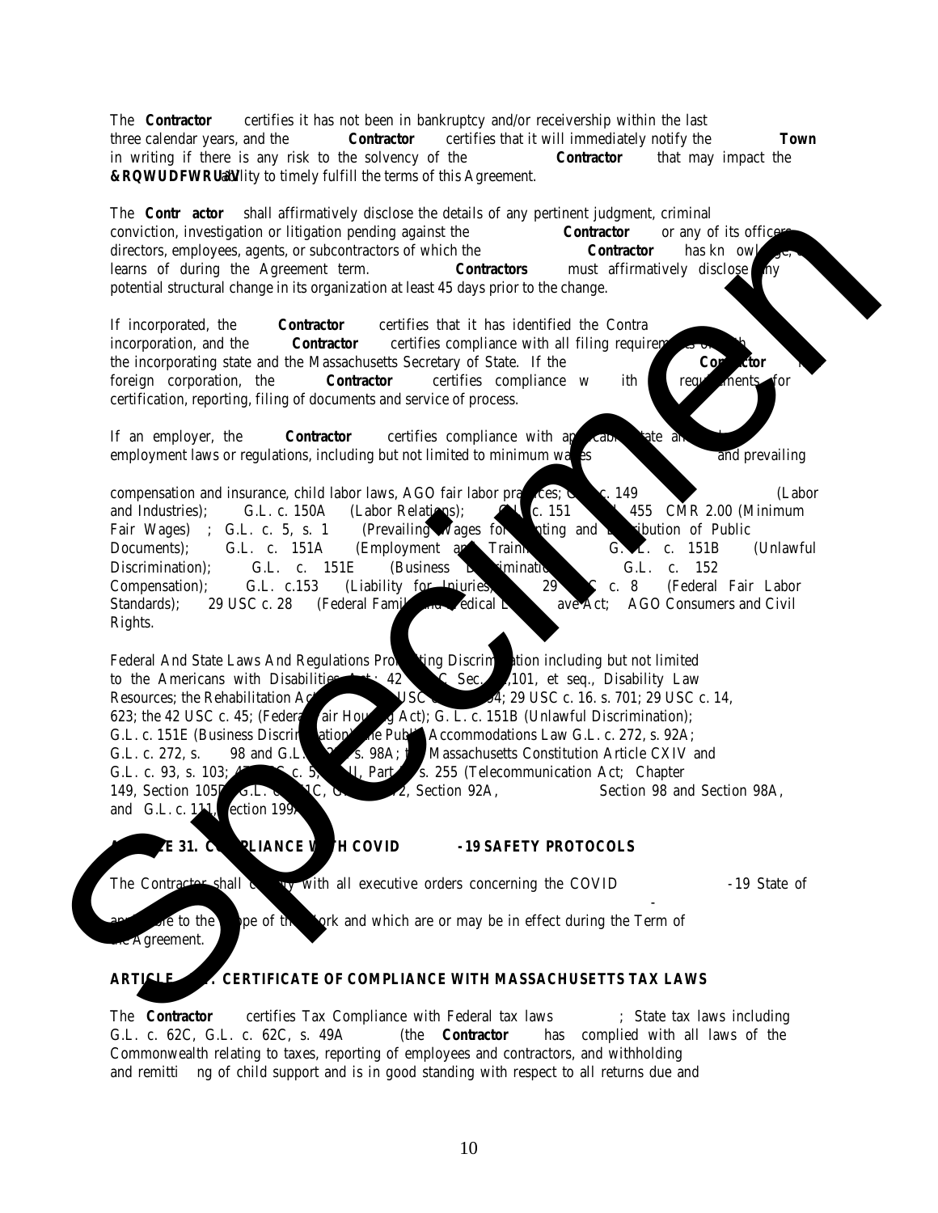The **Contractor** certifies it has not been in bankruptcy and/or receivership within the last three calendar years, and the **Contractor** certifies that it will immediately notify the **Town** in writing if there is any risk to the solvency of the **Contractor** that may impact the **&RQWUDFWRU¶V** ability to timely fulfill the terms of this Agreement.

The **Contr actor** shall affirmatively disclose the details of any pertinent judgment, criminal conviction, investigation or litigation pending against the **Contractor** or any of its officers, directors, employees, agents, or subcontractors of which the **Contractor** has kn owl ge, learns of during the Agreement term. **Contractors** must affirmatively disclose any potential structural change in its organization at least 45 days prior to the change.

If incorporated, the **Contractor** certifies that it has identified the Contra incorporation, and the **Contractor** certifies compliance with all filing requirem the incorporating state and the Massachusetts Secretary of State. If the **Contractor** foreign corporation, the **Contractor** certifies compliance w ith requirements for certification, reporting, filing of documents and service of process.

If an employer, the **Contractor** certifies compliance with applicable state an employment laws or regulations, including but not limited to minimum wa es and prevailing

compensation and insurance, child labor laws, AGO fair labor practices; G.L. c. 149 (Labor and Industries); G.L. c. 150A (Labor Relations); G.L. c. 151 455 CMR 2.00 (Minimum Fair Wages) ; G.L. c. 5, s. 1 (Prevailing Wages for nting and ribution of Public Documents); G.L. c. 151A (Employment and Traini G.L. c. 151B (Unlawful Discrimination); G.L. c. 151E (Business Discriminatio G.L. c. 152 Compensation); G.L. c.153 (Liability for Injuries) 29 C c. 8 (Federal Fair Labor Standards); 29 USC c. 28 (Federal Famil edical ave Act; AGO Consumers and Civil Rights.

Federal And State Laws And Regulations Pro ting Discrim ation including but not limited to the Americans with Disabilities Act; 42 C Sec. ,101, et seq., Disability Law Resources; the Rehabilitation Act USC 94; 29 USC c. 16. s. 701; 29 USC c. 14, 623; the 42 USC c. 45; (Federa air Hou g Act); G. L. c. 151B (Unlawful Discrimination); G.L. c. 151E (Business Discri ation) he Public Accommodations Law G.L. c. 272, s. 92A; G.L. c. 272, s. 98 and G.L. s. 98A; the Massachusetts Constitution Article CXIV and G.L. c. 93, s. 103; c. 5, II, Part s. 255 (Telecommunication Act; Chapter 149, Section 105 G.L. C, 2, Section 92A, Section 98 and Section 98A, and G.L. c. 111, ection 199

## E 31. C PLIANCE W H COVID -19 SAFETY PROTOCOLS

The Contractor shall y with all executive orders concerning the COVID -19 State of

ore to the pe of th ork and which are or may be in effect during the Term of e Agreement.

## ARTICLE . CERTIFICATE OF COMPLIANCE WITH MASSACHUSETTS TAX LAWS

The **Contractor** certifies Tax Compliance with Federal tax laws ; State tax laws including G.L. c. 62C, G.L. c. 62C, s. 49A (the **Contractor** has complied with all laws of the Commonwealth relating to taxes, reporting of employees and contractors, and withholding and remitti ng of child support and is in good standing with respect to all returns due and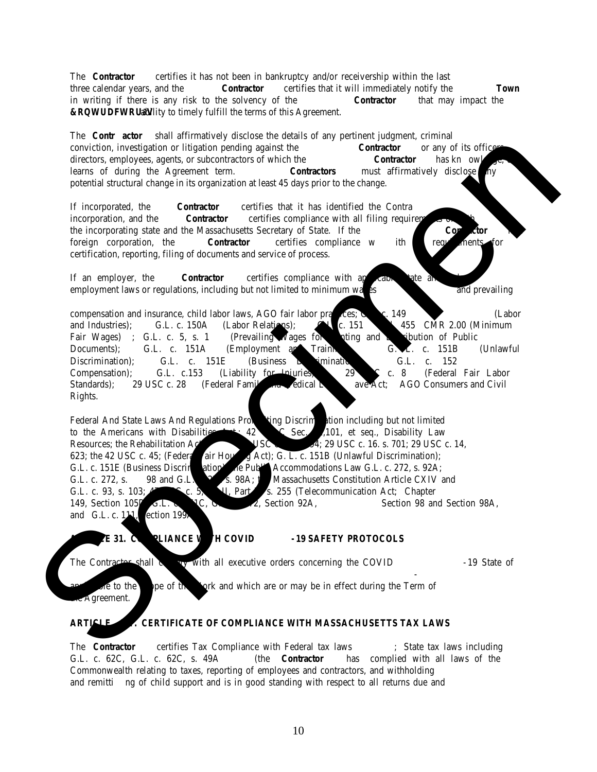The **Contractor** certifies it has not been in bankruptcy and/or receivership within the last three calendar years, and the **Contractor** certifies that it will immediately notify the **Town** in writing if there is any risk to the solvency of the **Contractor** that may impact the **&RQWUDFWRU¶V** ability to timely fulfill the terms of this Agreement.

The **Contr actor** shall affirmatively disclose the details of any pertinent judgment, criminal conviction, investigation or litigation pending against the **Contractor** or any of its officers, directors, employees, agents, or subcontractors of which the **Contractor** has kn owledge, or learns of during the Agreement term. **Contractors** must affirmatively disclose any potential structural change in its organization at least 45 days prior to the change.

If incorporated, the **Contractor** certifies that it has identified the Contra incorporation, and the **Contractor** certifies compliance with all filing requirements of both the incorporating state and the Massachusetts Secretary of State. If the **Contractor** foreign corporation, the **Contractor** certifies compliance w ith requirements for certification, reporting, filing of documents and service of process.

If an employer, the **Contractor** certifies compliance with applicable state and employment laws or regulations, including but not limited to minimum wages and prevailing

compensation and insurance, child labor laws, AGO fair labor practices; G.L. c. 149 (Labor and Industries); G.L. c. 150A (Labor Relations); G.L. c. 151 455 CMR 2.00 (Minimum Fair Wages) ; G.L. c. 5, s. 1 (Prevailing Wages for Printing and Distribution of Public Documents); G.L. c. 151A (Employment and Training); G.L. c. 151B (Unlawful Discrimination); G.L. c. 151E (Business Discrimination); G.L. c. 152 Compensation); G.L. c.153 (Liability for Injuries); 29 USC c. 8 (Federal Fair Labor Standards); 29 USC c. 28 (Federal Family and Medical Leave Act; AGO Consumers and Civil Rights.

Federal And State Laws And Regulations Prohibiting Discrimination including but not limited to the Americans with Disabilities Act; 42 USC Sec. 12,101, et seq., Disability Law Resources; the Rehabilitation Act 29 USC c. 794; 29 USC c. 16. s. 701; 29 USC c. 14, 623; the 42 USC c. 45; (Federal Fair Housing Act); G. L. c. 151B (Unlawful Discrimination); G.L. c. 151E (Business Discrimination); the Public Accommodations Law G.L. c. 272, s. 92A; G.L. c. 272, s. 98 and G.L. c. 272, s. 98A; the Massachusetts Constitution Article CXIV and G.L. c. 93, s. 103; 47 USC c. 5, sub-II, Part II, s. 255 (Telecommunication Act; Chapter 149, Section 105D, G.L. c. 151C, G.L. c. 272, Section 92A, Section 98 and Section 98A, and G.L. c. 111, Section 199A

## ARTICLE 31. COMPLIANCE WITH COVID -19 SAFETY PROTOCOLS

The Contractor shall comply with all executive orders concerning the COVID -19 State of

applicable to the scope of the work and which are or may be in effect during the Term of the Agreement.

## ARTICLE . CERTIFICATE OF COMPLIANCE WITH MASSACHUSETTS TAX LAWS

The **Contractor** certifies Tax Compliance with Federal tax laws ; State tax laws including G.L. c. 62C, G.L. c. 62C, s. 49A (the **Contractor** has complied with all laws of the Commonwealth relating to taxes, reporting of employees and contractors, and withholding and remitti ng of child support and is in good standing with respect to all returns due and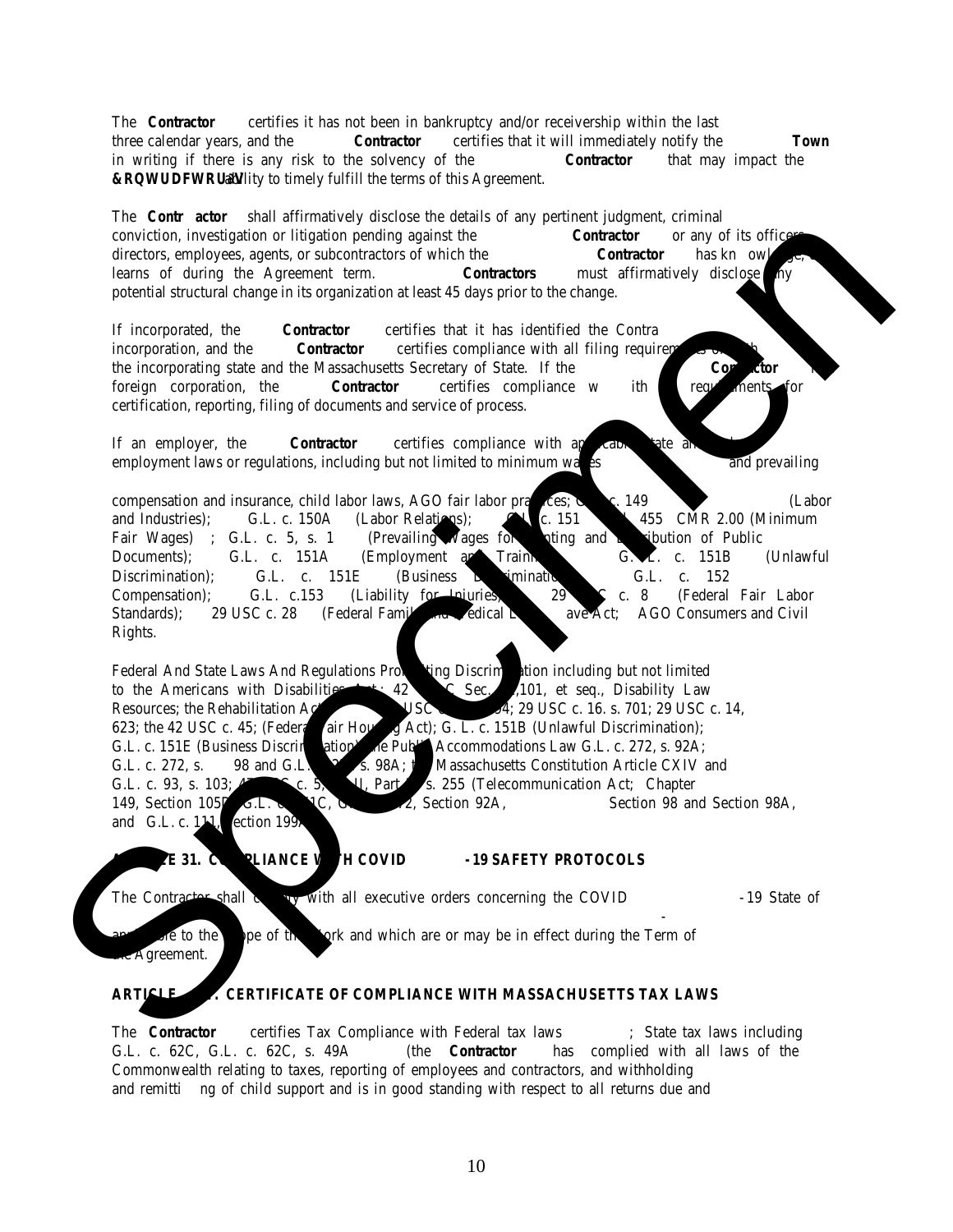The **Contractor** certifies it has not been in bankruptcy and/or receivership within the last three calendar years, and the **Contractor** certifies that it will immediately notify the **Town** in writing if there is any risk to the solvency of the **Contractor** that may impact the **&RQWUDFWRU's** ability to timely fulfill the terms of this Agreement.

The **Contr actor** shall affirmatively disclose the details of any pertinent judgment, criminal conviction, investigation or litigation pending against the **Contractor** or any of its officers, directors, employees, agents, or subcontractors of which the **Contractor** has kn owledge, or learns of during the Agreement term. **Contractors** must affirmatively disclose any potential structural change in its organization at least 45 days prior to the change.

If incorporated, the **Contractor** certifies that it has identified the Contra incorporation, and the **Contractor** certifies compliance with all filing requirements of both the incorporating state and the Massachusetts Secretary of State. If the **Contractor** is a foreign corporation, the **Contractor** certifies compliance w ith requirements for certification, reporting, filing of documents and service of process.

If an employer, the **Contractor** certifies compliance with applicable state and employment laws or regulations, including but not limited to minimum wages and prevailing

compensation and insurance, child labor laws, AGO fair labor practices; G.L. c. 149 (Labor and Industries); G.L. c. 150A (Labor Relations); G.L. c. 151 455 CMR 2.00 (Minimum Fair Wages) ; G.L. c. 5, s. 1 (Prevailing Wages for Printing and Distribution of Public Documents); G.L. c. 151A (Employment and Training); G.L. c. 151B (Unlawful Discrimination); G.L. c. 151E (Business Discrimination); G.L. c. 152 Compensation); G.L. c.153 (Liability for Injuries); 29 USC c. 8 (Federal Fair Labor Standards); 29 USC c. 28 (Federal Family and Medical Leave Act; AGO Consumers and Civil Rights.

Federal And State Laws And Regulations Prohibiting Discrimination including but not limited to the Americans with Disabilities Act; 42 USC Sec. 12,101, et seq., Disability Law Resources; the Rehabilitation Act USC 794; 29 USC c. 16. s. 701; 29 USC c. 14, 623; the 42 USC c. 45; (Federal Fair Housing Act); G. L. c. 151B (Unlawful Discrimination); G.L. c. 151E (Business Discrimination); the Public Accommodations Law G.L. c. 272, s. 92A; G.L. c. 272, s. 98 and G.L. c. 272, s. 98A; the Massachusetts Constitution Article CXIV and G.L. c. 93, s. 103; 47 USC c. 5, sc. II, Part II, s. 255 (Telecommunication Act; Chapter 149, Section 105D, G.L. c. 151C, G.L. c. 272, Section 92A, Section 98 and Section 98A, and G.L. c. 111, Section 199A

## ARTICLE 31. COMPLIANCE WITH COVID -19 SAFETY PROTOCOLS

The Contractor shall comply with all executive orders concerning the COVID -19 State of

applicable to the scope of the work and which are or may be in effect during the Term of the Agreement.

## ARTICLE . CERTIFICATE OF COMPLIANCE WITH MASSACHUSETTS TAX LAWS

The **Contractor** certifies Tax Compliance with Federal tax laws ; State tax laws including G.L. c. 62C, G.L. c. 62C, s. 49A (the **Contractor** has complied with all laws of the Commonwealth relating to taxes, reporting of employees and contractors, and withholding and remitti ng of child support and is in good standing with respect to all returns due and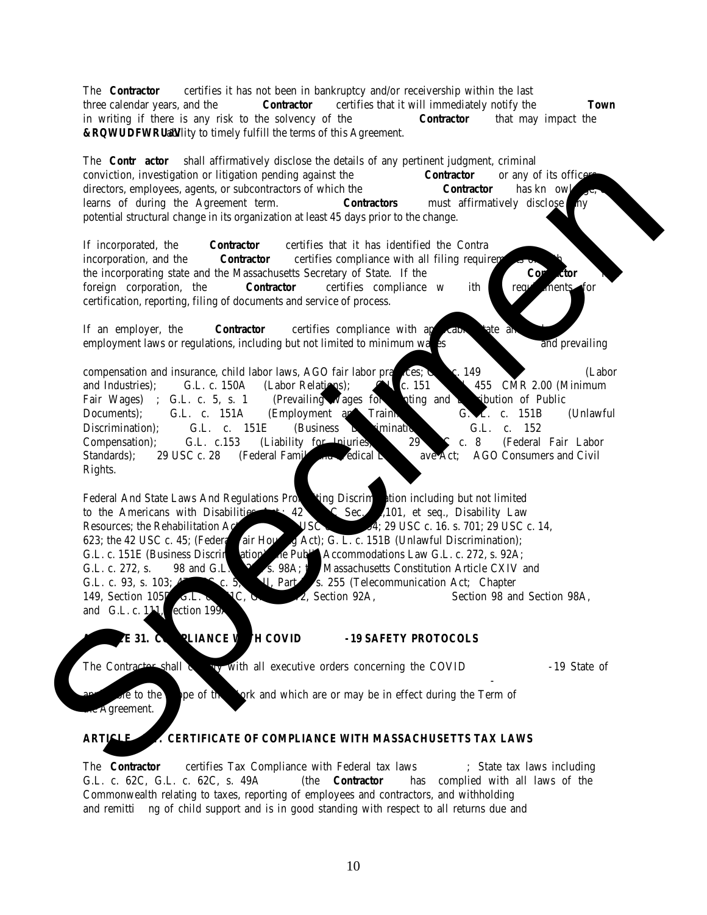The **Contractor** certifies it has not been in bankruptcy and/or receivership within the last three calendar years, and the **Contractor** certifies that it will immediately notify the **Town** in writing if there is any risk to the solvency of the **Contractor** that may impact the **&RQWUDFWRU¶V** ability to timely fulfill the terms of this Agreement.

The **Contr actor** shall affirmatively disclose the details of any pertinent judgment, criminal conviction, investigation or litigation pending against the **Contractor** or any of its officers, directors, employees, agents, or subcontractors of which the **Contractor** has kn owledge, or learns of during the Agreement term. **Contractors** must affirmatively disclose any potential structural change in its organization at least 45 days prior to the change.

If incorporated, the **Contractor** certifies that it has identified the Contra incorporation, and the **Contractor** certifies compliance with all filing requirements of both the incorporating state and the Massachusetts Secretary of State. If the **Contractor** is a foreign corporation, the **Contractor** certifies compliance w ith requirements for certification, reporting, filing of documents and service of process.

If an employer, the **Contractor** certifies compliance with applicable state and employment laws or regulations, including but not limited to minimum wages and prevailing

compensation and insurance, child labor laws, AGO fair labor practices; G.L. c. 149 (Labor and Industries); G.L. c. 150A (Labor Relations); G.L. c. 151 455 CMR 2.00 (Minimum Fair Wages) ; G.L. c. 5, s. 1 (Prevailing Wages for Printing and Distribution of Public Documents); G.L. c. 151A (Employment and Training); G.L. c. 151B (Unlawful Discrimination); G.L. c. 151E (Business Discrimination); G.L. c. 152 Compensation); G.L. c.153 (Liability for Injuries); 29 USC c. 8 (Federal Fair Labor Standards); 29 USC c. 28 (Federal Family and Medical Leave Act; AGO Consumers and Civil Rights.

Federal And State Laws And Regulations Prohibiting Discrimination including but not limited to the Americans with Disabilities Act; 42 USC Sec. 12,101, et seq., Disability Law Resources; the Rehabilitation Act USC 794; 29 USC c. 16. s. 701; 29 USC c. 14, 623; the 42 USC c. 45; (Federal Fair Housing Act); G. L. c. 151B (Unlawful Discrimination); G.L. c. 151E (Business Discrimination); the Public Accommodations Law G.L. c. 272, s. 92A; G.L. c. 272, s. 98 and G.L. c. 272, s. 98A; the Massachusetts Constitution Article CXIV and G.L. c. 93, s. 103; 47 USC c. 5, II, Part II, s. 255 (Telecommunication Act; Chapter 149, Section 105D, G.L. c. 151C, G.L. c. 272, Section 92A, Section 98 and Section 98A, and G.L. c. 111, Section 199A

## ARTICLE 31. COMPLIANCE WITH COVID -19 SAFETY PROTOCOLS

The Contractor shall comply with all executive orders concerning the COVID -19 State of

applicable to the scope of the Work and which are or may be in effect during the Term of the Agreement.

## ARTICLE . CERTIFICATE OF COMPLIANCE WITH MASSACHUSETTS TAX LAWS

The **Contractor** certifies Tax Compliance with Federal tax laws ; State tax laws including G.L. c. 62C, G.L. c. 62C, s. 49A (the **Contractor** has complied with all laws of the Commonwealth relating to taxes, reporting of employees and contractors, and withholding and remitti ng of child support and is in good standing with respect to all returns due and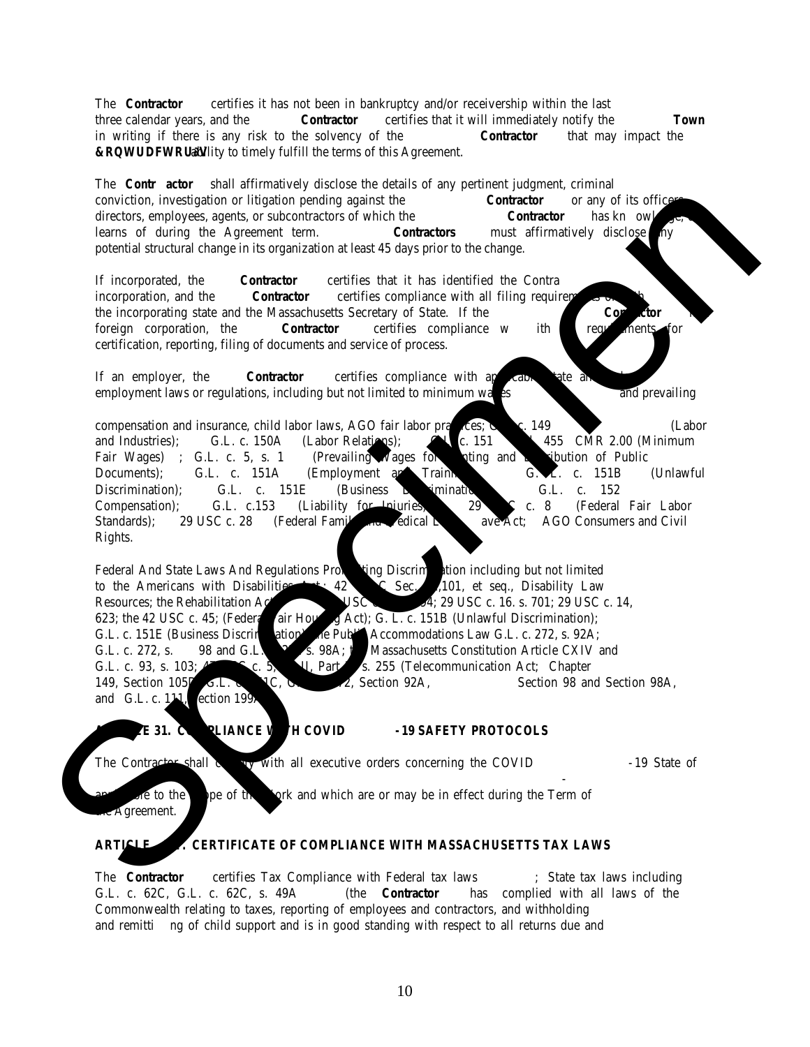The **Contractor** certifies it has not been in bankruptcy and/or receivership within the last three calendar years, and the **Contractor** certifies that it will immediately notify the **Town** in writing if there is any risk to the solvency of the **Contractor** that may impact the **&RQWUDFWRU¶V** ability to timely fulfill the terms of this Agreement.

The **Contr actor** shall affirmatively disclose the details of any pertinent judgment, criminal conviction, investigation or litigation pending against the **Contractor** or any of its officers, directors, employees, agents, or subcontractors of which the **Contractor** has kn owledge, or learns of during the Agreement term. **Contractors** must affirmatively disclose any potential structural change in its organization at least 45 days prior to the change.

If incorporated, the **Contractor** certifies that it has identified the Contra incorporation, and the **Contractor** certifies compliance with all filing requirements of both the incorporating state and the Massachusetts Secretary of State. If the **Contractor** is a foreign corporation, the **Contractor** certifies compliance w ith requirements for certification, reporting, filing of documents and service of process.

If an employer, the **Contractor** certifies compliance with applicable state and employment laws or regulations, including but not limited to minimum wages and prevailing

compensation and insurance, child labor laws, AGO fair labor practices; G.L. c. 149 (Labor and Industries); G.L. c. 150A (Labor Relations); G.L. c. 151 455 CMR 2.00 (Minimum Fair Wages) ; G.L. c. 5, s. 1 (Prevailing Wages for Printing and Distribution of Public Documents); G.L. c. 151A (Employment and Training); G.L. c. 151B (Unlawful Discrimination); G.L. c. 151E (Business Discrimination); G.L. c. 152 Compensation); G.L. c.153 (Liability for Injuries); 29 USC c. 8 (Federal Fair Labor Standards); 29 USC c. 28 (Federal Family and Medical Leave Act; AGO Consumers and Civil Rights.

Federal And State Laws And Regulations Prohibiting Discrimination including but not limited to the Americans with Disabilities Act; 42 USC Sec. 12,101, et seq., Disability Law Resources; the Rehabilitation Act 29 USC c. 794; 29 USC c. 16. s. 701; 29 USC c. 14, 623; the 42 USC c. 45; (Federal Fair Housing Act); G. L. c. 151B (Unlawful Discrimination); G.L. c. 151E (Business Discrimination); the Public Accommodations Law G.L. c. 272, s. 92A; G.L. c. 272, s. 98 and G.L. c. 272, s. 98A; the Massachusetts Constitution Article CXIV and G.L. c. 93, s. 103; 47 USC c. 5, sc. II, Part II, s. 255 (Telecommunication Act; Chapter 149, Section 105D, G.L. c. 151C, G.L. c. 272, Section 92A, Section 98 and Section 98A, and G.L. c. 111, Section 199A

## ARTICLE 31. COMPLIANCE WITH COVID -19 SAFETY PROTOCOLS

The Contractor shall comply with all executive orders concerning the COVID -19 State of

applicable to the scope of the Work and which are or may be in effect during the Term of the Agreement.

## ARTICLE . CERTIFICATE OF COMPLIANCE WITH MASSACHUSETTS TAX LAWS

The **Contractor** certifies Tax Compliance with Federal tax laws ; State tax laws including G.L. c. 62C, G.L. c. 62C, s. 49A (the **Contractor** has complied with all laws of the Commonwealth relating to taxes, reporting of employees and contractors, and withholding and remitti ng of child support and is in good standing with respect to all returns due and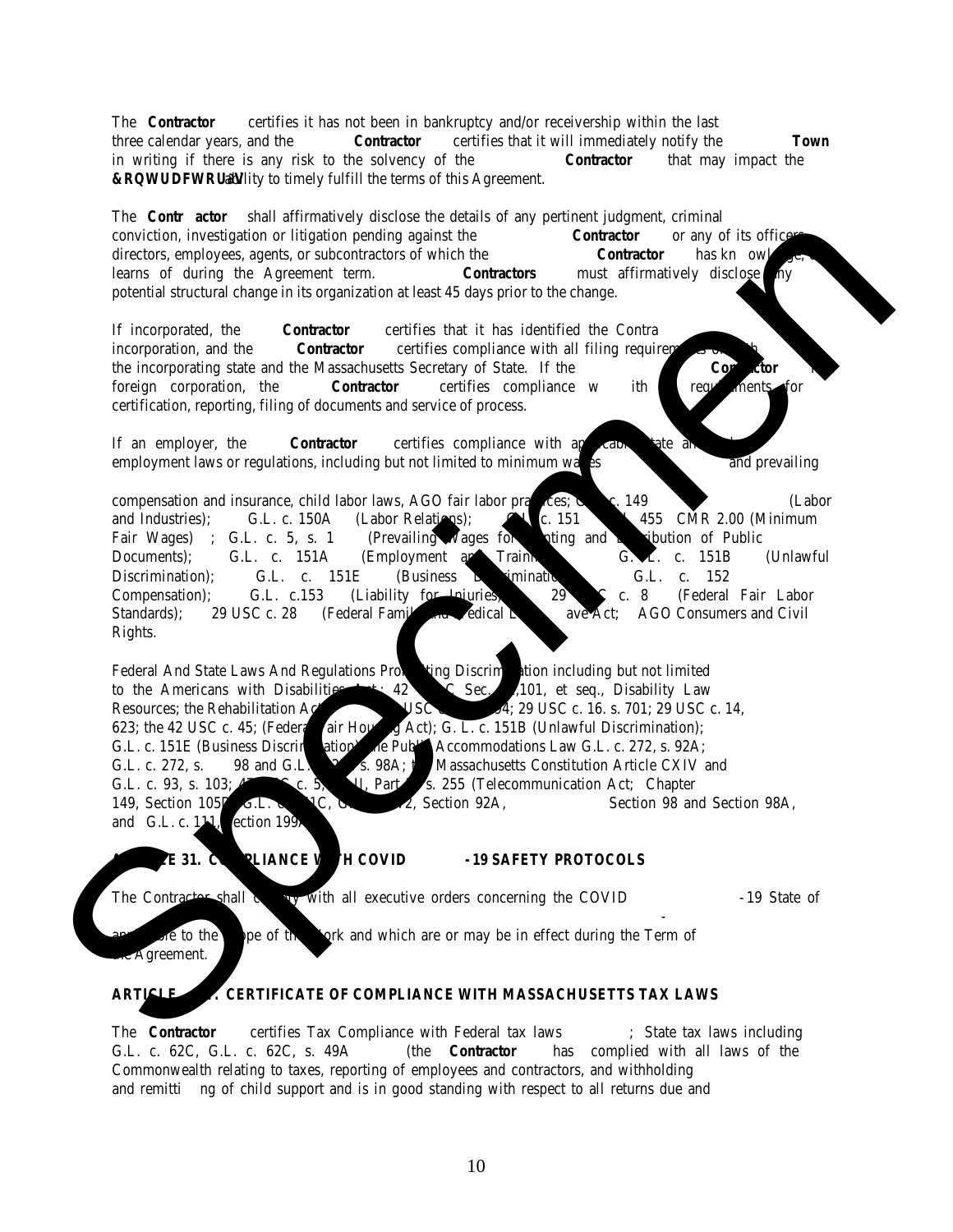The **Contractor** certifies it has not been in bankruptcy and/or receivership within the last three calendar years, and the **Contractor** certifies that it will immediately notify the **Town** in writing if there is any risk to the solvency of the **Contractor** that may impact the **&RQWUDFWRU¶V** ability to timely fulfill the terms of this Agreement.

The **Contr actor** shall affirmatively disclose the details of any pertinent judgment, criminal conviction, investigation or litigation pending against the **Contractor** or any of its officers, directors, employees, agents, or subcontractors of which the **Contractor** has kn owledge, or learns of during the Agreement term. **Contractors** must affirmatively disclose any potential structural change in its organization at least 45 days prior to the change.

If incorporated, the **Contractor** certifies that it has identified the Contra incorporation, and the **Contractor** certifies compliance with all filing requirements of both the incorporating state and the Massachusetts Secretary of State. If the **Contractor** is a foreign corporation, the **Contractor** certifies compliance w ith requirements for certification, reporting, filing of documents and service of process.

If an employer, the **Contractor** certifies compliance with applicable state and employment laws or regulations, including but not limited to minimum wages and prevailing

compensation and insurance, child labor laws, AGO fair labor practices; G.L. c. 149 (Labor and Industries); G.L. c. 150A (Labor Relations); G.L. c. 151 455 CMR 2.00 (Minimum Fair Wages) ; G.L. c. 5, s. 1 (Prevailing Wages for Printing and Distribution of Public Documents); G.L. c. 151A (Employment and Training); G.L. c. 151B (Unlawful Discrimination); G.L. c. 151E (Business Discrimination); G.L. c. 152 Compensation); G.L. c.153 (Liability for Injuries); 29 USC c. 8 (Federal Fair Labor Standards); 29 USC c. 28 (Federal Family and Medical Leave Act; AGO Consumers and Civil Rights.

Federal And State Laws And Regulations Prohibiting Discrimination including but not limited to the Americans with Disabilities Act; 42 USC Sec. 12,101, et seq., Disability Law Resources; the Rehabilitation Act 29 USC c. 794; 29 USC c. 16. s. 701; 29 USC c. 14, 623; the 42 USC c. 45; (Federal Fair Housing Act); G. L. c. 151B (Unlawful Discrimination); G.L. c. 151E (Business Discrimination); the Public Accommodations Law G.L. c. 272, s. 92A; G.L. c. 272, s. 98 and G.L. c. 272, s. 98A; the Massachusetts Constitution Article CXIV and G.L. c. 93, s. 103; 47 USC c. 5, sc. II, Part II, s. 255 (Telecommunication Act; Chapter 149, Section 105D, G.L. c. 151C, G.L. c. 272, Section 92A, Section 98 and Section 98A, and G.L. c. 111, Section 199A

## ARTICLE 31. COMPLIANCE WITH COVID -19 SAFETY PROTOCOLS

The Contractor shall comply with all executive orders concerning the COVID -19 State of - applicable to the scope of the work and which are or may be in effect during the Term of the Agreement.

## ARTICLE . CERTIFICATE OF COMPLIANCE WITH MASSACHUSETTS TAX LAWS

The **Contractor** certifies Tax Compliance with Federal tax laws ; State tax laws including G.L. c. 62C, G.L. c. 62C, s. 49A (the **Contractor** has complied with all laws of the Commonwealth relating to taxes, reporting of employees and contractors, and withholding and remitti ng of child support and is in good standing with respect to all returns due and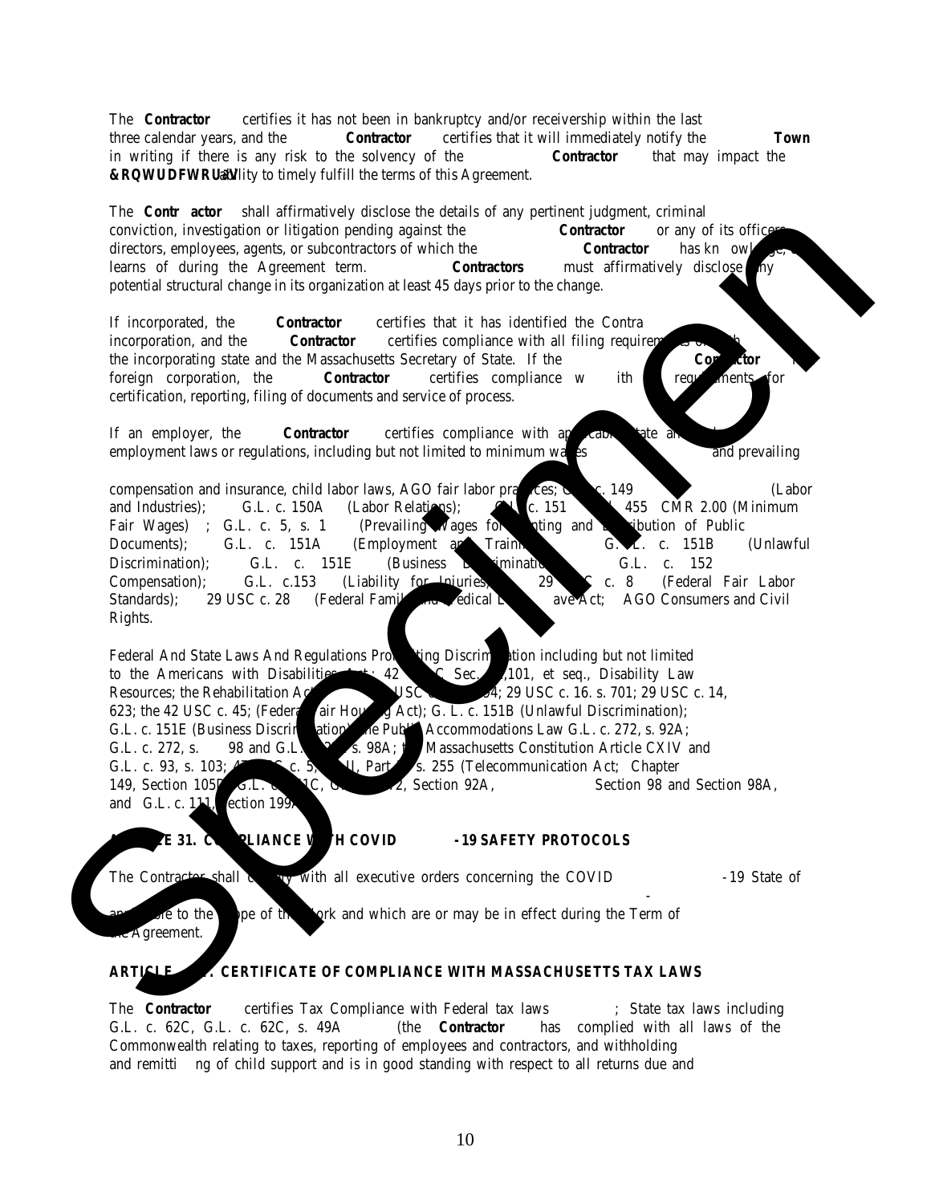The **Contractor** certifies it has not been in bankruptcy and/or receivership within the last three calendar years, and the **Contractor** certifies that it will immediately notify the **Town** in writing if there is any risk to the solvency of the **Contractor** that may impact the **&RQWUDFWRU¶V** ability to timely fulfill the terms of this Agreement.

The **Contr actor** shall affirmatively disclose the details of any pertinent judgment, criminal conviction, investigation or litigation pending against the **Contractor** or any of its officers, directors, employees, agents, or subcontractors of which the **Contractor** has kn owl ge, or learns of during the Agreement term. **Contractors** must affirmatively disclose any potential structural change in its organization at least 45 days prior to the change.

If incorporated, the **Contractor** certifies that it has identified the Contra incorporation, and the **Contractor** certifies compliance with all filing requirem the incorporating state and the Massachusetts Secretary of State. If the **Contractor** foreign corporation, the **Contractor** certifies compliance w ith requirements for certification, reporting, filing of documents and service of process.

If an employer, the **Contractor** certifies compliance with applicable state an employment laws or regulations, including but not limited to minimum wages and prevailing

compensation and insurance, child labor laws, AGO fair labor practices; G c. 149 (Labor and Industries); G.L. c. 150A (Labor Relations); G.L. c. 151 455 CMR 2.00 (Minimum Fair Wages) ; G.L. c. 5, s. 1 (Prevailing Wages for nting and Distribution of Public Documents); G.L. c. 151A (Employment and Traini G.L. c. 151B (Unlawful Discrimination); G.L. c. 151E (Business Discriminatio G.L. c. 152 Compensation); G.L. c.153 (Liability for Injuries) 29 C c. 8 (Federal Fair Labor Standards); 29 USC c. 28 (Federal Famil edical L ave Act; AGO Consumers and Civil Rights.

Federal And State Laws And Regulations Prohibiting Discrimination including but not limited to the Americans with Disabilities Act; 42 C Sec. ,101, et seq., Disability Law Resources; the Rehabilitation Act USC 94; 29 USC c. 16. s. 701; 29 USC c. 14, 623; the 42 USC c. 45; (Federal Fair Housing Act); G. L. c. 151B (Unlawful Discrimination); G.L. c. 151E (Business Discrimination); the Public Accommodations Law G.L. c. 272, s. 92A; G.L. c. 272, s. 98 and G.L. s. 98A; the Massachusetts Constitution Article CXIV and G.L. c. 93, s. 103; c. 5, II, Part s. 255 (Telecommunication Act; Chapter 149, Section 105D G.L. c. 1C, C 2, Section 92A, Section 98 and Section 98A, and G.L. c. 111, Section 199A

## ARTICLE 31. COMPLIANCE WITH COVID -19 SAFETY PROTOCOLS

The Contractor shall comply with all executive orders concerning the COVID -19 State of - applicable to the scope of the work and which are or may be in effect during the Term of the Agreement.

## ARTICLE . CERTIFICATE OF COMPLIANCE WITH MASSACHUSETTS TAX LAWS

The **Contractor** certifies Tax Compliance with Federal tax laws ; State tax laws including G.L. c. 62C, G.L. c. 62C, s. 49A (the **Contractor** has complied with all laws of the Commonwealth relating to taxes, reporting of employees and contractors, and withholding and remitti ng of child support and is in good standing with respect to all returns due and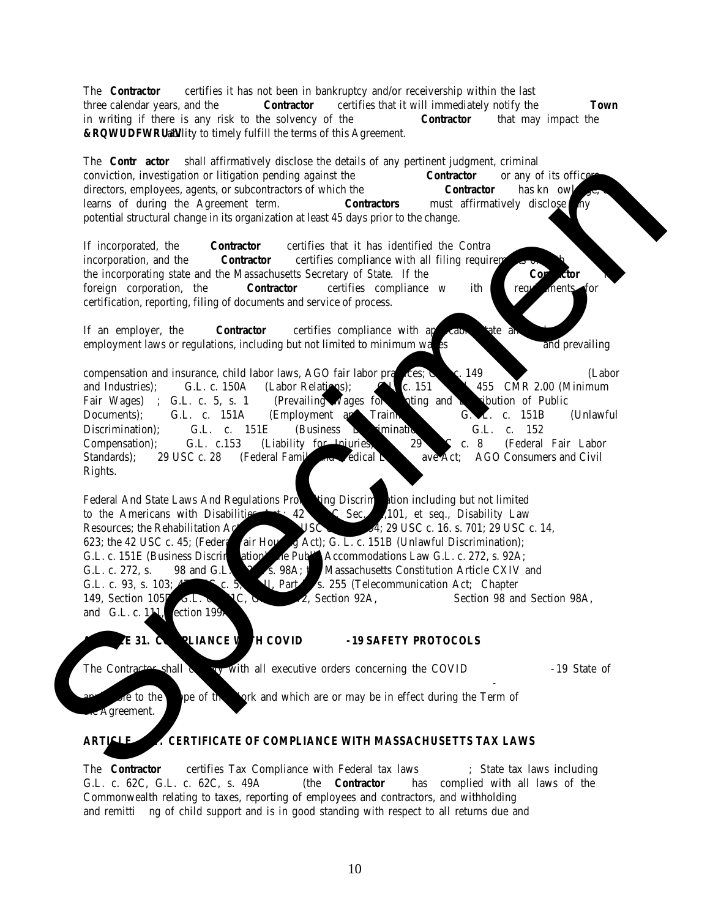The **Contractor** certifies it has not been in bankruptcy and/or receivership within the last three calendar years, and the **Contractor** certifies that it will immediately notify the **Town** in writing if there is any risk to the solvency of the **Contractor** that may impact the **&RQWUDFWRU¶V** ability to timely fulfill the terms of this Agreement.

The **Contr actor** shall affirmatively disclose the details of any pertinent judgment, criminal conviction, investigation or litigation pending against the **Contractor** or any of its officers, directors, employees, agents, or subcontractors of which the **Contractor** has kn owl ge, learns of during the Agreement term. **Contractors** must affirmatively disclose ny potential structural change in its organization at least 45 days prior to the change.

If incorporated, the **Contractor** certifies that it has identified the Contra incorporation, and the **Contractor** certifies compliance with all filing requirem the incorporating state and the Massachusetts Secretary of State. If the **Co ctor** foreign corporation, the **Contractor** certifies compliance w ith requ ments for certification, reporting, filing of documents and service of process.

If an employer, the **Contractor** certifies compliance with ap cab tate a employment laws or regulations, including but not limited to minimum wa es and prevailing

compensation and insurance, child labor laws, AGO fair labor pra ces; c. 149 (Labor and Industries); G.L. c. 150A (Labor Relations); c. 151 455 CMR 2.00 (Minimum Fair Wages) ; G.L. c. 5, s. 1 (Prevailing Wages for nting and ibution of Public Documents); G.L. c. 151A (Employment an Traini G. L. c. 151B (Unlawful Discrimination); G.L. c. 151E (Business iminatio G.L. c. 152 Compensation); G.L. c.153 (Liability for Injuries) 29 C c. 8 (Federal Fair Labor Standards); 29 USC c. 28 (Federal Famil edical ave Act; AGO Consumers and Civil Rights.

Federal And State Laws And Regulations Pro ting Discrim ation including but not limited to the Americans with Disabilities ; 42 C Sec. ,101, et seq., Disability Law Resources; the Rehabilitation Ac USC 4; 29 USC c. 16. s. 701; 29 USC c. 14, 623; the 42 USC c. 45; (Federa air Hou g Act); G. L. c. 151B (Unlawful Discrimination); G.L. c. 151E (Business Discri ation) e Publ Accommodations Law G.L. c. 272, s. 92A; G.L. c. 272, s. 98 and G.L. s. 98A; Massachusetts Constitution Article CXIV and G.L. c. 93, s. 103; c. 5, II, Part s. 255 (Telecommunication Act; Chapter 149, Section 105 G.L. C, 2, Section 92A, Section 98 and Section 98A, and G.L. c. 11 ection 199

## E 31. C PLIANCE W H COVID -19 SAFETY PROTOCOLS

The Contractor shall y with all executive orders concerning the COVID -19 State of

e to the pe of t ork and which are or may be in effect during the Term of e Agreement.

## ARTI E . CERTIFICATE OF COMPLIANCE WITH MASSACHUSETTS TAX LAWS

The **Contractor** certifies Tax Compliance with Federal tax laws ; State tax laws including G.L. c. 62C, G.L. c. 62C, s. 49A (the **Contractor** has complied with all laws of the Commonwealth relating to taxes, reporting of employees and contractors, and withholding and remitti ng of child support and is in good standing with respect to all returns due and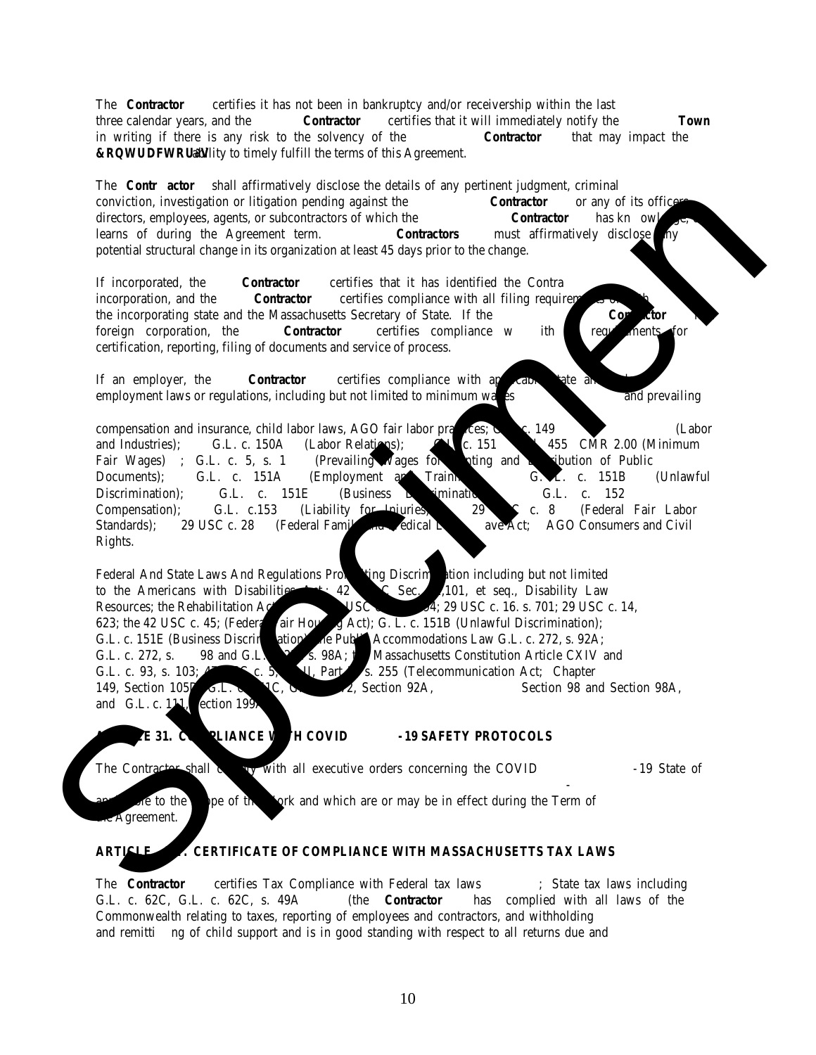The **Contractor** certifies it has not been in bankruptcy and/or receivership within the last three calendar years, and the **Contractor** certifies that it will immediately notify the **Town** in writing if there is any risk to the solvency of the **Contractor** that may impact the **&RQWUDFWRU¶V** ability to timely fulfill the terms of this Agreement.

The **Contr actor** shall affirmatively disclose the details of any pertinent judgment, criminal conviction, investigation or litigation pending against the **Contractor** or any of its officers, directors, employees, agents, or subcontractors of which the **Contractor** has kn owledge, or learns of during the Agreement term. **Contractors** must affirmatively disclose any potential structural change in its organization at least 45 days prior to the change.

If incorporated, the **Contractor** certifies that it has identified the Contra incorporation, and the **Contractor** certifies compliance with all filing requirements of both the incorporating state and the Massachusetts Secretary of State. If the **Contractor** is a foreign corporation, the **Contractor** certifies compliance w ith requirements for certification, reporting, filing of documents and service of process.

If an employer, the **Contractor** certifies compliance with applicable state and employment laws or regulations, including but not limited to minimum wages and prevailing

compensation and insurance, child labor laws, AGO fair labor practices; G.L. c. 149 (Labor and Industries); G.L. c. 150A (Labor Relations); G.L. c. 151 455 CMR 2.00 (Minimum Fair Wages) ; G.L. c. 5, s. 1 (Prevailing Wages for Printing and Distribution of Public Documents); G.L. c. 151A (Employment and Training); G.L. c. 151B (Unlawful Discrimination); G.L. c. 151E (Business Discrimination); G.L. c. 152 Compensation); G.L. c.153 (Liability for Injuries); 29 USC c. 8 (Federal Fair Labor Standards); 29 USC c. 28 (Federal Family and Medical Leave Act; AGO Consumers and Civil Rights.

Federal And State Laws And Regulations Prohibiting Discrimination including but not limited to the Americans with Disabilities Act; 42 USC Sec. 12,101, et seq., Disability Law Resources; the Rehabilitation Act; USC c. 794; 29 USC c. 16. s. 701; 29 USC c. 14, 623; the 42 USC c. 45; (Federal Fair Housing Act); G. L. c. 151B (Unlawful Discrimination); G.L. c. 151E (Business Discrimination); the Public Accommodations Law G.L. c. 272, s. 92A; G.L. c. 272, s. 98 and G.L. c. 272, s. 98A; the Massachusetts Constitution Article CXIV and G.L. c. 93, s. 103; 47 USC c. 5, II, Part s. 255 (Telecommunication Act; Chapter 149, Section 105D, G.L. c. 151C, G.L. c. 272, Section 92A, Section 98 and Section 98A, and G.L. c. 111, Section 199A

## ARTICLE 31. COMPLIANCE WITH COVID -19 SAFETY PROTOCOLS

The Contractor shall comply with all executive orders concerning the COVID -19 State of

applicable to the scope of the work and which are or may be in effect during the Term of the Agreement.

## ARTICLE . CERTIFICATE OF COMPLIANCE WITH MASSACHUSETTS TAX LAWS

The **Contractor** certifies Tax Compliance with Federal tax laws ; State tax laws including G.L. c. 62C, G.L. c. 62C, s. 49A (the **Contractor** has complied with all laws of the Commonwealth relating to taxes, reporting of employees and contractors, and withholding and remitti ng of child support and is in good standing with respect to all returns due and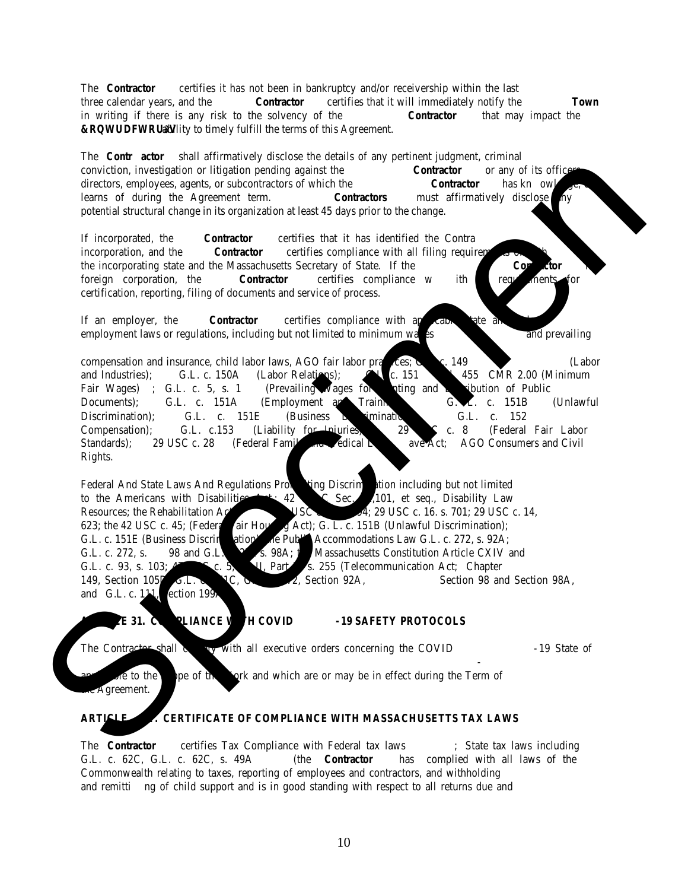The **Contractor** certifies it has not been in bankruptcy and/or receivership within the last three calendar years, and the **Contractor** certifies that it will immediately notify the **Town** in writing if there is any risk to the solvency of the **Contractor** that may impact the **&RQWUDFWRU¶V** ability to timely fulfill the terms of this Agreement.

The **Contr actor** shall affirmatively disclose the details of any pertinent judgment, criminal conviction, investigation or litigation pending against the **Contractor** or any of its officers, directors, employees, agents, or subcontractors of which the **Contractor** has kn owledge, or learns of during the Agreement term. **Contractors** must affirmatively disclose any potential structural change in its organization at least 45 days prior to the change.

If incorporated, the **Contractor** certifies that it has identified the Contra incorporation, and the **Contractor** certifies compliance with all filing requirements of both the incorporating state and the Massachusetts Secretary of State. If the **Contractor** is a foreign corporation, the **Contractor** certifies compliance w ith requirements for certification, reporting, filing of documents and service of process.

If an employer, the **Contractor** certifies compliance with applicable state and employment laws or regulations, including but not limited to minimum wages and prevailing

compensation and insurance, child labor laws, AGO fair labor practices; G.L. c. 149 (Labor and Industries); G.L. c. 150A (Labor Relations); G.L. c. 151 455 CMR 2.00 (Minimum Fair Wages) ; G.L. c. 5, s. 1 (Prevailing Wages for Printing and Distribution of Public Documents); G.L. c. 151A (Employment and Training); G.L. c. 151B (Unlawful Discrimination); G.L. c. 151E (Business Discrimination); G.L. c. 152 Compensation); G.L. c.153 (Liability for Injuries); 29 USC c. 8 (Federal Fair Labor Standards); 29 USC c. 28 (Federal Family and Medical Leave Act; AGO Consumers and Civil Rights.

Federal And State Laws And Regulations Prohibiting Discrimination including but not limited to the Americans with Disabilities Act; 42 USC Sec. 12,101, et seq., Disability Law Resources; the Rehabilitation Act USC 794; 29 USC c. 16. s. 701; 29 USC c. 14, 623; the 42 USC c. 45; (Federal Fair Housing Act); G. L. c. 151B (Unlawful Discrimination); G.L. c. 151E (Business Discrimination); the Public Accommodations Law G.L. c. 272, s. 92A; G.L. c. 272, s. 98 and G.L. c. 272, s. 98A; the Massachusetts Constitution Article CXIV and G.L. c. 93, s. 103; 47 USC c. 5, III, Part II, s. 255 (Telecommunication Act; Chapter 149, Section 105D, G.L. c. 151C, G.L. c. 272, Section 92A, Section 98 and Section 98A, and G.L. c. 111, Section 199A

## ARTICLE 31. COMPLIANCE WITH COVID -19 SAFETY PROTOCOLS

The Contractor shall comply with all executive orders concerning the COVID -19 State of - applicable to the scope of the work and which are or may be in effect during the Term of the Agreement.

## ARTICLE . CERTIFICATE OF COMPLIANCE WITH MASSACHUSETTS TAX LAWS

The **Contractor** certifies Tax Compliance with Federal tax laws ; State tax laws including G.L. c. 62C, G.L. c. 62C, s. 49A (the **Contractor** has complied with all laws of the Commonwealth relating to taxes, reporting of employees and contractors, and withholding and remitti ng of child support and is in good standing with respect to all returns due and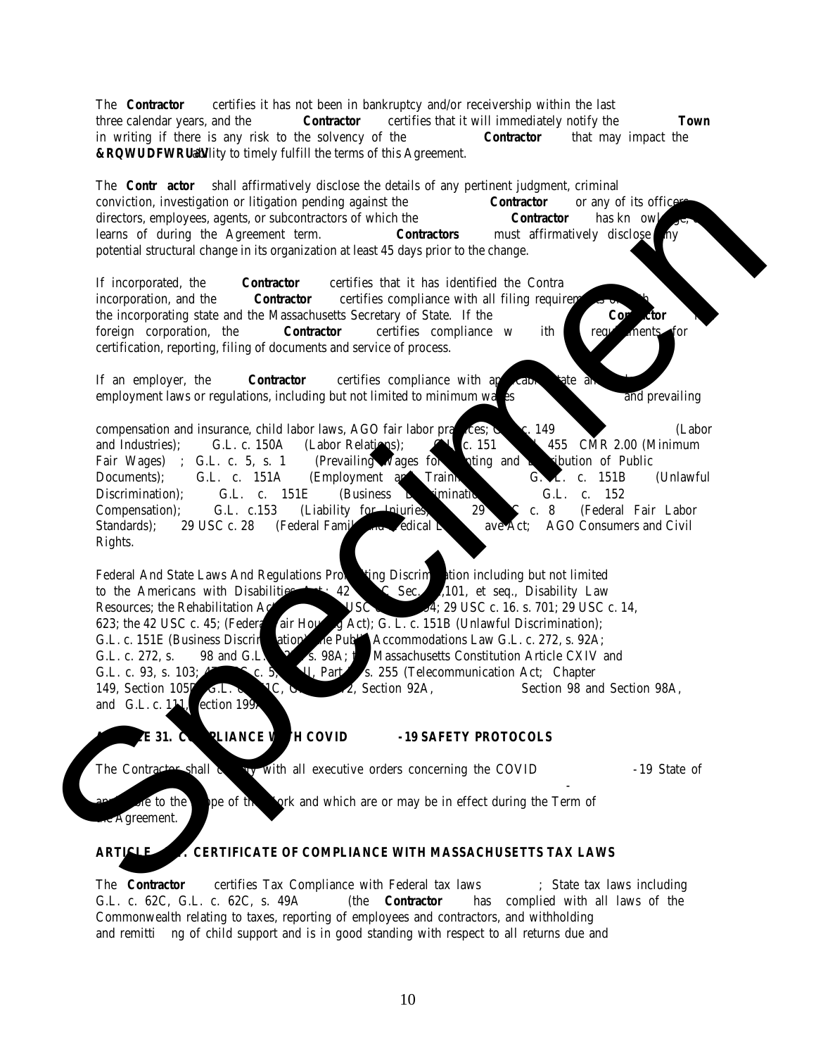The **Contractor** certifies it has not been in bankruptcy and/or receivership within the last three calendar years, and the **Contractor** certifies that it will immediately notify the **Town** in writing if there is any risk to the solvency of the **Contractor** that may impact the **&RQWUDFWRU'V** ability to timely fulfill the terms of this Agreement.

The **Contr actor** shall affirmatively disclose the details of any pertinent judgment, criminal conviction, investigation or litigation pending against the **Contractor** or any of its officers, directors, employees, agents, or subcontractors of which the **Contractor** has kn owl ge, learns of during the Agreement term. **Contractors** must affirmatively disclose ny potential structural change in its organization at least 45 days prior to the change.

If incorporated, the **Contractor** certifies that it has identified the Contra incorporation, and the **Contractor** certifies compliance with all filing requirem the incorporating state and the Massachusetts Secretary of State. If the **Co ctor** foreign corporation, the **Contractor** certifies compliance w ith requ ments for certification, reporting, filing of documents and service of process.

If an employer, the **Contractor** certifies compliance with ap cab tate a employment laws or regulations, including but not limited to minimum wa es and prevailing

compensation and insurance, child labor laws, AGO fair labor pra ces; c. 149 (Labor and Industries); G.L. c. 150A (Labor Relations); c. 151 455 CMR 2.00 (Minimum Fair Wages) ; G.L. c. 5, s. 1 (Prevailing Wages for nting and ibution of Public Documents); G.L. c. 151A (Employment an Traini G. L. c. 151B (Unlawful Discrimination); G.L. c. 151E (Business iminatio G.L. c. 152 Compensation); G.L. c.153 (Liability for Injuries), 29 C c. 8 (Federal Fair Labor Standards); 29 USC c. 28 (Federal Famil edical ave Act; AGO Consumers and Civil Rights.

Federal And State Laws And Regulations Pro ting Discrim ation including but not limited to the Americans with Disabilitie ; 42 C Sec. ,101, et seq., Disability Law Resources; the Rehabilitation Act USC 4; 29 USC c. 16. s. 701; 29 USC c. 14, 623; the 42 USC c. 45; (Federa air Hou g Act); G. L. c. 151B (Unlawful Discrimination); G.L. c. 151E (Business Discri ation) e Publ Accommodations Law G.L. c. 272, s. 92A; G.L. c. 272, s. 98 and G.L. s. 98A; Massachusetts Constitution Article CXIV and G.L. c. 93, s. 103; c. 5, I, Part s. 255 (Telecommunication Act; Chapter 149, Section 105 G.L. C, 2, Section 92A, Section 98 and Section 98A, and G.L. c. 11 ection 199

## E 31. C PLIANCE W H COVID -19 SAFETY PROTOCOLS

The Contractor shall c y with all executive orders concerning the COVID -19 State of

a re to the pe of th ork and which are or may be in effect during the Term of e Agreement.

## ARTI E . CERTIFICATE OF COMPLIANCE WITH MASSACHUSETTS TAX LAWS

The **Contractor** certifies Tax Compliance with Federal tax laws ; State tax laws including G.L. c. 62C, G.L. c. 62C, s. 49A (the **Contractor** has complied with all laws of the Commonwealth relating to taxes, reporting of employees and contractors, and withholding and remitti ng of child support and is in good standing with respect to all returns due and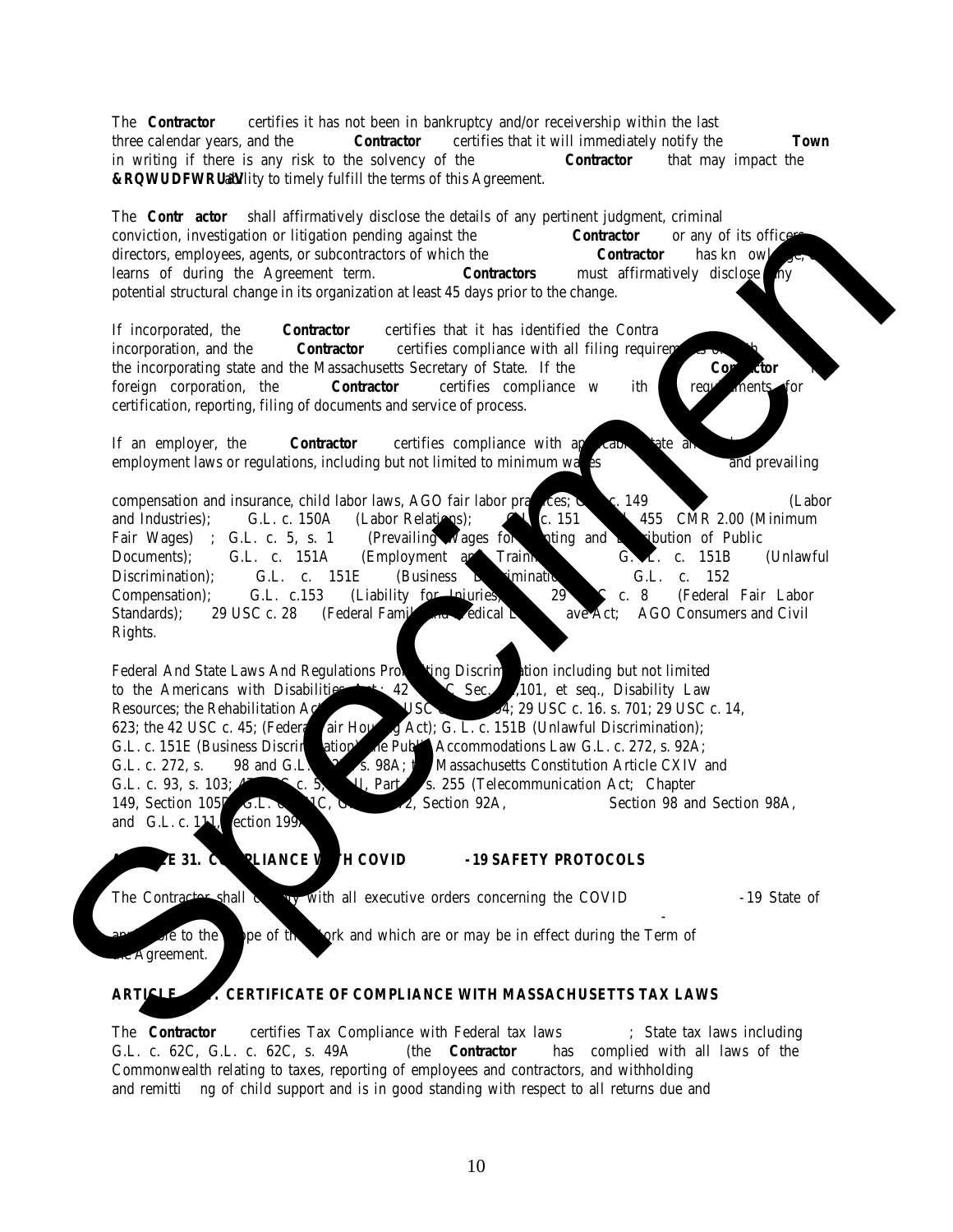The **Contractor** certifies it has not been in bankruptcy and/or receivership within the last three calendar years, and the **Contractor** certifies that it will immediately notify the **Town** in writing if there is any risk to the solvency of the **Contractor** that may impact the **&RQWUDFWRU¶V** ability to timely fulfill the terms of this Agreement.

The **Contr actor** shall affirmatively disclose the details of any pertinent judgment, criminal conviction, investigation or litigation pending against the **Contractor** or any of its officers, directors, employees, agents, or subcontractors of which the **Contractor** has kn owl ge, learns of during the Agreement term. **Contractors** must affirmatively disclose ny potential structural change in its organization at least 45 days prior to the change.

If incorporated, the **Contractor** certifies that it has identified the Contra incorporation, and the **Contractor** certifies compliance with all filing requirem the incorporating state and the Massachusetts Secretary of State. If the **Co ctor** foreign corporation, the **Contractor** certifies compliance w ith requ ments for certification, reporting, filing of documents and service of process.

If an employer, the **Contractor** certifies compliance with ap cab tate a employment laws or regulations, including but not limited to minimum wa es and prevailing

compensation and insurance, child labor laws, AGO fair labor pra ces; c. 149 (Labor and Industries); G.L. c. 150A (Labor Relations); c. 151 455 CMR 2.00 (Minimum Fair Wages) ; G.L. c. 5, s. 1 (Prevailing Wages for nting and ibution of Public Documents); G.L. c. 151A (Employment an Traini G. L. c. 151B (Unlawful Discrimination); G.L. c. 151E (Business iminati G.L. c. 152 Compensation); G.L. c.153 (Liability for Injuries) 29 C c. 8 (Federal Fair Labor Standards); 29 USC c. 28 (Federal Famil edical ave Act; AGO Consumers and Civil Rights.

Federal And State Laws And Regulations Pro ting Discrim ation including but not limited to the Americans with Disabilitie ; 42 Sec. ,101, et seq., Disability Law Resources; the Rehabilitation Ac USC 94; 29 USC c. 16. s. 701; 29 USC c. 14, 623; the 42 USC c. 45; (Federa air Hou g Act); G. L. c. 151B (Unlawful Discrimination); G.L. c. 151E (Business Discri ation) e Publ Accommodations Law G.L. c. 272, s. 92A; G.L. c. 272, s. 98 and G.L. s. 98A; Massachusetts Constitution Article CXIV and G.L. c. 93, s. 103; c. 5, II, Part s. 255 (Telecommunication Act; Chapter 149, Section 105 G.L. C, C 2, Section 92A, Section 98 and Section 98A, and G.L. c. 11 ection 199

## E 31. C LIANCE W H COVID -19 SAFETY PROTOCOLS

The Contractor shall y with all executive orders concerning the COVID -19 State of

-

a ore to the pe of th ork and which are or may be in effect during the Term of e Agreement.

## ARTI . CERTIFICATE OF COMPLIANCE WITH MASSACHUSETTS TAX LAWS

The **Contractor** certifies Tax Compliance with Federal tax laws ; State tax laws including G.L. c. 62C, G.L. c. 62C, s. 49A (the **Contractor** has complied with all laws of the Commonwealth relating to taxes, reporting of employees and contractors, and withholding and remitti ng of child support and is in good standing with respect to all returns due and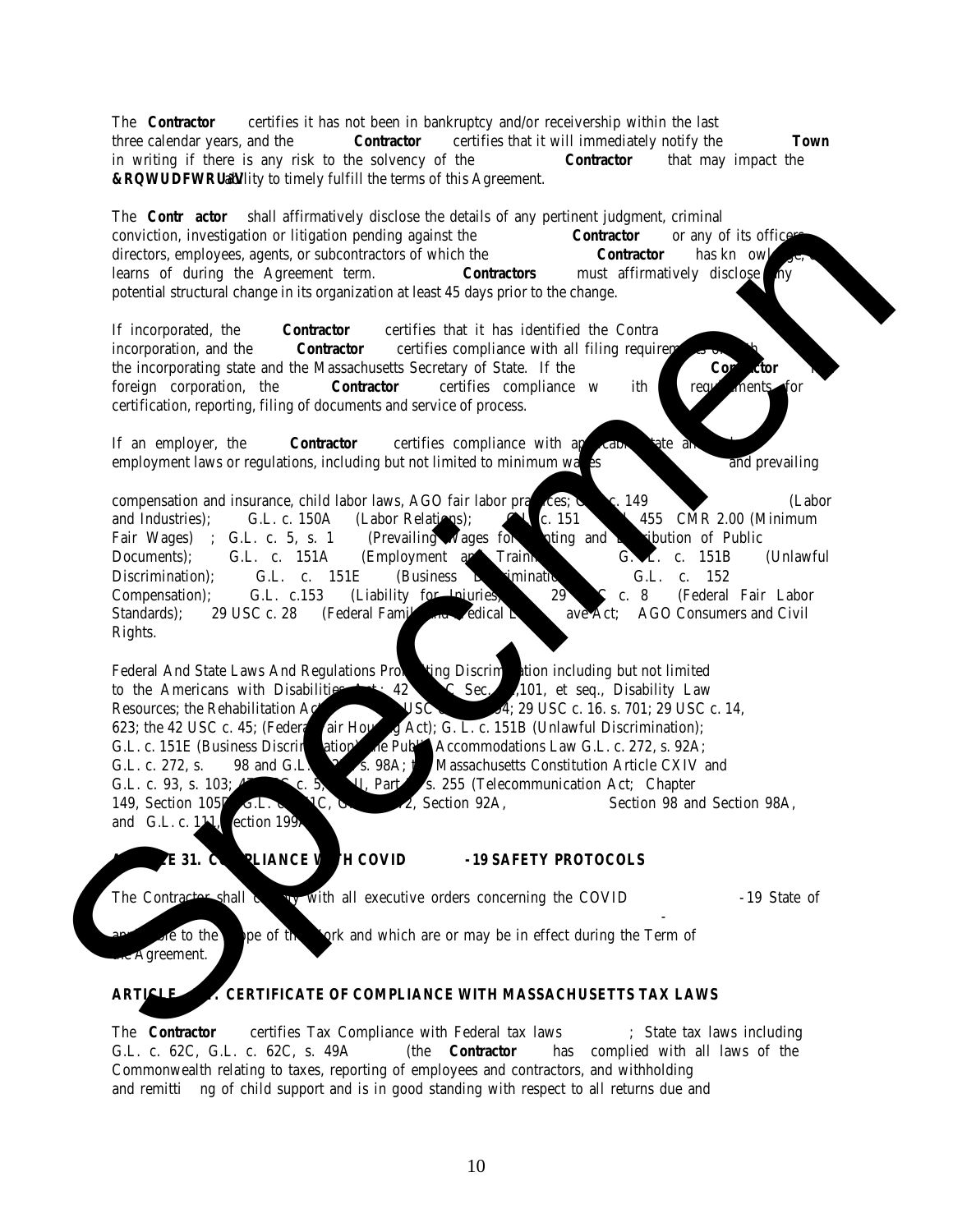The **Contractor** certifies it has not been in bankruptcy and/or receivership within the last three calendar years, and the **Contractor** certifies that it will immediately notify the **Town** in writing if there is any risk to the solvency of the **Contractor** that may impact the **&RQWUDFWRU¶V** ability to timely fulfill the terms of this Agreement.

The **Contr actor** shall affirmatively disclose the details of any pertinent judgment, criminal conviction, investigation or litigation pending against the **Contractor** or any of its officers, directors, employees, agents, or subcontractors of which the **Contractor** has kn owledge, or learns of during the Agreement term. **Contractors** must affirmatively disclose any potential structural change in its organization at least 45 days prior to the change.

If incorporated, the **Contractor** certifies that it has identified the Contra incorporation, and the **Contractor** certifies compliance with all filing requirements of both the incorporating state and the Massachusetts Secretary of State. If the **Contractor** is a foreign corporation, the **Contractor** certifies compliance w ith requirements for certification, reporting, filing of documents and service of process.

If an employer, the **Contractor** certifies compliance with applicable state and employment laws or regulations, including but not limited to minimum wages and prevailing

compensation and insurance, child labor laws, AGO fair labor practices; G.L. c. 149 (Labor and Industries); G.L. c. 150A (Labor Relations); G.L. c. 151 455 CMR 2.00 (Minimum Fair Wages) ; G.L. c. 5, s. 1 (Prevailing Wages for Printing and Distribution of Public Documents); G.L. c. 151A (Employment and Training); G.L. c. 151B (Unlawful Discrimination); G.L. c. 151E (Business Discrimination); G.L. c. 152 Compensation); G.L. c.153 (Liability for Injuries); 29 USC c. 8 (Federal Fair Labor Standards); 29 USC c. 28 (Federal Family and Medical Leave Act; AGO Consumers and Civil Rights.

Federal And State Laws And Regulations Prohibiting Discrimination including but not limited to the Americans with Disabilities Act; 42 USC Sec. 12,101, et seq., Disability Law Resources; the Rehabilitation Act, USC c. 794; 29 USC c. 16. s. 701; 29 USC c. 14, 623; the 42 USC c. 45; (Federal Fair Housing Act); G. L. c. 151B (Unlawful Discrimination); G.L. c. 151E (Business Discrimination); the Public Accommodations Law G.L. c. 272, s. 92A; G.L. c. 272, s. 98 and G.L. c. 272, s. 98A; the Massachusetts Constitution Article CXIV and G.L. c. 93, s. 103; 47 USC c. 5, II, Part II, s. 255 (Telecommunication Act; Chapter 149, Section 105D, G.L. c. 151C, G.L. c. 272, Section 92A, Section 98 and Section 98A, and G.L. c. 111, Section 199A

## ARTICLE 31. COMPLIANCE WITH COVID -19 SAFETY PROTOCOLS

The Contractor shall comply with all executive orders concerning the COVID -19 State of applicable to the scope of the work and which are or may be in effect during the Term of the Agreement.

## ARTICLE . CERTIFICATE OF COMPLIANCE WITH MASSACHUSETTS TAX LAWS

The **Contractor** certifies Tax Compliance with Federal tax laws ; State tax laws including G.L. c. 62C, G.L. c. 62C, s. 49A (the **Contractor** has complied with all laws of the Commonwealth relating to taxes, reporting of employees and contractors, and withholding and remitti ng of child support and is in good standing with respect to all returns due and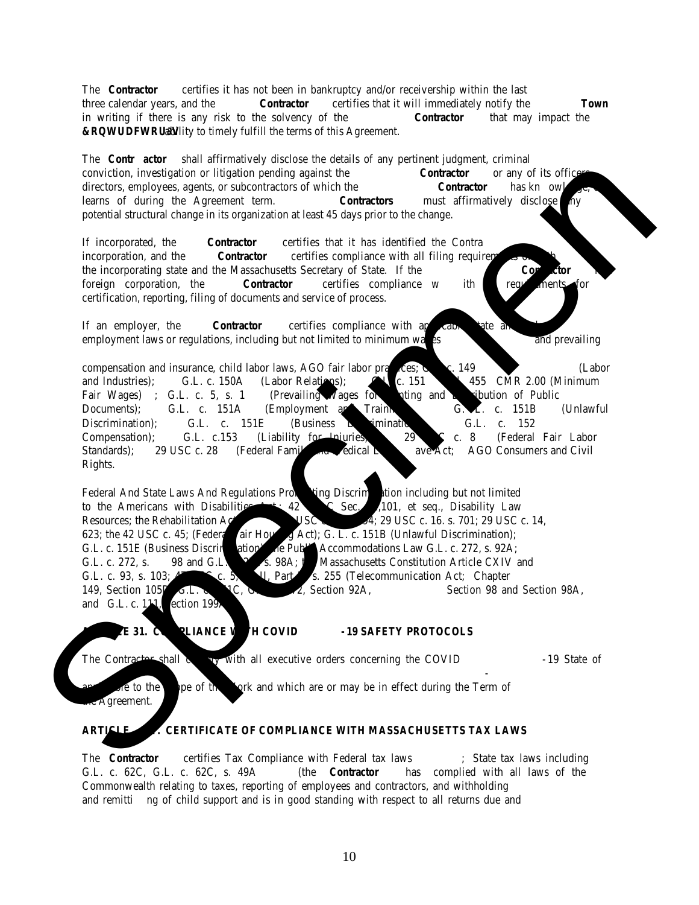The **Contractor** certifies it has not been in bankruptcy and/or receivership within the last three calendar years, and the **Contractor** certifies that it will immediately notify the **Town** in writing if there is any risk to the solvency of the **Contractor** that may impact the **&RQWUDFWRU¶V** ability to timely fulfill the terms of this Agreement.

The **Contr actor** shall affirmatively disclose the details of any pertinent judgment, criminal conviction, investigation or litigation pending against the **Contractor** or any of its officers, directors, employees, agents, or subcontractors of which the **Contractor** has kn owl ge, learns of during the Agreement term. **Contractors** must affirmatively disclose ny potential structural change in its organization at least 45 days prior to the change.

If incorporated, the **Contractor** certifies that it has identified the Contra incorporation, and the **Contractor** certifies compliance with all filing requirem the incorporating state and the Massachusetts Secretary of State. If the **Contractor** foreign corporation, the **Contractor** certifies compliance w ith requirements for certification, reporting, filing of documents and service of process.

If an employer, the **Contractor** certifies compliance with ap cab tate a employment laws or regulations, including but not limited to minimum wa es and prevailing

compensation and insurance, child labor laws, AGO fair labor pra ces; c. 149 (Labor and Industries); G.L. c. 150A (Labor Relations); G. c. 151 455 CMR 2.00 (Minimum Fair Wages) ; G.L. c. 5, s. 1 (Prevailing Wages for nting and ribution of Public Documents); G.L. c. 151A (Employment an Traini G. L. c. 151B (Unlawful Discrimination); G.L. c. 151E (Business iminatio G.L. c. 152 Compensation); G.L. c.153 (Liability for Injuries), 29 C c. 8 (Federal Fair Labor Standards); 29 USC c. 28 (Federal Famil edical ave Act; AGO Consumers and Civil Rights.

Federal And State Laws And Regulations Pro ting Discrim ation including but not limited to the Americans with Disabilities ; 42 C Sec. ,101, et seq., Disability Law Resources; the Rehabilitation Ac USC 4; 29 USC c. 16. s. 701; 29 USC c. 14, 623; the 42 USC c. 45; (Federa air Hou Act); G. L. c. 151B (Unlawful Discrimination); G.L. c. 151E (Business Discri ation) e Pub Accommodations Law G.L. c. 272, s. 92A; G.L. c. 272, s. 98 and G.L. s. 98A; Massachusetts Constitution Article CXIV and G.L. c. 93, s. 103; c. 5, I, Part s. 255 (Telecommunication Act; Chapter 149, Section 105 G.L. C, 2, Section 92A, Section 98 and Section 98A, and G.L. c. 11 ection 199

## E 31. C PLIANCE W H COVID -19 SAFETY PROTOCOLS

The Contractor shall y with all executive orders concerning the COVID -19 State of

- 

a e to the pe of th ork and which are or may be in effect during the Term of e Agreement.

## ARTI . CERTIFICATE OF COMPLIANCE WITH MASSACHUSETTS TAX LAWS

The **Contractor** certifies Tax Compliance with Federal tax laws ; State tax laws including G.L. c. 62C, G.L. c. 62C, s. 49A (the **Contractor** has complied with all laws of the Commonwealth relating to taxes, reporting of employees and contractors, and withholding and remitti ng of child support and is in good standing with respect to all returns due and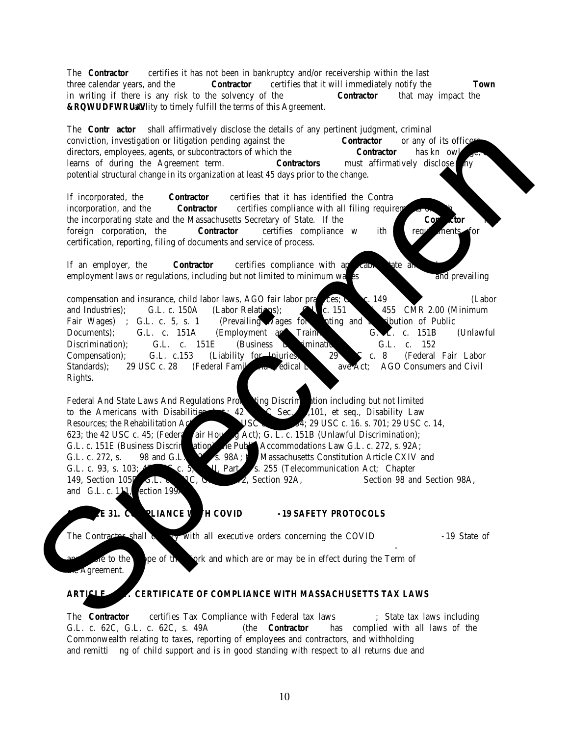The **Contractor** certifies it has not been in bankruptcy and/or receivership within the last three calendar years, and the **Contractor** certifies that it will immediately notify the **Town** in writing if there is any risk to the solvency of the **Contractor** that may impact the **&RQWUDFWRU¶V** ability to timely fulfill the terms of this Agreement.

The **Contr actor** shall affirmatively disclose the details of any pertinent judgment, criminal conviction, investigation or litigation pending against the **Contractor** or any of its officers, directors, employees, agents, or subcontractors of which the **Contractor** has kn owledge, or learns of during the Agreement term. **Contractors** must affirmatively disclose any potential structural change in its organization at least 45 days prior to the change.

If incorporated, the **Contractor** certifies that it has identified the Contra incorporation, and the **Contractor** certifies compliance with all filing requirements of both the incorporating state and the Massachusetts Secretary of State. If the **Contractor** is a foreign corporation, the **Contractor** certifies compliance w ith requirements for certification, reporting, filing of documents and service of process.

If an employer, the **Contractor** certifies compliance with applicable state and employment laws or regulations, including but not limited to minimum wages and prevailing

compensation and insurance, child labor laws, AGO fair labor practices; G.L. c. 149 (Labor and Industries); G.L. c. 150A (Labor Relations); G.L. c. 151 455 CMR 2.00 (Minimum Fair Wages) ; G.L. c. 5, s. 1 (Prevailing Wages for Printing and Distribution of Public Documents); G.L. c. 151A (Employment and Training); G.L. c. 151B (Unlawful Discrimination); G.L. c. 151E (Business Discrimination); G.L. c. 152 Compensation); G.L. c.153 (Liability for Injuries); 29 USC c. 8 (Federal Fair Labor Standards); 29 USC c. 28 (Federal Family and Medical Leave Act; AGO Consumers and Civil Rights.

Federal And State Laws And Regulations Prohibiting Discrimination including but not limited to the Americans with Disabilities Act; 42 USC Sec. 12,101, et seq., Disability Law Resources; the Rehabilitation Act; 29 USC c. 16 s. 794; 29 USC c. 16. s. 701; 29 USC c. 14, 623; the 42 USC c. 45; (Federal Fair Housing Act); G. L. c. 151B (Unlawful Discrimination); G.L. c. 151E (Business Discrimination); the Public Accommodations Law G.L. c. 272, s. 92A; G.L. c. 272, s. 98 and G.L. c. 272, s. 98A; the Massachusetts Constitution Article CXIV and G.L. c. 93, s. 103; 47 USC c. 5, sc. II, Part II, s. 255 (Telecommunication Act; Chapter 149, Section 105D, G.L. c. 151C, G.L. c. 272, Section 92A, Section 98 and Section 98A, and G.L. c. 111, Section 199A

## ARTICLE 31. COMPLIANCE WITH COVID -19 SAFETY PROTOCOLS

The Contractor shall comply with all executive orders concerning the COVID -19 State of

applicable to the scope of the work and which are or may be in effect during the Term of the Agreement.

## ARTICLE . CERTIFICATE OF COMPLIANCE WITH MASSACHUSETTS TAX LAWS

The **Contractor** certifies Tax Compliance with Federal tax laws ; State tax laws including G.L. c. 62C, G.L. c. 62C, s. 49A (the **Contractor** has complied with all laws of the Commonwealth relating to taxes, reporting of employees and contractors, and withholding and remitti ng of child support and is in good standing with respect to all returns due and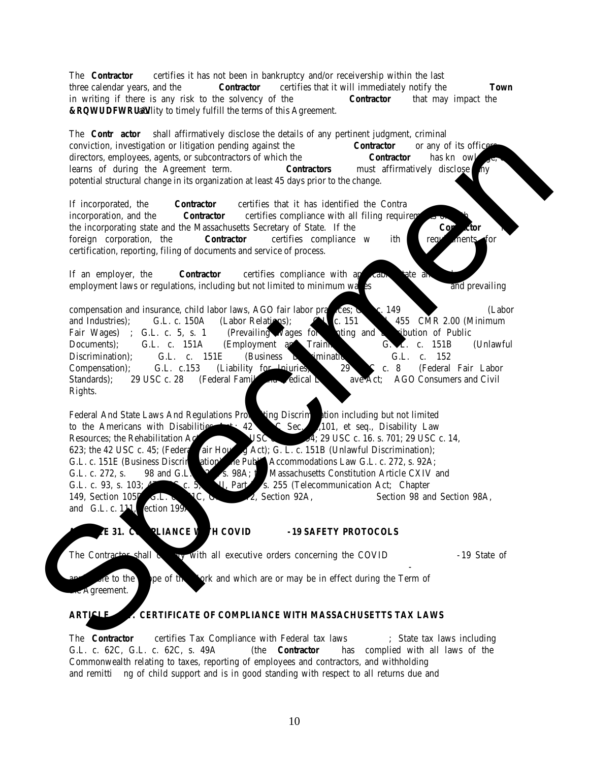The **Contractor** certifies it has not been in bankruptcy and/or receivership within the last three calendar years, and the **Contractor** certifies that it will immediately notify the **Town** in writing if there is any risk to the solvency of the **Contractor** that may impact the **&RQWUDFWRU¶V** ability to timely fulfill the terms of this Agreement.

The **Contr actor** shall affirmatively disclose the details of any pertinent judgment, criminal conviction, investigation or litigation pending against the **Contractor** or any of its officers, directors, employees, agents, or subcontractors of which the **Contractor** has kn owledge, or learns of during the Agreement term. **Contractors** must affirmatively disclose any potential structural change in its organization at least 45 days prior to the change.

If incorporated, the **Contractor** certifies that it has identified the Contra incorporation, and the **Contractor** certifies compliance with all filing requirements of both the incorporating state and the Massachusetts Secretary of State. If the **Contractor** is a foreign corporation, the **Contractor** certifies compliance w ith requirements for certification, reporting, filing of documents and service of process.

If an employer, the **Contractor** certifies compliance with applicable state and employment laws or regulations, including but not limited to minimum wages and prevailing

compensation and insurance, child labor laws, AGO fair labor practices; G.L. c. 149 (Labor and Industries); G.L. c. 150A (Labor Relations); G.L. c. 151 455 CMR 2.00 (Minimum Fair Wages) ; G.L. c. 5, s. 1 (Prevailing Wages for Printing and Distribution of Public Documents); G.L. c. 151A (Employment and Training); G.L. c. 151B (Unlawful Discrimination); G.L. c. 151E (Business Discrimination); G.L. c. 152 Compensation); G.L. c.153 (Liability for Injuries); 29 USC c. 8 (Federal Fair Labor Standards); 29 USC c. 28 (Federal Family and Medical Leave Act; AGO Consumers and Civil Rights.

Federal And State Laws And Regulations Prohibiting Discrimination including but not limited to the Americans with Disabilities Act; 42 USC Sec. 12,101, et seq., Disability Law Resources; the Rehabilitation Act USC 794; 29 USC c. 16. s. 701; 29 USC c. 14, 623; the 42 USC c. 45; (Federal Fair Housing Act); G. L. c. 151B (Unlawful Discrimination); G.L. c. 151E (Business Discrimination); the Public Accommodations Law G.L. c. 272, s. 92A; G.L. c. 272, s. 98 and G.L. c. 272, s. 98A; the Massachusetts Constitution Article CXIV and G.L. c. 93, s. 103; 47 USC c. 5, II, Part s. 255 (Telecommunication Act; Chapter 149, Section 105D, G.L. c. 151C, G.L. c. 272, Section 92A, Section 98 and Section 98A, and G.L. c. 111, Section 199A

## ARTICLE 31. COMPLIANCE WITH COVID -19 SAFETY PROTOCOLS

The Contractor shall comply with all executive orders concerning the COVID -19 State of

applicable to the scope of the work and which are or may be in effect during the Term of the Agreement.

## ARTICLE . CERTIFICATE OF COMPLIANCE WITH MASSACHUSETTS TAX LAWS

The **Contractor** certifies Tax Compliance with Federal tax laws ; State tax laws including G.L. c. 62C, G.L. c. 62C, s. 49A (the **Contractor** has complied with all laws of the Commonwealth relating to taxes, reporting of employees and contractors, and withholding and remitti ng of child support and is in good standing with respect to all returns due and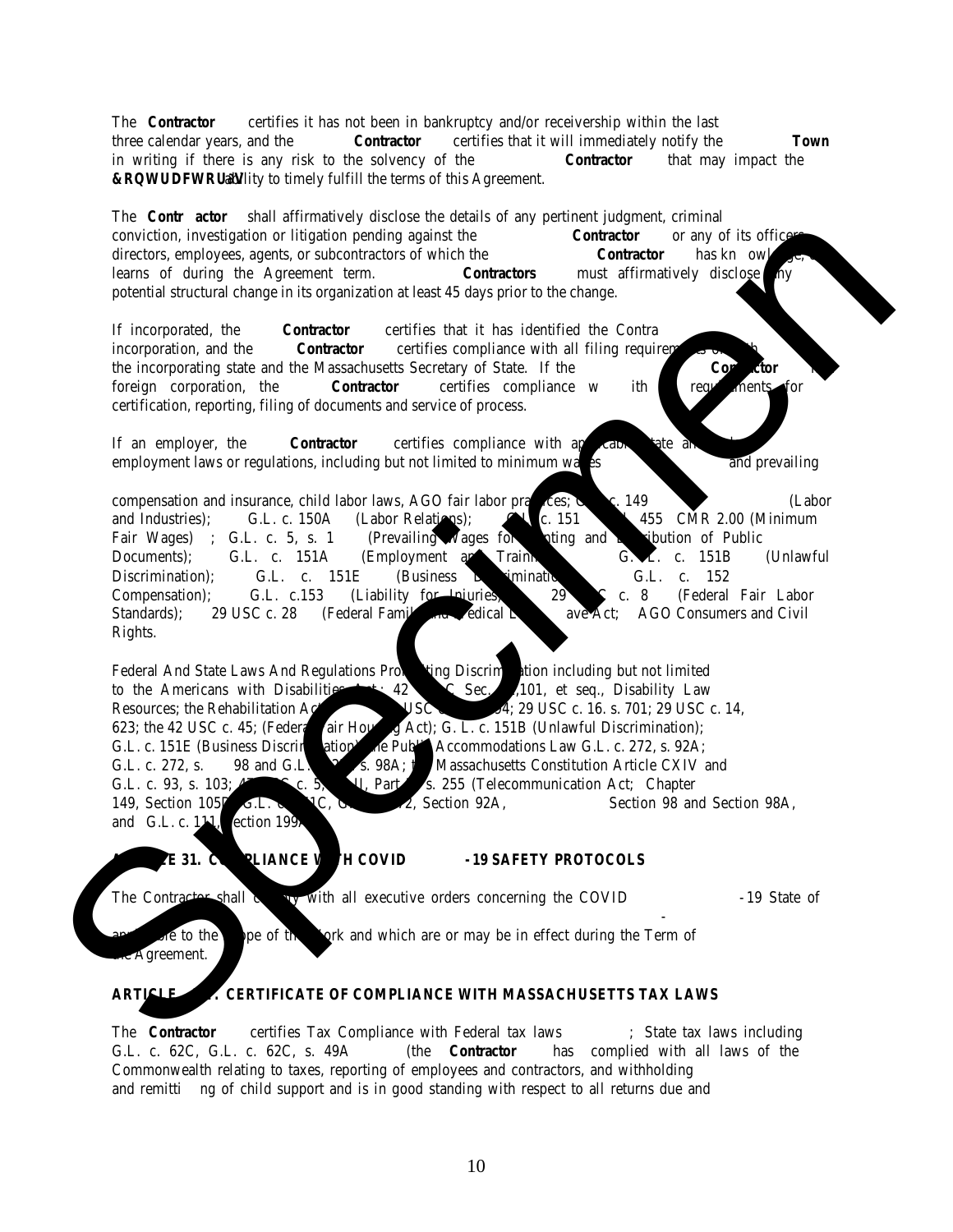The **Contractor** certifies it has not been in bankruptcy and/or receivership within the last three calendar years, and the **Contractor** certifies that it will immediately notify the **Town** in writing if there is any risk to the solvency of the **Contractor** that may impact the **Contractor's** ability to timely fulfill the terms of this Agreement.

The **Contr actor** shall affirmatively disclose the details of any pertinent judgment, criminal conviction, investigation or litigation pending against the **Contractor** or any of its officers, directors, employees, agents, or subcontractors of which the **Contractor** has kn owledge, or learns of during the Agreement term. **Contractors** must affirmatively disclose any potential structural change in its organization at least 45 days prior to the change.

If incorporated, the **Contractor** certifies that it has identified the Contra incorporation, and the **Contractor** certifies compliance with all filing requirements of both the incorporating state and the Massachusetts Secretary of State. If the **Contractor** is a foreign corporation, the **Contractor** certifies compliance w ith requirements for certification, reporting, filing of documents and service of process.

If an employer, the **Contractor** certifies compliance with applicable state and employment laws or regulations, including but not limited to minimum wages and prevailing

compensation and insurance, child labor laws, AGO fair labor practices; G.L. c. 149 (Labor and Industries); G.L. c. 150A (Labor Relations); G.L. c. 151 and 455 CMR 2.00 (Minimum Fair Wages) ; G.L. c. 5, s. 1 (Prevailing Wages for Printing and Distribution of Public Documents); G.L. c. 151A (Employment and Training); G.L. c. 151B (Unlawful Discrimination); G.L. c. 151E (Business Discrimination); G.L. c. 152 Compensation); G.L. c.153 (Liability for Injuries); 29 USC c. 8 (Federal Fair Labor Standards); 29 USC c. 28 (Federal Family and Medical Leave Act; AGO Consumers and Civil Rights.

Federal And State Laws And Regulations Prohibiting Discrimination including but not limited to the Americans with Disabilities Act; 42 USC Sec. 12,101, et seq., Disability Law Resources; the Rehabilitation Act USC 794; 29 USC c. 16. s. 701; 29 USC c. 14, 623; the 42 USC c. 45; (Federal Fair Housing Act); G. L. c. 151B (Unlawful Discrimination); G.L. c. 151E (Business Discrimination); the Public Accommodations Law G.L. c. 272, s. 92A; G.L. c. 272, s. 98 and G.L. c. 272, s. 98A; the Massachusetts Constitution Article CXIV and G.L. c. 93, s. 103; 47 USC c. 5, II, Part s. 255 (Telecommunication Act; Chapter 149, Section 105D, G.L. c. 151C, G.L. c. 272, Section 92A, Section 98 and Section 98A, and G.L. c. 111, Section 199A

## ARTICLE 31. COMPLIANCE WITH COVID -19 SAFETY PROTOCOLS

The Contractor shall comply with all executive orders concerning the COVID -19 State of applicable to the scope of the work and which are or may be in effect during the Term of the Agreement.

## ARTICLE . CERTIFICATE OF COMPLIANCE WITH MASSACHUSETTS TAX LAWS

The **Contractor** certifies Tax Compliance with Federal tax laws ; State tax laws including G.L. c. 62C, G.L. c. 62C, s. 49A (the **Contractor** has complied with all laws of the Commonwealth relating to taxes, reporting of employees and contractors, and withholding and remitti ng of child support and is in good standing with respect to all returns due and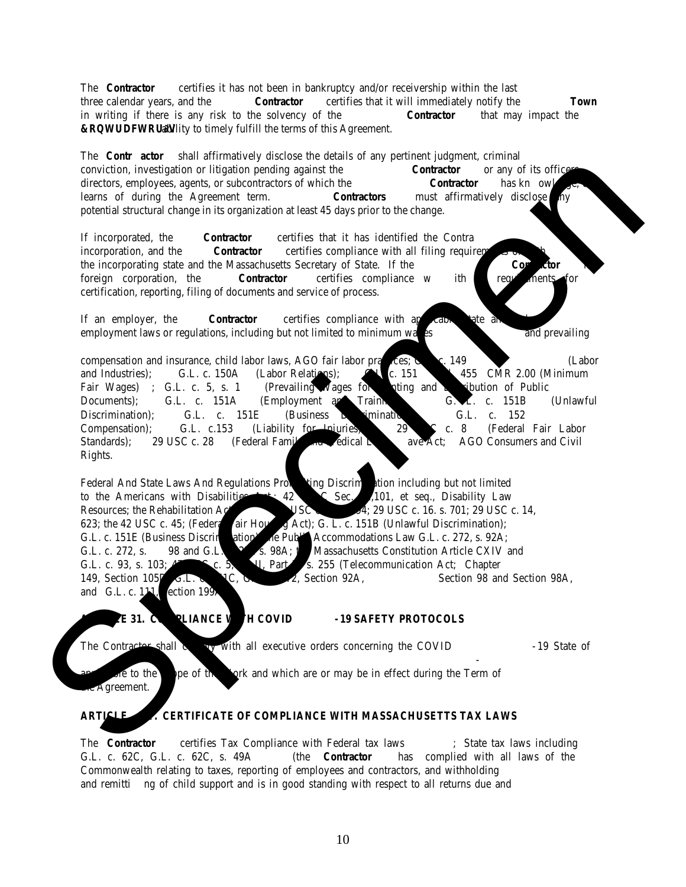The **Contractor** certifies it has not been in bankruptcy and/or receivership within the last three calendar years, and the **Contractor** certifies that it will immediately notify the **Town** in writing if there is any risk to the solvency of the **Contractor** that may impact the **&RQWUDFWRU'V** ability to timely fulfill the terms of this Agreement.

The **Contr actor** shall affirmatively disclose the details of any pertinent judgment, criminal conviction, investigation or litigation pending against the **Contractor** or any of its officers, directors, employees, agents, or subcontractors of which the **Contractor** has kn owl ge, learns of during the Agreement term. **Contractors** must affirmatively disclose any potential structural change in its organization at least 45 days prior to the change.

If incorporated, the **Contractor** certifies that it has identified the Contra incorporation, and the **Contractor** certifies compliance with all filing requirem the incorporating state and the Massachusetts Secretary of State. If the **Contractor** foreign corporation, the **Contractor** certifies compliance w ith requirements for certification, reporting, filing of documents and service of process.

If an employer, the **Contractor** certifies compliance with ap cable tate an employment laws or regulations, including but not limited to minimum wa es and prevailing

compensation and insurance, child labor laws, AGO fair labor pra ces; c. 149 (Labor and Industries); G.L. c. 150A (Labor Relations); G. c. 151 455 CMR 2.00 (Minimum Fair Wages) ; G.L. c. 5, s. 1 (Prevailing Wages for nting and ribution of Public Documents); G.L. c. 151A (Employment an Traini G. L. c. 151B (Unlawful Discrimination); G.L. c. 151E (Business iminatio G.L. c. 152 Compensation); G.L. c.153 (Liability for Injuries), 29 C c. 8 (Federal Fair Labor Standards); 29 USC c. 28 (Federal Famil edical ave Act; AGO Consumers and Civil Rights.

Federal And State Laws And Regulations Pro ting Discrim ation including but not limited to the Americans with Disabilitie ; 42 C Sec. ,101, et seq., Disability Law Resources; the Rehabilitation Ac USC 94; 29 USC c. 16. s. 701; 29 USC c. 14, 623; the 42 USC c. 45; (Federa air Hou g Act); G. L. c. 151B (Unlawful Discrimination); G.L. c. 151E (Business Discri ation) e Pub Accommodations Law G.L. c. 272, s. 92A; G.L. c. 272, s. 98 and G.L. s. 98A; t Massachusetts Constitution Article CXIV and G.L. c. 93, s. 103; c. 5, II, Part s. 255 (Telecommunication Act; Chapter 149, Section 105 G.L. C, G. 2, Section 92A, Section 98 and Section 98A, and G.L. c. 11 ection 199

## E 31. C PLIANCE W H COVID -19 SAFETY PROTOCOLS

The Contractor shall c y with all executive orders concerning the COVID -19 State of

- ore to the pe of th ork and which are or may be in effect during the Term of the Agreement.

## ARTICLE . CERTIFICATE OF COMPLIANCE WITH MASSACHUSETTS TAX LAWS

The **Contractor** certifies Tax Compliance with Federal tax laws ; State tax laws including G.L. c. 62C, G.L. c. 62C, s. 49A (the **Contractor** has complied with all laws of the Commonwealth relating to taxes, reporting of employees and contractors, and withholding and remitti ng of child support and is in good standing with respect to all returns due and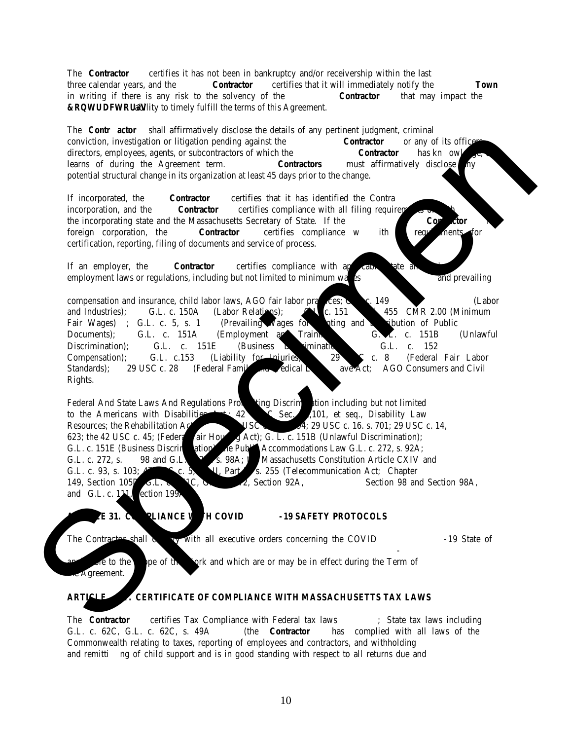The **Contractor** certifies it has not been in bankruptcy and/or receivership within the last three calendar years, and the **Contractor** certifies that it will immediately notify the **Town** in writing if there is any risk to the solvency of the **Contractor** that may impact the **&RQWUDFWRU¶V** ability to timely fulfill the terms of this Agreement.

The **Contr actor** shall affirmatively disclose the details of any pertinent judgment, criminal conviction, investigation or litigation pending against the **Contractor** or any of its officers, directors, employees, agents, or subcontractors of which the **Contractor** has kn owledge, or learns of during the Agreement term. **Contractors** must affirmatively disclose any potential structural change in its organization at least 45 days prior to the change.

If incorporated, the **Contractor** certifies that it has identified the Contra incorporation, and the **Contractor** certifies compliance with all filing requirements of both the incorporating state and the Massachusetts Secretary of State. If the **Contractor** is a foreign corporation, the **Contractor** certifies compliance w ith requirements for certification, reporting, filing of documents and service of process.

If an employer, the **Contractor** certifies compliance with applicable state and employment laws or regulations, including but not limited to minimum wages and prevailing

compensation and insurance, child labor laws, AGO fair labor practices; G.L. c. 149 (Labor and Industries); G.L. c. 150A (Labor Relations); G.L. c. 151 455 CMR 2.00 (Minimum Fair Wages) ; G.L. c. 5, s. 1 (Prevailing Wages for Printing and Distribution of Public Documents); G.L. c. 151A (Employment and Training); G.L. c. 151B (Unlawful Discrimination); G.L. c. 151E (Business Discrimination); G.L. c. 152 Compensation); G.L. c.153 (Liability for Injuries); 29 USC c. 8 (Federal Fair Labor Standards); 29 USC c. 28 (Federal Family and Medical Leave Act; AGO Consumers and Civil Rights.

Federal And State Laws And Regulations Prohibiting Discrimination including but not limited to the Americans with Disabilities Act; 42 USC Sec. 12,101, et seq., Disability Law Resources; the Rehabilitation Act 29 USC c. 794; 29 USC c. 16. s. 701; 29 USC c. 14, 623; the 42 USC c. 45; (Federal Fair Housing Act); G. L. c. 151B (Unlawful Discrimination); G.L. c. 151E (Business Discrimination); the Public Accommodations Law G.L. c. 272, s. 92A; G.L. c. 272, s. 98 and G.L. c. 272, s. 98A; the Massachusetts Constitution Article CXIV and G.L. c. 93, s. 103; 47 USC c. 5, sub-c. II, Part II, s. 255 (Telecommunication Act; Chapter 149, Section 105D, G.L. c. 151C, G.L. c. 272, Section 92A, Section 98 and Section 98A, and G.L. c. 111, Section 199A

## ARTICLE 31. COMPLIANCE WITH COVID -19 SAFETY PROTOCOLS

The Contractor shall comply with all executive orders concerning the COVID -19 State of - applicable to the scope of the work and which are or may be in effect during the Term of the Agreement.

## ARTICLE . CERTIFICATE OF COMPLIANCE WITH MASSACHUSETTS TAX LAWS

The **Contractor** certifies Tax Compliance with Federal tax laws ; State tax laws including G.L. c. 62C, G.L. c. 62C, s. 49A (the **Contractor** has complied with all laws of the Commonwealth relating to taxes, reporting of employees and contractors, and withholding and remitti ng of child support and is in good standing with respect to all returns due and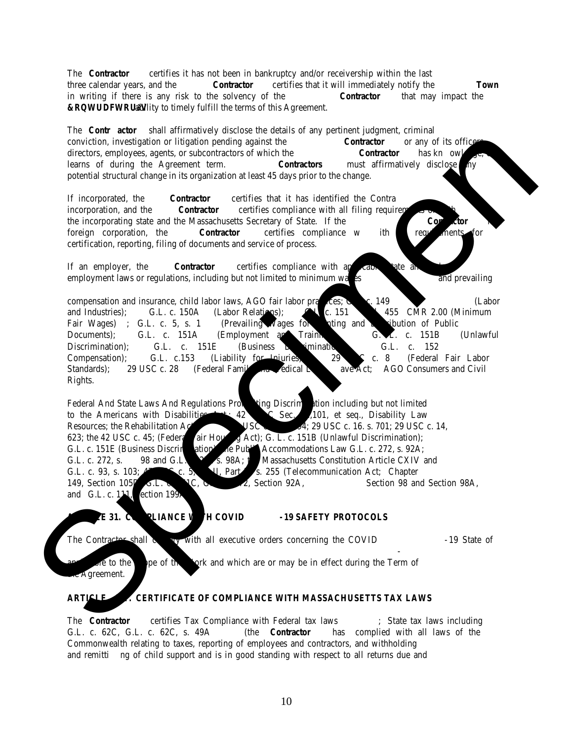The **Contractor** certifies it has not been in bankruptcy and/or receivership within the last three calendar years, and the **Contractor** certifies that it will immediately notify the **Town** in writing if there is any risk to the solvency of the **Contractor** that may impact the **&RQWUDFWRU¶V** ability to timely fulfill the terms of this Agreement.

The **Contr actor** shall affirmatively disclose the details of any pertinent judgment, criminal conviction, investigation or litigation pending against the **Contractor** or any of its officers, directors, employees, agents, or subcontractors of which the **Contractor** has kn owledge, or learns of during the Agreement term. **Contractors** must affirmatively disclose any potential structural change in its organization at least 45 days prior to the change.

If incorporated, the **Contractor** certifies that it has identified the Contra incorporation, and the **Contractor** certifies compliance with all filing requirements of both the incorporating state and the Massachusetts Secretary of State. If the **Contractor** is a foreign corporation, the **Contractor** certifies compliance w ith requirements for certification, reporting, filing of documents and service of process.

If an employer, the **Contractor** certifies compliance with applicable state and employment laws or regulations, including but not limited to minimum wages and prevailing

compensation and insurance, child labor laws, AGO fair labor practices; G.L. c. 149 (Labor and Industries); G.L. c. 150A (Labor Relations); G.L. c. 151 and 455 CMR 2.00 (Minimum Fair Wages) ; G.L. c. 5, s. 1 (Prevailing Wages for Printing and Distribution of Public Documents); G.L. c. 151A (Employment and Training); G.L. c. 151B (Unlawful Discrimination); G.L. c. 151E (Business Discrimination); G.L. c. 152 Compensation); G.L. c.153 (Liability for Injuries); 29 USC c. 8 (Federal Fair Labor Standards); 29 USC c. 28 (Federal Family and Medical Leave Act; AGO Consumers and Civil Rights.

Federal And State Laws And Regulations Prohibiting Discrimination including but not limited to the Americans with Disabilities Act; 42 USC Sec. 12,101, et seq., Disability Law Resources; the Rehabilitation Act, 29 USC c. 794; 29 USC c. 16. s. 701; 29 USC c. 14, 623; the 42 USC c. 45; (Federal Fair Housing Act); G. L. c. 151B (Unlawful Discrimination); G.L. c. 151E (Business Discrimination); the Public Accommodations Law G.L. c. 272, s. 92A; G.L. c. 272, s. 98 and G.L. c. 272, s. 98A; the Massachusetts Constitution Article CXIV and G.L. c. 93, s. 103; 47 USC c. 5, sc. II, Part II, s. 255 (Telecommunication Act; Chapter 149, Section 105D, G.L. c. 151C, G.L. c. 272, Section 92A, Section 98 and Section 98A, and G.L. c. 111, Section 199A

## ARTICLE 31. COMPLIANCE WITH COVID -19 SAFETY PROTOCOLS

The Contractor shall comply with all executive orders concerning the COVID -19 State of

applicable to the scope of the work and which are or may be in effect during the Term of the Agreement.

## ARTICLE . CERTIFICATE OF COMPLIANCE WITH MASSACHUSETTS TAX LAWS

The **Contractor** certifies Tax Compliance with Federal tax laws ; State tax laws including G.L. c. 62C, G.L. c. 62C, s. 49A (the **Contractor** has complied with all laws of the Commonwealth relating to taxes, reporting of employees and contractors, and withholding and remitti ng of child support and is in good standing with respect to all returns due and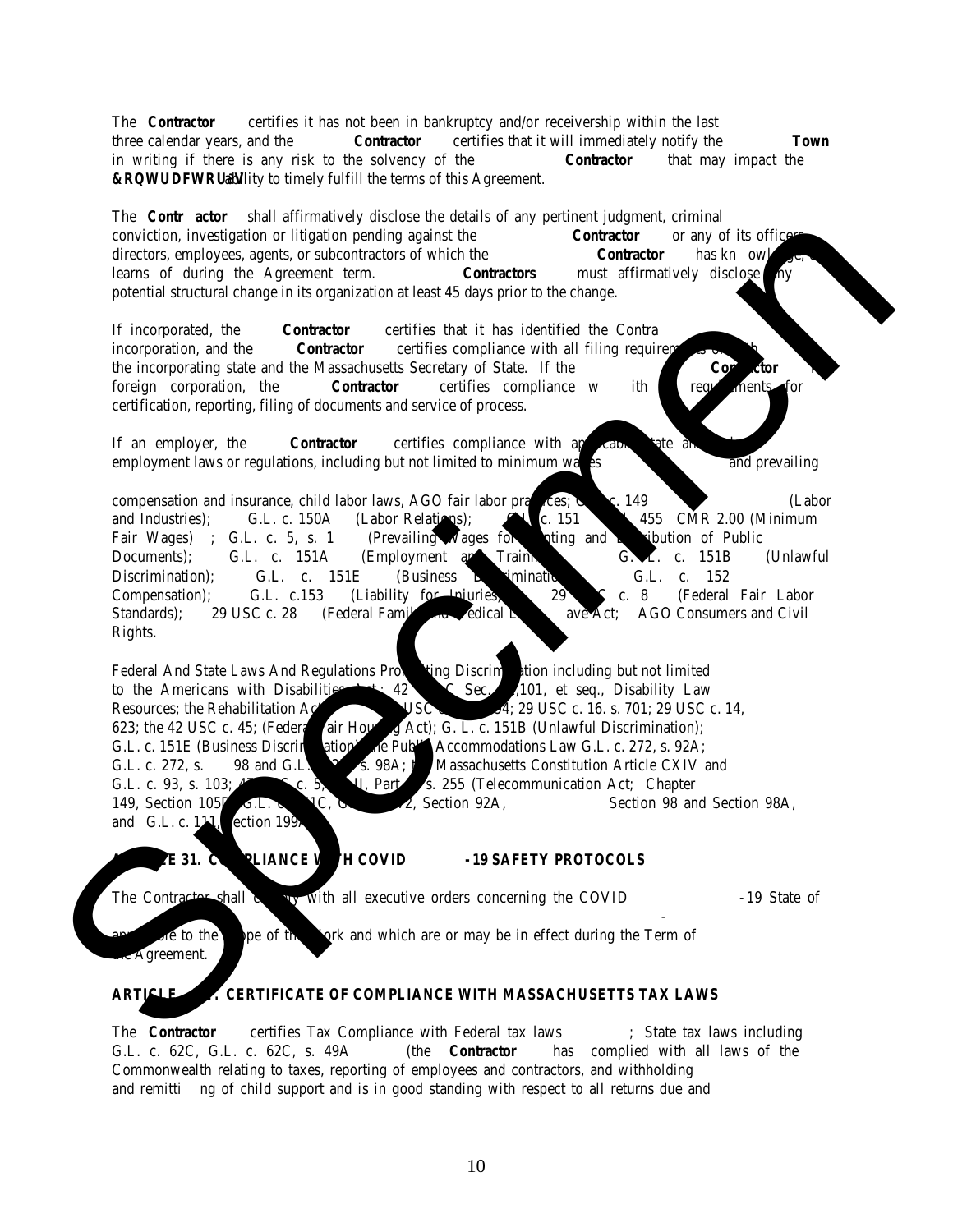The **Contractor** certifies it has not been in bankruptcy and/or receivership within the last three calendar years, and the **Contractor** certifies that it will immediately notify the **Town** in writing if there is any risk to the solvency of the **Contractor** that may impact the **&RQWUDFWRU¶V** ability to timely fulfill the terms of this Agreement.

The **Contr actor** shall affirmatively disclose the details of any pertinent judgment, criminal conviction, investigation or litigation pending against the **Contractor** or any of its officers, directors, employees, agents, or subcontractors of which the **Contractor** has kn owl ge, learns of during the Agreement term. **Contractors** must affirmatively disclose ny potential structural change in its organization at least 45 days prior to the change.

If incorporated, the **Contractor** certifies that it has identified the Contra incorporation, and the **Contractor** certifies compliance with all filing requirem the incorporating state and the Massachusetts Secretary of State. If the **Co ctor** foreign corporation, the **Contractor** certifies compliance w ith requ ments for certification, reporting, filing of documents and service of process.

If an employer, the **Contractor** certifies compliance with ap cab ate an employment laws or regulations, including but not limited to minimum wa es and prevailing

compensation and insurance, child labor laws, AGO fair labor pra ces; c. 149 (Labor and Industries); G.L. c. 150A (Labor Relations); c. 151 455 CMR 2.00 (Minimum Fair Wages) ; G.L. c. 5, s. 1 (Prevailing Wages for nting and ribution of Public Documents); G.L. c. 151A (Employment an Traini G. L. c. 151B (Unlawful Discrimination); G.L. c. 151E (Business iminatio G.L. c. 152 Compensation); G.L. c.153 (Liability for Injuries), 29 C c. 8 (Federal Fair Labor Standards); 29 USC c. 28 (Federal Famil edical ave Act; AGO Consumers and Civil Rights.

Federal And State Laws And Regulations Pro ting Discrim ation including but not limited to the Americans with Disabilities ; 42 Sec. ,101, et seq., Disability Law Resources; the Rehabilitation Ac USC 94; 29 USC c. 16. s. 701; 29 USC c. 14, 623; the 42 USC c. 45; (Federa air Hou Act); G. L. c. 151B (Unlawful Discrimination); G.L. c. 151E (Business Discri ation) e Pub Accommodations Law G.L. c. 272, s. 92A; G.L. c. 272, s. 98 and G.L. s. 98A; Massachusetts Constitution Article CXIV and G.L. c. 93, s. 103; c. 5, II, Part s. 255 (Telecommunication Act; Chapter 149, Section 105 G.L. C, 2, Section 92A, Section 98 and Section 98A, and G.L. c. 11 ection 199

**E 31. C LIANCE H COVID -19 SAFETY PROTOCOLS**

The Contractor shall y with all executive orders concerning the COVID -19 State of

re to the pe of th ork and which are or may be in effect during the Term of e Agreement.

**ARTIC . CERTIFICATE OF COMPLIANCE WITH MASSACHUSETTS TAX LAWS**

The **Contractor** certifies Tax Compliance with Federal tax laws ; State tax laws including G.L. c. 62C, G.L. c. 62C, s. 49A (the **Contractor** has complied with all laws of the Commonwealth relating to taxes, reporting of employees and contractors, and withholding and remitti ng of child support and is in good standing with respect to all returns due and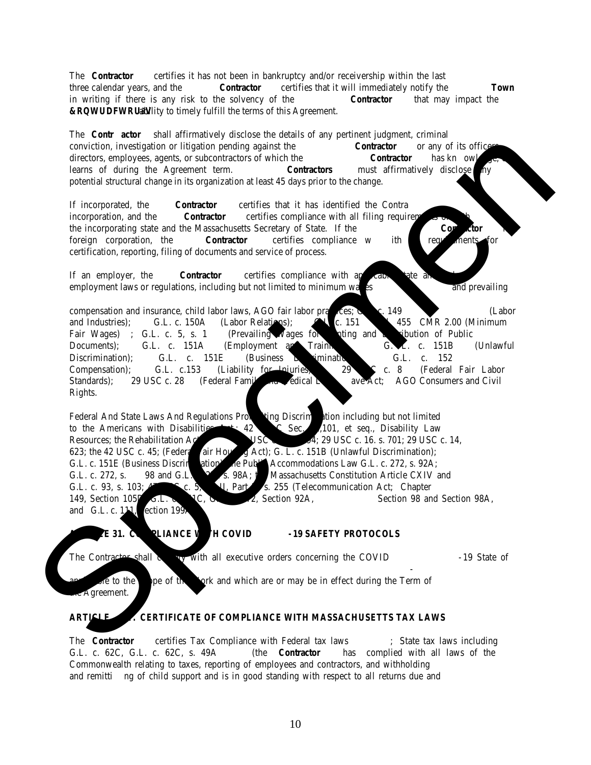The **Contractor** certifies it has not been in bankruptcy and/or receivership within the last three calendar years, and the **Contractor** certifies that it will immediately notify the **Town** in writing if there is any risk to the solvency of the **Contractor** that may impact the **&RQWUDFWRU'V** ability to timely fulfill the terms of this Agreement.

The **Contr actor** shall affirmatively disclose the details of any pertinent judgment, criminal conviction, investigation or litigation pending against the **Contractor** or any of its officers, directors, employees, agents, or subcontractors of which the **Contractor** has kn owledge, or learns of during the Agreement term. **Contractors** must affirmatively disclose any potential structural change in its organization at least 45 days prior to the change.

If incorporated, the **Contractor** certifies that it has identified the Contra incorporation, and the **Contractor** certifies compliance with all filing requirements of both the incorporating state and the Massachusetts Secretary of State. If the **Contractor** foreign corporation, the **Contractor** certifies compliance w ith requirements for certification, reporting, filing of documents and service of process.

If an employer, the **Contractor** certifies compliance with applicable state and employment laws or regulations, including but not limited to minimum wages and prevailing

compensation and insurance, child labor laws, AGO fair labor practices; G.L. c. 149 (Labor and Industries); G.L. c. 150A (Labor Relations); G.L. c. 151 455 CMR 2.00 (Minimum Fair Wages) ; G.L. c. 5, s. 1 (Prevailing Wages for Printing and Distribution of Public Documents); G.L. c. 151A (Employment and Training); G.L. c. 151B (Unlawful Discrimination); G.L. c. 151E (Business Discrimination); G.L. c. 152 Compensation); G.L. c.153 (Liability for Injuries); 29 USC c. 8 (Federal Fair Labor Standards); 29 USC c. 28 (Federal Family and Medical Leave Act; AGO Consumers and Civil Rights.

Federal And State Laws And Regulations Prohibiting Discrimination including but not limited to the Americans with Disabilities Act; 42 USC Sec. 12,101, et seq., Disability Law Resources; the Rehabilitation Act USC 794; 29 USC c. 16. s. 701; 29 USC c. 14, 623; the 42 USC c. 45; (Federal Fair Housing Act); G. L. c. 151B (Unlawful Discrimination); G.L. c. 151E (Business Discrimination); the Public Accommodations Law G.L. c. 272, s. 92A; G.L. c. 272, s. 98 and G.L. c. 272, s. 98A; the Massachusetts Constitution Article CXIV and G.L. c. 93, s. 103; 47 USC c. 5, II, Part s. 255 (Telecommunication Act; Chapter 149, Section 105D, G.L. c. 151C, G.L. c. 272, Section 92A, Section 98 and Section 98A, and G.L. c. 111, Section 199A

## ARTICLE 31. COMPLIANCE WITH COVID-19 SAFETY PROTOCOLS

The Contractor shall comply with all executive orders concerning the COVID-19 State of applicable to the scope of the work and which are or may be in effect during the Term of the Agreement.

## ARTICLE . CERTIFICATE OF COMPLIANCE WITH MASSACHUSETTS TAX LAWS

The **Contractor** certifies Tax Compliance with Federal tax laws ; State tax laws including G.L. c. 62C, G.L. c. 62C, s. 49A (the **Contractor** has complied with all laws of the Commonwealth relating to taxes, reporting of employees and contractors, and withholding and remitti ng of child support and is in good standing with respect to all returns due and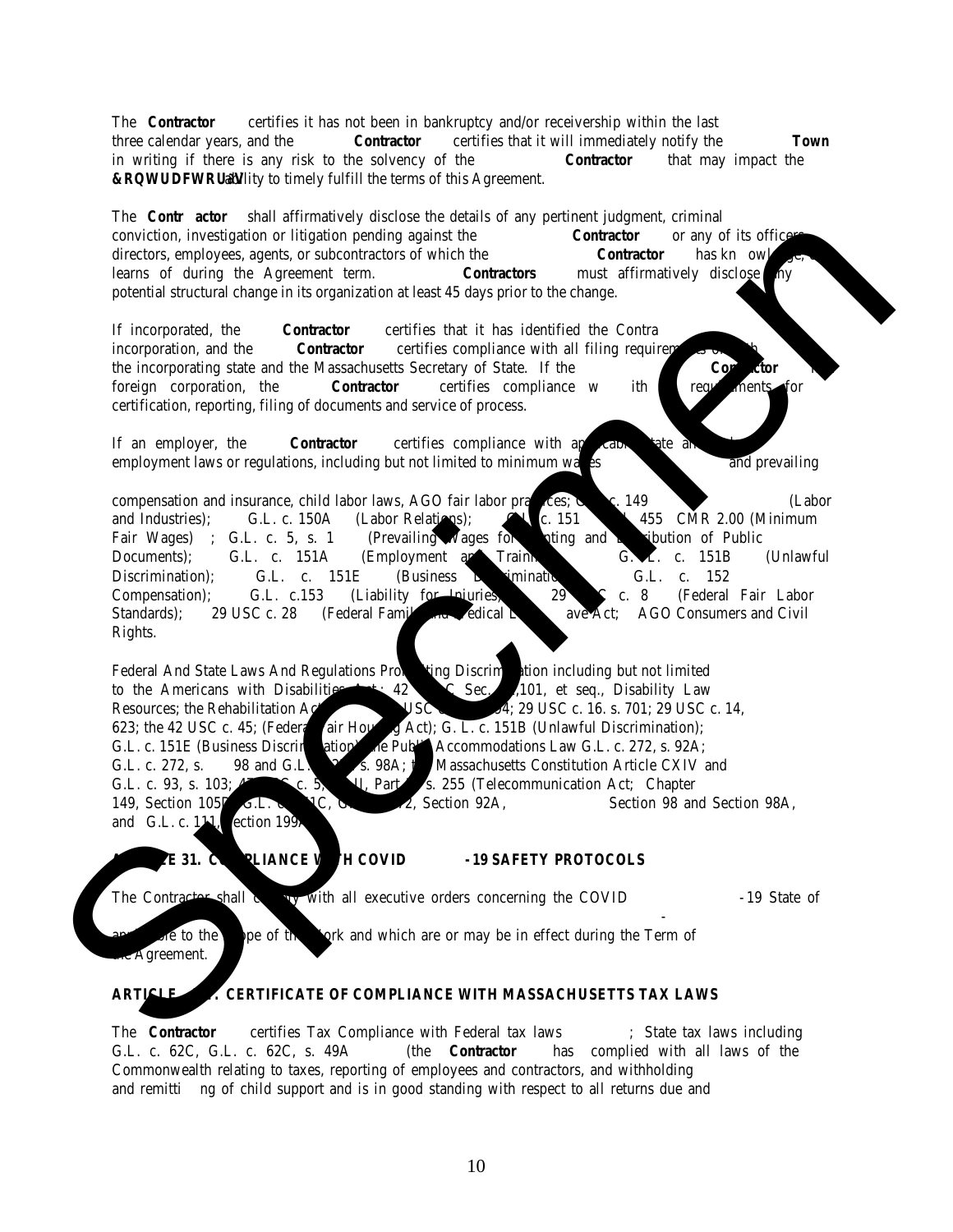The **Contractor** certifies it has not been in bankruptcy and/or receivership within the last three calendar years, and the **Contractor** certifies that it will immediately notify the **Town** in writing if there is any risk to the solvency of the **Contractor** that may impact the **&RQWUDFWRU¶V** ability to timely fulfill the terms of this Agreement.

The **Contr actor** shall affirmatively disclose the details of any pertinent judgment, criminal conviction, investigation or litigation pending against the **Contractor** or any of its officers, directors, employees, agents, or subcontractors of which the **Contractor** has kn owl ge, learns of during the Agreement term. **Contractors** must affirmatively disclose any potential structural change in its organization at least 45 days prior to the change.

If incorporated, the **Contractor** certifies that it has identified the Contra incorporation, and the **Contractor** certifies compliance with all filing requirements of both the incorporating state and the Massachusetts Secretary of State. If the **Contractor** foreign corporation, the **Contractor** certifies compliance w ith requirements for certification, reporting, filing of documents and service of process.

If an employer, the **Contractor** certifies compliance with applicable state and employment laws or regulations, including but not limited to minimum wages and prevailing

compensation and insurance, child labor laws, AGO fair labor practices; c. 149 (Labor and Industries); G.L. c. 150A (Labor Relations); c. 151 455 CMR 2.00 (Minimum Fair Wages) ; G.L. c. 5, s. 1 (Prevailing Wages for nting and ibution of Public Documents); G.L. c. 151A (Employment and Traini G. L. c. 151B (Unlawful Discrimination); G.L. c. 151E (Business iminatio G.L. c. 152 Compensation); G.L. c.153 (Liability for Injuries), 29 C c. 8 (Federal Fair Labor Standards); 29 USC c. 28 (Federal Famil edical ave Act; AGO Consumers and Civil Rights.

Federal And State Laws And Regulations Pro ting Discrim ation including but not limited to the Americans with Disabilities ; 42 C Sec. ,101, et seq., Disability Law Resources; the Rehabilitation Act USC 4; 29 USC c. 16. s. 701; 29 USC c. 14, 623; the 42 USC c. 45; (Federa air Hou g Act); G. L. c. 151B (Unlawful Discrimination); G.L. c. 151E (Business Discri ation) he Publ Accommodations Law G.L. c. 272, s. 92A; G.L. c. 272, s. 98 and G.L. s. 98A; t Massachusetts Constitution Article CXIV and G.L. c. 93, s. 103; c. 5, II, Part s. 255 (Telecommunication Act; Chapter 149, Section 105 G.L. C, G. 2, Section 92A, Section 98 and Section 98A, and G.L. c. 111, ection 199

## E 31. C PLIANCE W H COVID -19 SAFETY PROTOCOLS

The Contractor shall c y with all executive orders concerning the COVID -19 State of -

ap ble to the pe of th ork and which are or may be in effect during the Term of the Agreement.

## ARTICLE . CERTIFICATE OF COMPLIANCE WITH MASSACHUSETTS TAX LAWS

The **Contractor** certifies Tax Compliance with Federal tax laws ; State tax laws including G.L. c. 62C, G.L. c. 62C, s. 49A (the **Contractor** has complied with all laws of the Commonwealth relating to taxes, reporting of employees and contractors, and withholding and remitti ng of child support and is in good standing with respect to all returns due and